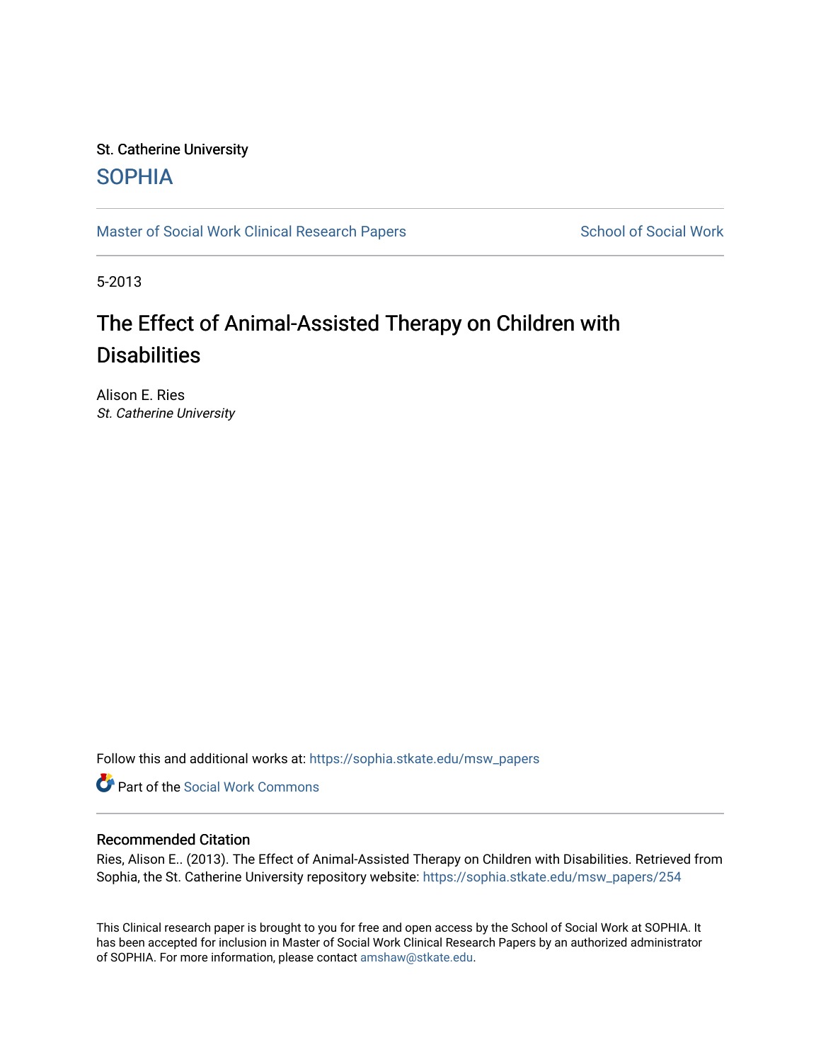St. Catherine University

SOPHIA

Master of Social Work Clinical Research Papers

School of Social Work

5-2013

# The Effect of Animal-Assisted Therapy on Children with Disabilities

Alison E. Ries

*St. Catherine University*

Follow this and additional works at: https://sophia.stkate.edu/msw_papers

Part of the Social Work Commons

## Recommended Citation

Ries, Alison E.. (2013). The Effect of Animal-Assisted Therapy on Children with Disabilities. Retrieved from Sophia, the St. Catherine University repository website: https://sophia.stkate.edu/msw_papers/254

This Clinical research paper is brought to you for free and open access by the School of Social Work at SOPHIA. It has been accepted for inclusion in Master of Social Work Clinical Research Papers by an authorized administrator of SOPHIA. For more information, please contact amshaw@stkate.edu.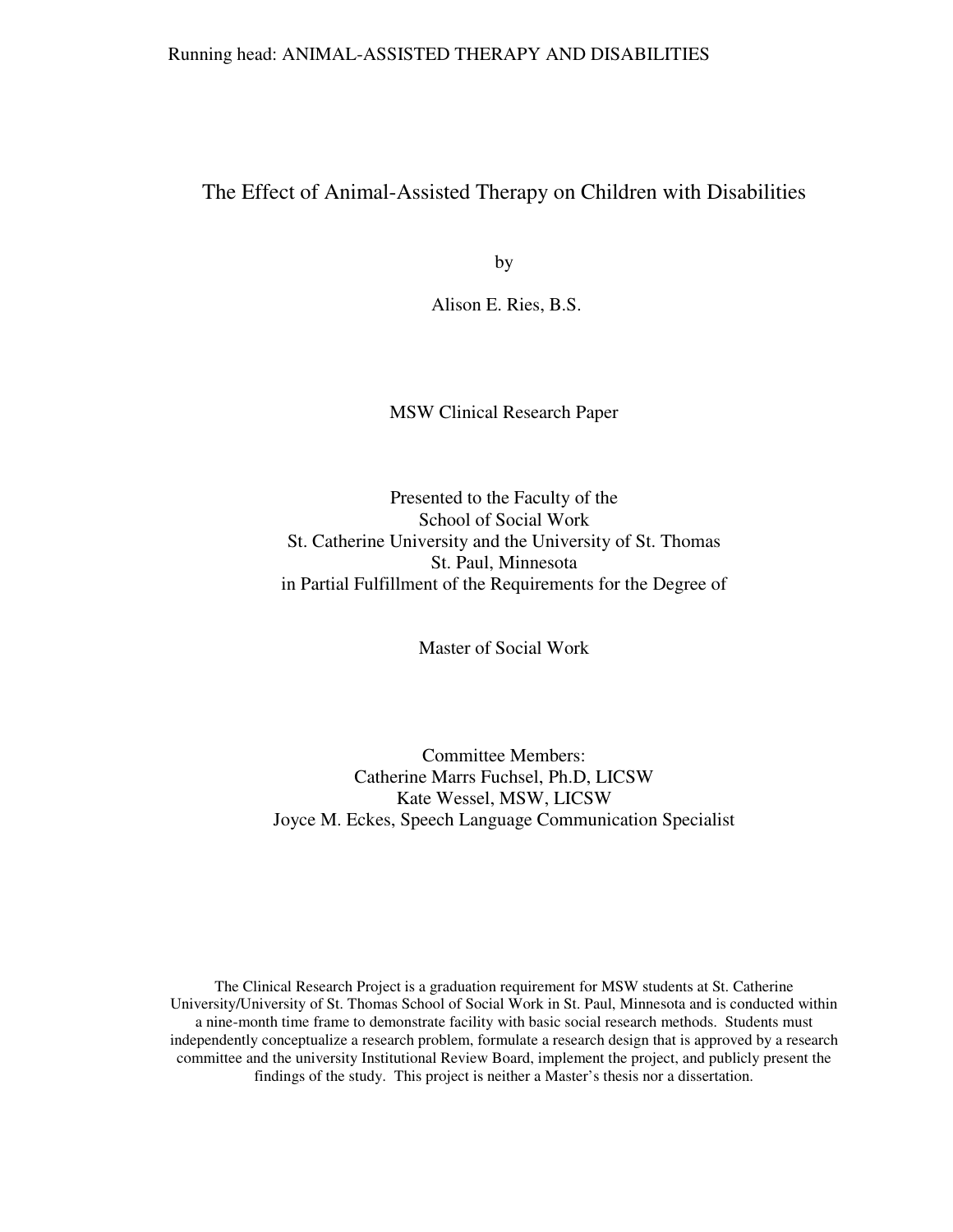# The Effect of Animal-Assisted Therapy on Children with Disabilities

by

Alison E. Ries, B.S.

MSW Clinical Research Paper

Presented to the Faculty of the
School of Social Work
St. Catherine University and the University of St. Thomas
St. Paul, Minnesota
in Partial Fulfillment of the Requirements for the Degree of

Master of Social Work

Committee Members:
Catherine Marrs Fuchsel, Ph.D, LICSW
Kate Wessel, MSW, LICSW
Joyce M. Eckes, Speech Language Communication Specialist

The Clinical Research Project is a graduation requirement for MSW students at St. Catherine University/University of St. Thomas School of Social Work in St. Paul, Minnesota and is conducted within a nine-month time frame to demonstrate facility with basic social research methods. Students must independently conceptualize a research problem, formulate a research design that is approved by a research committee and the university Institutional Review Board, implement the project, and publicly present the findings of the study. This project is neither a Master's thesis nor a dissertation.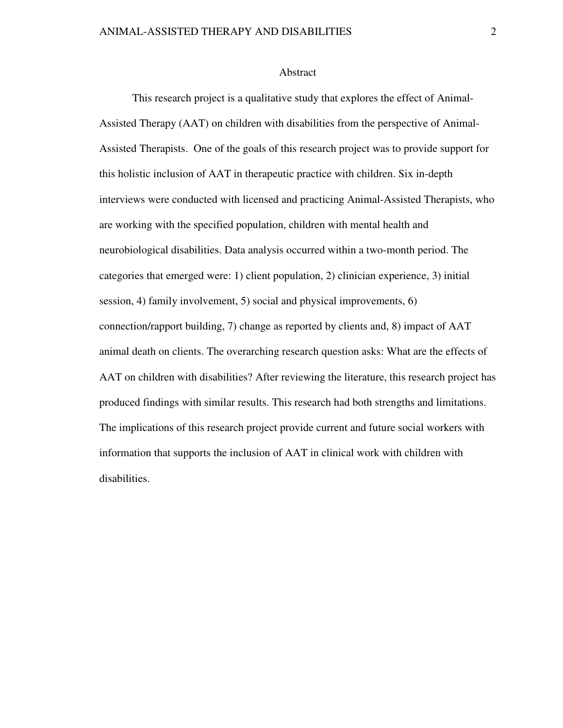# Abstract

This research project is a qualitative study that explores the effect of Animal-Assisted Therapy (AAT) on children with disabilities from the perspective of Animal-Assisted Therapists. One of the goals of this research project was to provide support for this holistic inclusion of AAT in therapeutic practice with children. Six in-depth interviews were conducted with licensed and practicing Animal-Assisted Therapists, who are working with the specified population, children with mental health and neurobiological disabilities. Data analysis occurred within a two-month period. The categories that emerged were: 1) client population, 2) clinician experience, 3) initial session, 4) family involvement, 5) social and physical improvements, 6) connection/rapport building, 7) change as reported by clients and, 8) impact of AAT animal death on clients. The overarching research question asks: What are the effects of AAT on children with disabilities? After reviewing the literature, this research project has produced findings with similar results. This research had both strengths and limitations. The implications of this research project provide current and future social workers with information that supports the inclusion of AAT in clinical work with children with disabilities.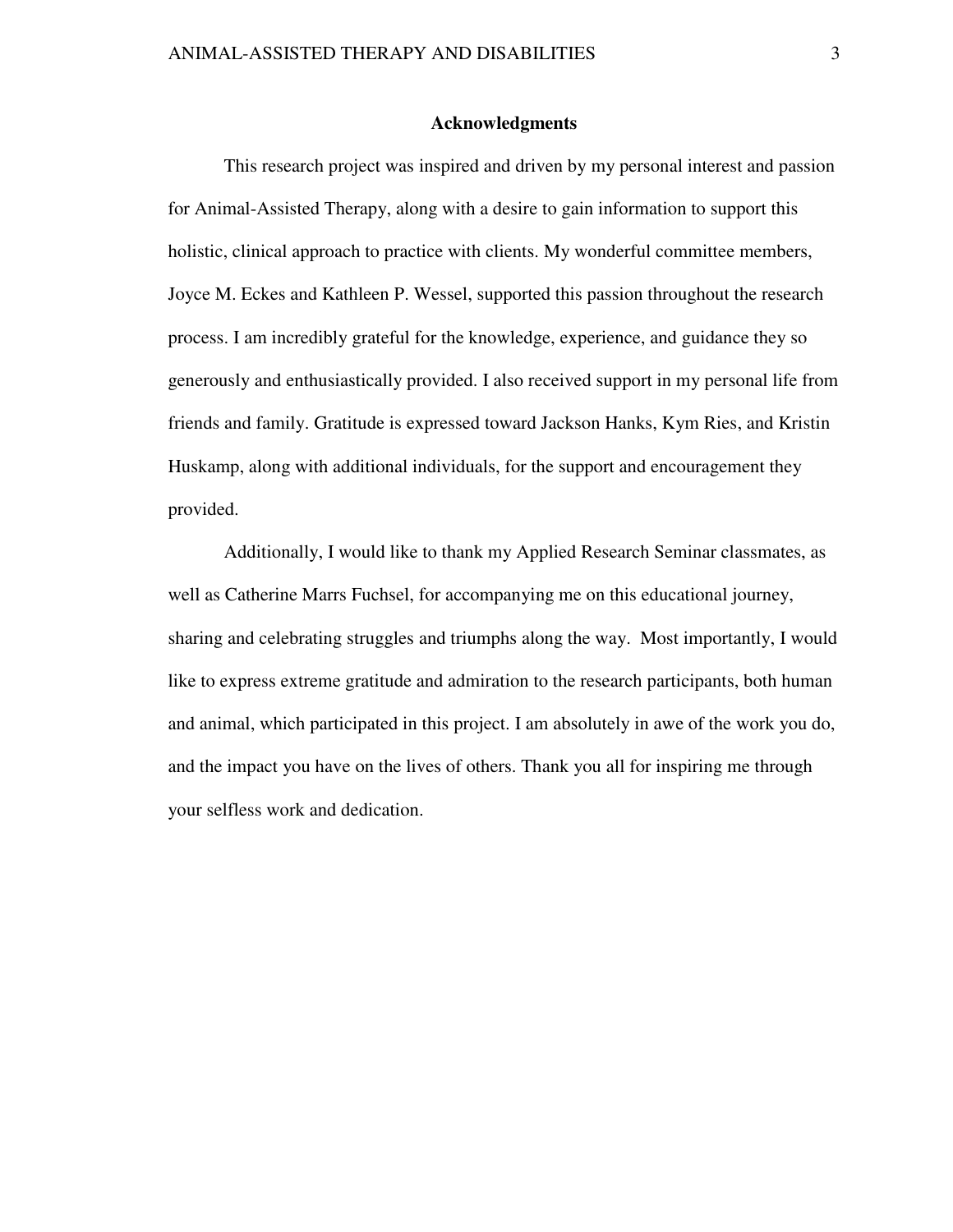## Acknowledgments

This research project was inspired and driven by my personal interest and passion for Animal-Assisted Therapy, along with a desire to gain information to support this holistic, clinical approach to practice with clients. My wonderful committee members, Joyce M. Eckes and Kathleen P. Wessel, supported this passion throughout the research process. I am incredibly grateful for the knowledge, experience, and guidance they so generously and enthusiastically provided. I also received support in my personal life from friends and family. Gratitude is expressed toward Jackson Hanks, Kym Ries, and Kristin Huskamp, along with additional individuals, for the support and encouragement they provided.

Additionally, I would like to thank my Applied Research Seminar classmates, as well as Catherine Marrs Fuchsel, for accompanying me on this educational journey, sharing and celebrating struggles and triumphs along the way. Most importantly, I would like to express extreme gratitude and admiration to the research participants, both human and animal, which participated in this project. I am absolutely in awe of the work you do, and the impact you have on the lives of others. Thank you all for inspiring me through your selfless work and dedication.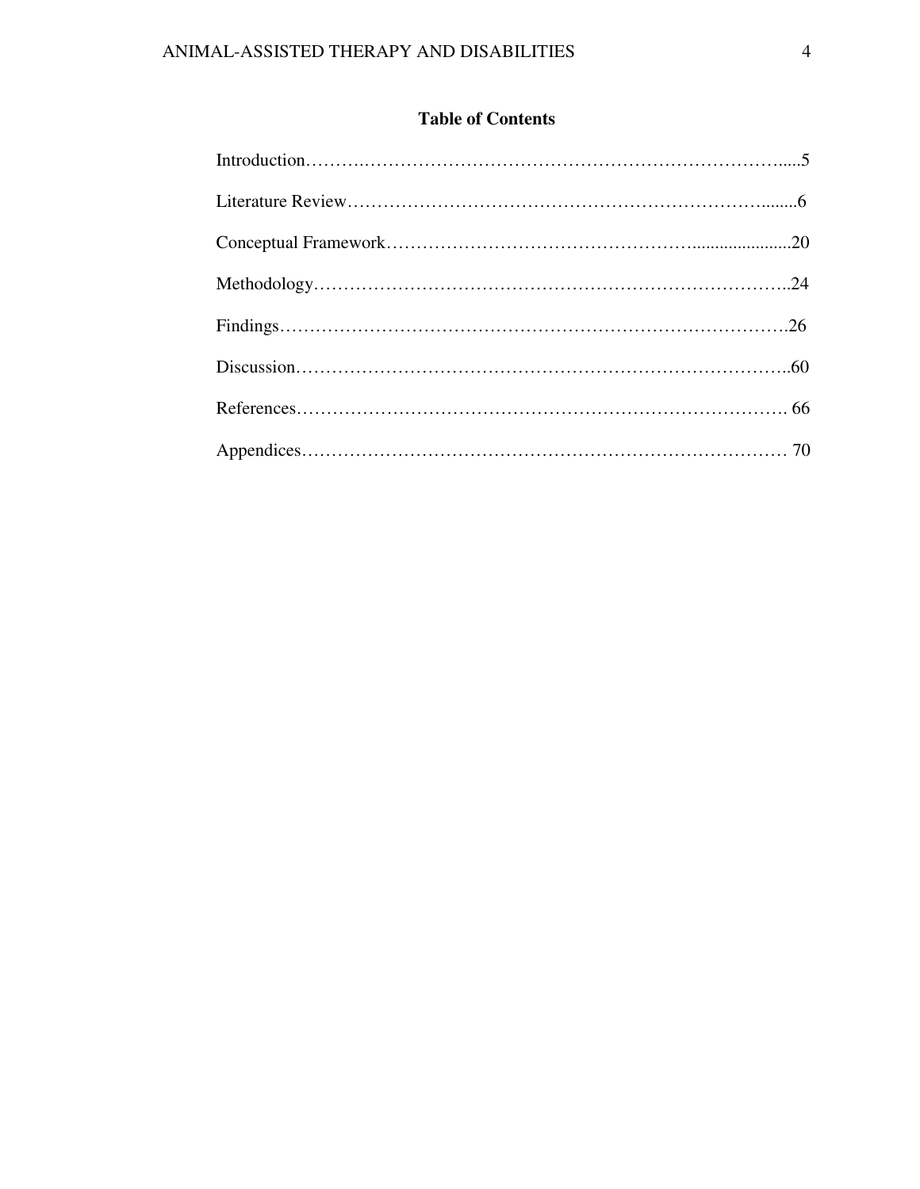# Table of Contents

Introduction……….………………………………………………………………......5

Literature Review………………………………………………………………........6

Conceptual Framework………………………………………….......................20

Methodology…………………………………………………………………………..24

Findings………………………………………………………………………………….26

Discussion……………………………………………………………………………..60

References……………………………………………………………………………. 66

Appendices…………………………………………………………………………… 70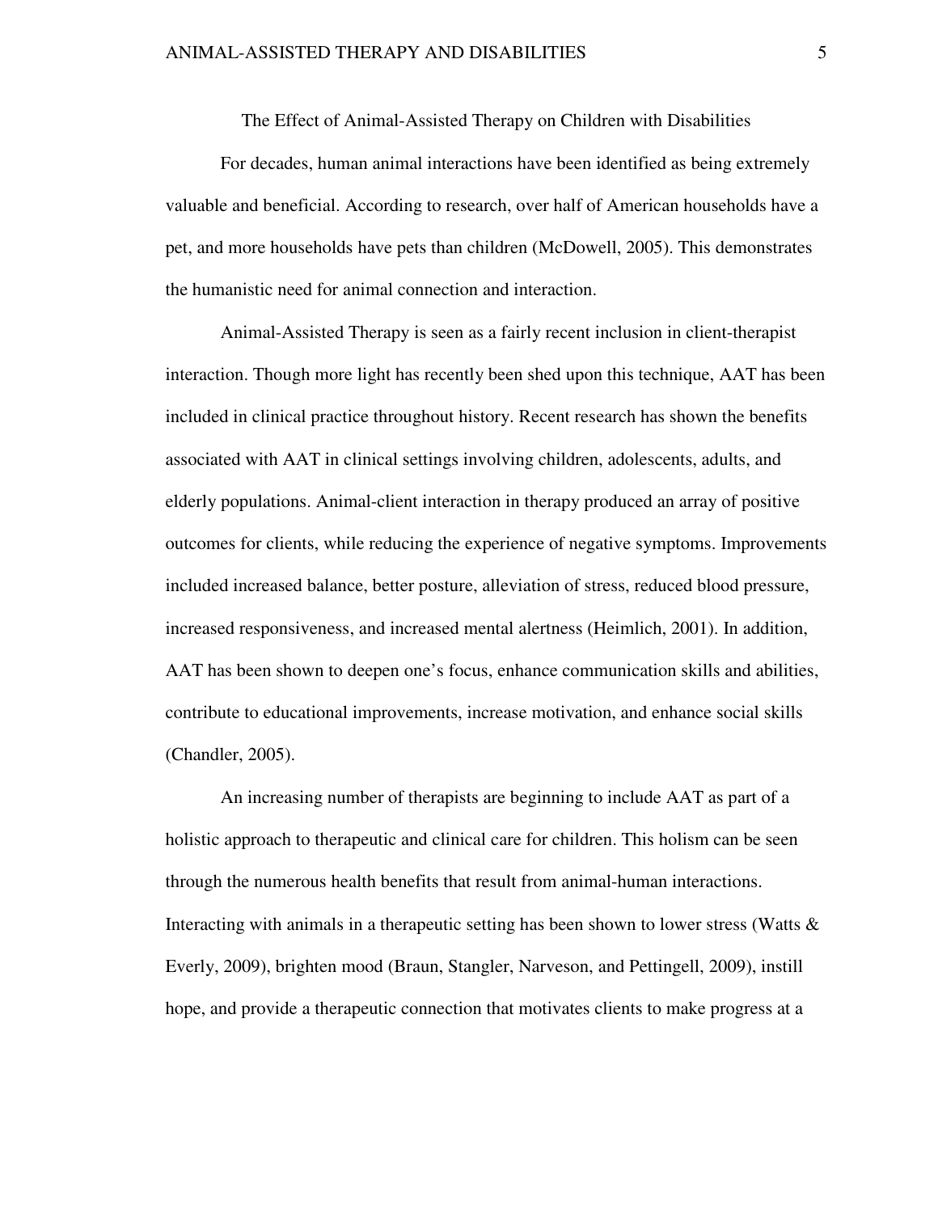# The Effect of Animal-Assisted Therapy on Children with Disabilities

For decades, human animal interactions have been identified as being extremely valuable and beneficial. According to research, over half of American households have a pet, and more households have pets than children (McDowell, 2005). This demonstrates the humanistic need for animal connection and interaction.

Animal-Assisted Therapy is seen as a fairly recent inclusion in client-therapist interaction. Though more light has recently been shed upon this technique, AAT has been included in clinical practice throughout history. Recent research has shown the benefits associated with AAT in clinical settings involving children, adolescents, adults, and elderly populations. Animal-client interaction in therapy produced an array of positive outcomes for clients, while reducing the experience of negative symptoms. Improvements included increased balance, better posture, alleviation of stress, reduced blood pressure, increased responsiveness, and increased mental alertness (Heimlich, 2001). In addition, AAT has been shown to deepen one's focus, enhance communication skills and abilities, contribute to educational improvements, increase motivation, and enhance social skills (Chandler, 2005).

An increasing number of therapists are beginning to include AAT as part of a holistic approach to therapeutic and clinical care for children. This holism can be seen through the numerous health benefits that result from animal-human interactions. Interacting with animals in a therapeutic setting has been shown to lower stress (Watts & Everly, 2009), brighten mood (Braun, Stangler, Narveson, and Pettingell, 2009), instill hope, and provide a therapeutic connection that motivates clients to make progress at a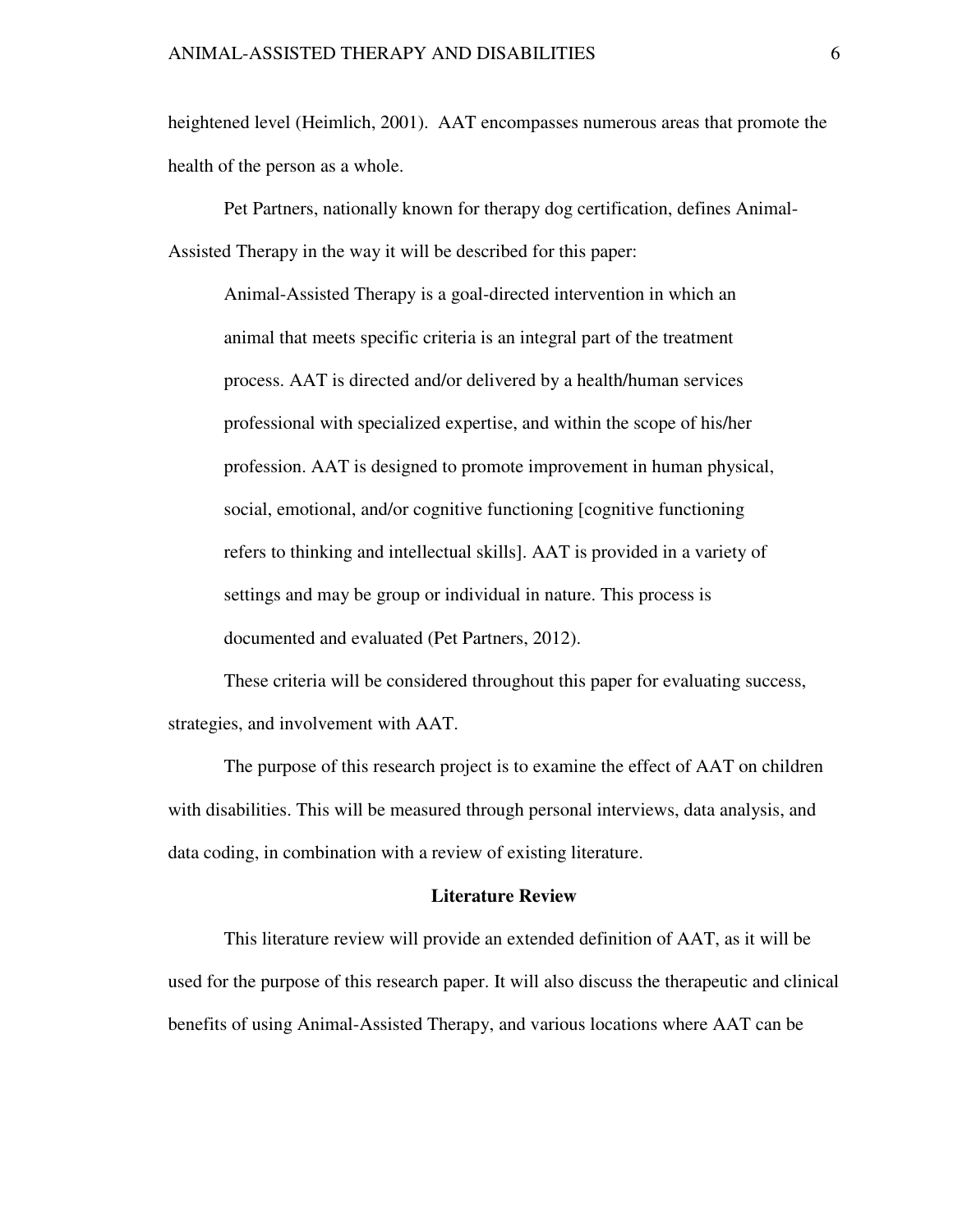heightened level (Heimlich, 2001). AAT encompasses numerous areas that promote the health of the person as a whole.

Pet Partners, nationally known for therapy dog certification, defines Animal-Assisted Therapy in the way it will be described for this paper:

> Animal-Assisted Therapy is a goal-directed intervention in which an animal that meets specific criteria is an integral part of the treatment process. AAT is directed and/or delivered by a health/human services professional with specialized expertise, and within the scope of his/her profession. AAT is designed to promote improvement in human physical, social, emotional, and/or cognitive functioning [cognitive functioning refers to thinking and intellectual skills]. AAT is provided in a variety of settings and may be group or individual in nature. This process is documented and evaluated (Pet Partners, 2012).

These criteria will be considered throughout this paper for evaluating success, strategies, and involvement with AAT.

The purpose of this research project is to examine the effect of AAT on children with disabilities. This will be measured through personal interviews, data analysis, and data coding, in combination with a review of existing literature.

## Literature Review

This literature review will provide an extended definition of AAT, as it will be used for the purpose of this research paper. It will also discuss the therapeutic and clinical benefits of using Animal-Assisted Therapy, and various locations where AAT can be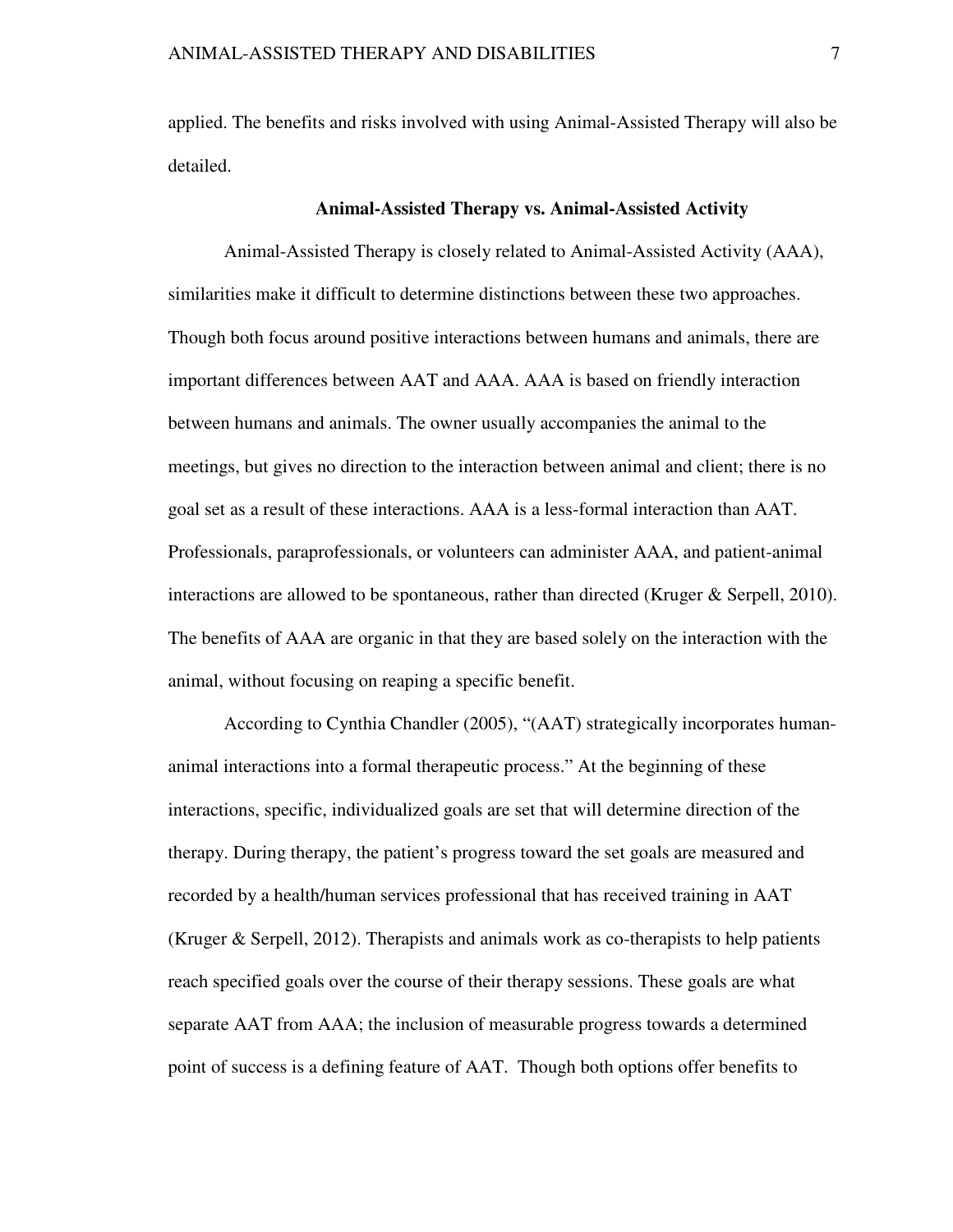applied. The benefits and risks involved with using Animal-Assisted Therapy will also be detailed.

## Animal-Assisted Therapy vs. Animal-Assisted Activity

Animal-Assisted Therapy is closely related to Animal-Assisted Activity (AAA), similarities make it difficult to determine distinctions between these two approaches. Though both focus around positive interactions between humans and animals, there are important differences between AAT and AAA. AAA is based on friendly interaction between humans and animals. The owner usually accompanies the animal to the meetings, but gives no direction to the interaction between animal and client; there is no goal set as a result of these interactions. AAA is a less-formal interaction than AAT. Professionals, paraprofessionals, or volunteers can administer AAA, and patient-animal interactions are allowed to be spontaneous, rather than directed (Kruger & Serpell, 2010). The benefits of AAA are organic in that they are based solely on the interaction with the animal, without focusing on reaping a specific benefit.

According to Cynthia Chandler (2005), "(AAT) strategically incorporates human-animal interactions into a formal therapeutic process." At the beginning of these interactions, specific, individualized goals are set that will determine direction of the therapy. During therapy, the patient's progress toward the set goals are measured and recorded by a health/human services professional that has received training in AAT (Kruger & Serpell, 2012). Therapists and animals work as co-therapists to help patients reach specified goals over the course of their therapy sessions. These goals are what separate AAT from AAA; the inclusion of measurable progress towards a determined point of success is a defining feature of AAT. Though both options offer benefits to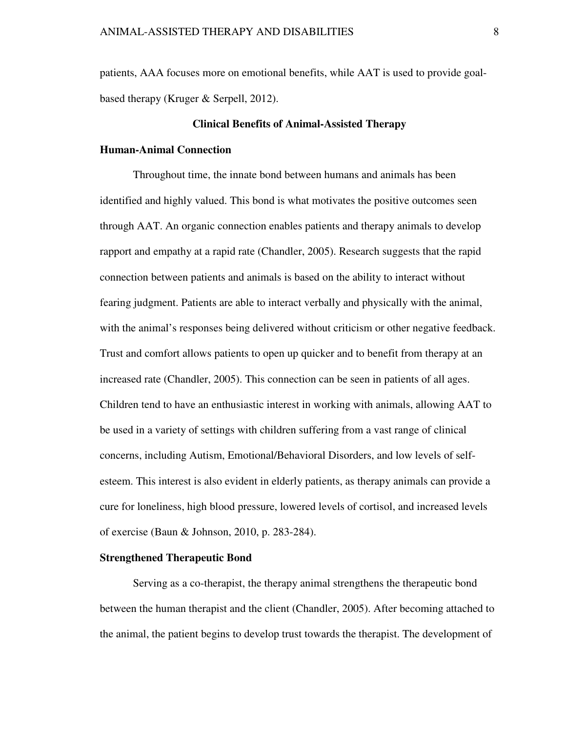patients, AAA focuses more on emotional benefits, while AAT is used to provide goal-based therapy (Kruger & Serpell, 2012).

## Clinical Benefits of Animal-Assisted Therapy

### Human-Animal Connection

Throughout time, the innate bond between humans and animals has been identified and highly valued. This bond is what motivates the positive outcomes seen through AAT. An organic connection enables patients and therapy animals to develop rapport and empathy at a rapid rate (Chandler, 2005). Research suggests that the rapid connection between patients and animals is based on the ability to interact without fearing judgment. Patients are able to interact verbally and physically with the animal, with the animal's responses being delivered without criticism or other negative feedback. Trust and comfort allows patients to open up quicker and to benefit from therapy at an increased rate (Chandler, 2005). This connection can be seen in patients of all ages. Children tend to have an enthusiastic interest in working with animals, allowing AAT to be used in a variety of settings with children suffering from a vast range of clinical concerns, including Autism, Emotional/Behavioral Disorders, and low levels of self-esteem. This interest is also evident in elderly patients, as therapy animals can provide a cure for loneliness, high blood pressure, lowered levels of cortisol, and increased levels of exercise (Baun & Johnson, 2010, p. 283-284).

### Strengthened Therapeutic Bond

Serving as a co-therapist, the therapy animal strengthens the therapeutic bond between the human therapist and the client (Chandler, 2005). After becoming attached to the animal, the patient begins to develop trust towards the therapist. The development of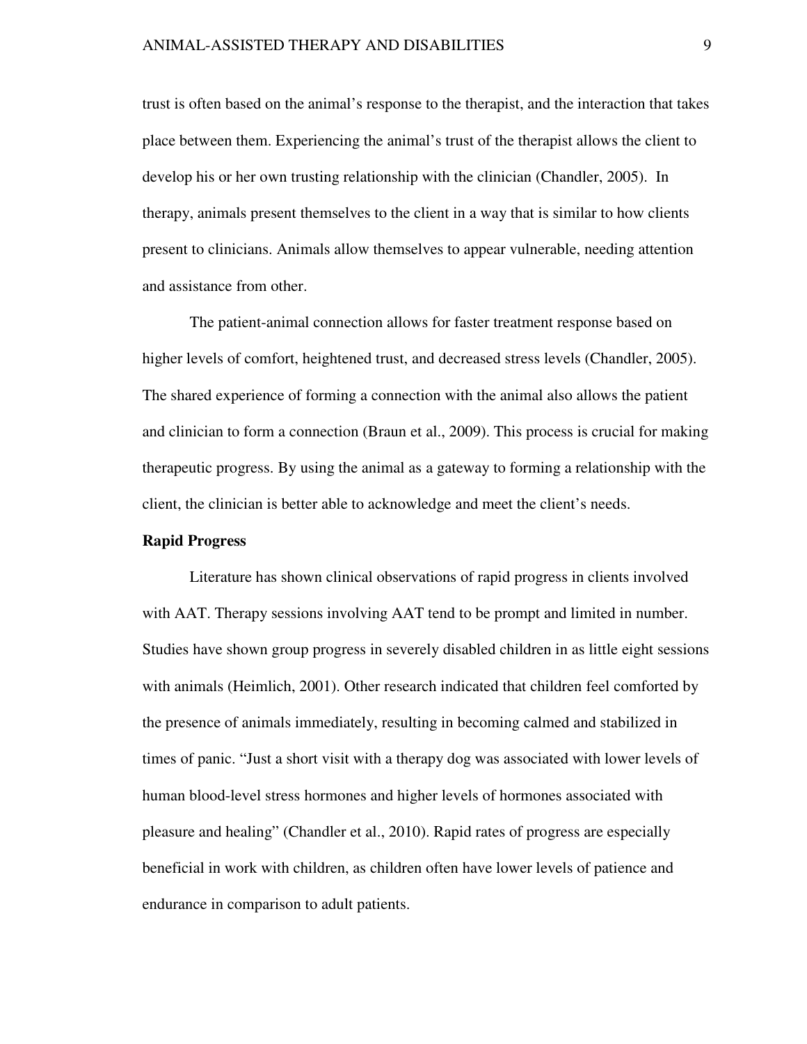trust is often based on the animal's response to the therapist, and the interaction that takes place between them. Experiencing the animal's trust of the therapist allows the client to develop his or her own trusting relationship with the clinician (Chandler, 2005). In therapy, animals present themselves to the client in a way that is similar to how clients present to clinicians. Animals allow themselves to appear vulnerable, needing attention and assistance from other.

The patient-animal connection allows for faster treatment response based on higher levels of comfort, heightened trust, and decreased stress levels (Chandler, 2005). The shared experience of forming a connection with the animal also allows the patient and clinician to form a connection (Braun et al., 2009). This process is crucial for making therapeutic progress. By using the animal as a gateway to forming a relationship with the client, the clinician is better able to acknowledge and meet the client's needs.

**Rapid Progress**

Literature has shown clinical observations of rapid progress in clients involved with AAT. Therapy sessions involving AAT tend to be prompt and limited in number. Studies have shown group progress in severely disabled children in as little eight sessions with animals (Heimlich, 2001). Other research indicated that children feel comforted by the presence of animals immediately, resulting in becoming calmed and stabilized in times of panic. "Just a short visit with a therapy dog was associated with lower levels of human blood-level stress hormones and higher levels of hormones associated with pleasure and healing" (Chandler et al., 2010). Rapid rates of progress are especially beneficial in work with children, as children often have lower levels of patience and endurance in comparison to adult patients.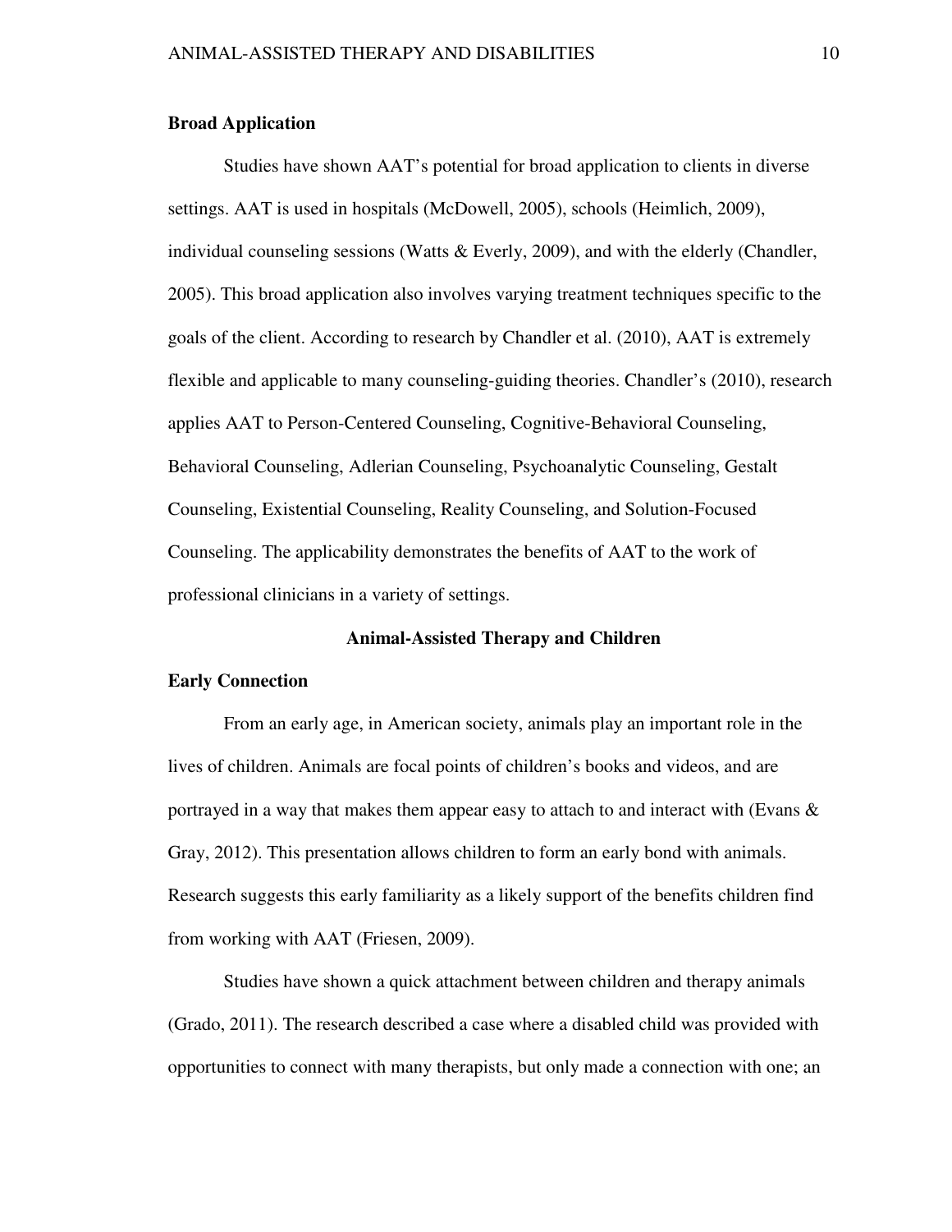**Broad Application**

Studies have shown AAT's potential for broad application to clients in diverse settings. AAT is used in hospitals (McDowell, 2005), schools (Heimlich, 2009), individual counseling sessions (Watts & Everly, 2009), and with the elderly (Chandler, 2005). This broad application also involves varying treatment techniques specific to the goals of the client. According to research by Chandler et al. (2010), AAT is extremely flexible and applicable to many counseling-guiding theories. Chandler's (2010), research applies AAT to Person-Centered Counseling, Cognitive-Behavioral Counseling, Behavioral Counseling, Adlerian Counseling, Psychoanalytic Counseling, Gestalt Counseling, Existential Counseling, Reality Counseling, and Solution-Focused Counseling. The applicability demonstrates the benefits of AAT to the work of professional clinicians in a variety of settings.

## Animal-Assisted Therapy and Children

**Early Connection**

From an early age, in American society, animals play an important role in the lives of children. Animals are focal points of children's books and videos, and are portrayed in a way that makes them appear easy to attach to and interact with (Evans & Gray, 2012). This presentation allows children to form an early bond with animals. Research suggests this early familiarity as a likely support of the benefits children find from working with AAT (Friesen, 2009).

Studies have shown a quick attachment between children and therapy animals (Grado, 2011). The research described a case where a disabled child was provided with opportunities to connect with many therapists, but only made a connection with one; an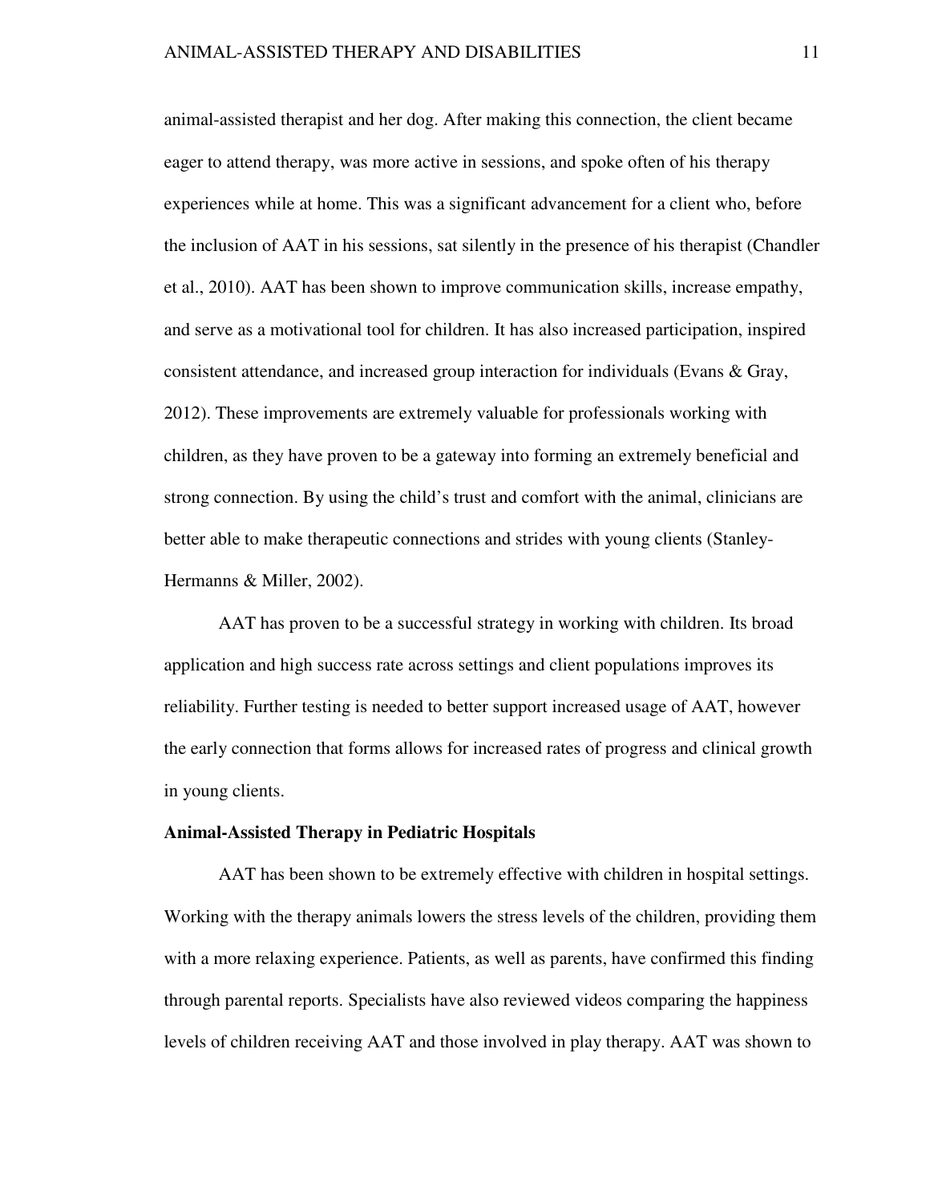animal-assisted therapist and her dog. After making this connection, the client became eager to attend therapy, was more active in sessions, and spoke often of his therapy experiences while at home. This was a significant advancement for a client who, before the inclusion of AAT in his sessions, sat silently in the presence of his therapist (Chandler et al., 2010). AAT has been shown to improve communication skills, increase empathy, and serve as a motivational tool for children. It has also increased participation, inspired consistent attendance, and increased group interaction for individuals (Evans & Gray, 2012). These improvements are extremely valuable for professionals working with children, as they have proven to be a gateway into forming an extremely beneficial and strong connection. By using the child's trust and comfort with the animal, clinicians are better able to make therapeutic connections and strides with young clients (Stanley-Hermanns & Miller, 2002).

AAT has proven to be a successful strategy in working with children. Its broad application and high success rate across settings and client populations improves its reliability. Further testing is needed to better support increased usage of AAT, however the early connection that forms allows for increased rates of progress and clinical growth in young clients.

**Animal-Assisted Therapy in Pediatric Hospitals**

AAT has been shown to be extremely effective with children in hospital settings. Working with the therapy animals lowers the stress levels of the children, providing them with a more relaxing experience. Patients, as well as parents, have confirmed this finding through parental reports. Specialists have also reviewed videos comparing the happiness levels of children receiving AAT and those involved in play therapy. AAT was shown to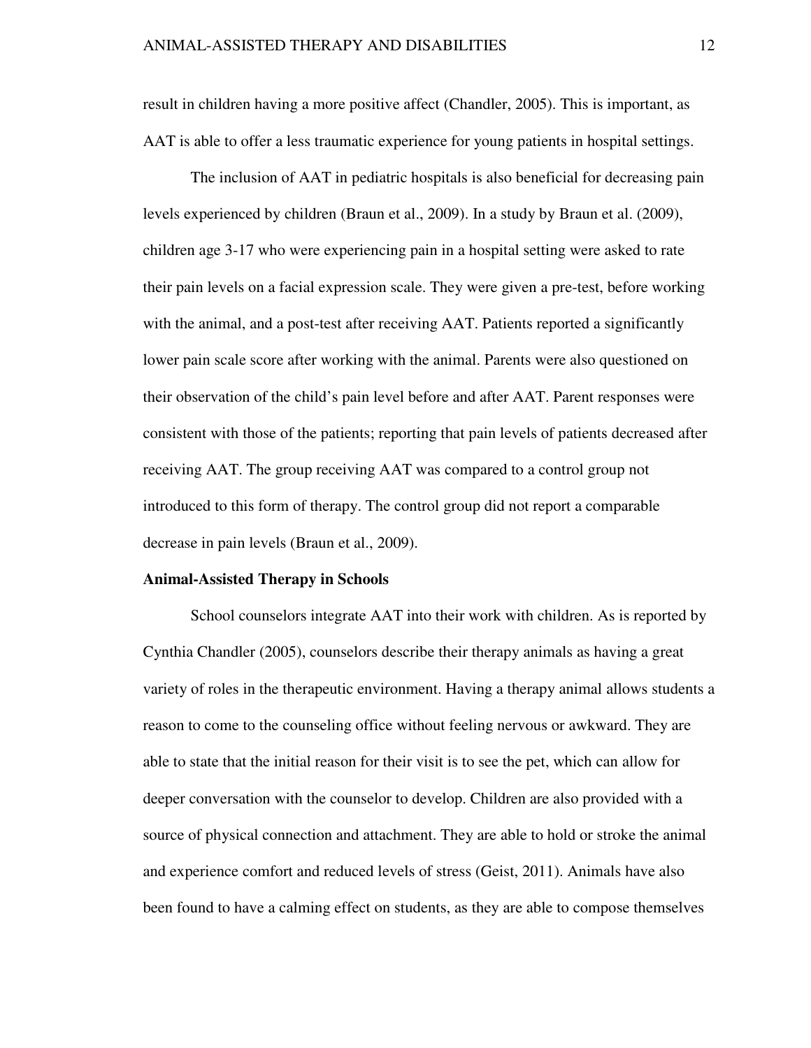result in children having a more positive affect (Chandler, 2005). This is important, as AAT is able to offer a less traumatic experience for young patients in hospital settings.

The inclusion of AAT in pediatric hospitals is also beneficial for decreasing pain levels experienced by children (Braun et al., 2009). In a study by Braun et al. (2009), children age 3-17 who were experiencing pain in a hospital setting were asked to rate their pain levels on a facial expression scale. They were given a pre-test, before working with the animal, and a post-test after receiving AAT. Patients reported a significantly lower pain scale score after working with the animal. Parents were also questioned on their observation of the child's pain level before and after AAT. Parent responses were consistent with those of the patients; reporting that pain levels of patients decreased after receiving AAT. The group receiving AAT was compared to a control group not introduced to this form of therapy. The control group did not report a comparable decrease in pain levels (Braun et al., 2009).

**Animal-Assisted Therapy in Schools**

School counselors integrate AAT into their work with children. As is reported by Cynthia Chandler (2005), counselors describe their therapy animals as having a great variety of roles in the therapeutic environment. Having a therapy animal allows students a reason to come to the counseling office without feeling nervous or awkward. They are able to state that the initial reason for their visit is to see the pet, which can allow for deeper conversation with the counselor to develop. Children are also provided with a source of physical connection and attachment. They are able to hold or stroke the animal and experience comfort and reduced levels of stress (Geist, 2011). Animals have also been found to have a calming effect on students, as they are able to compose themselves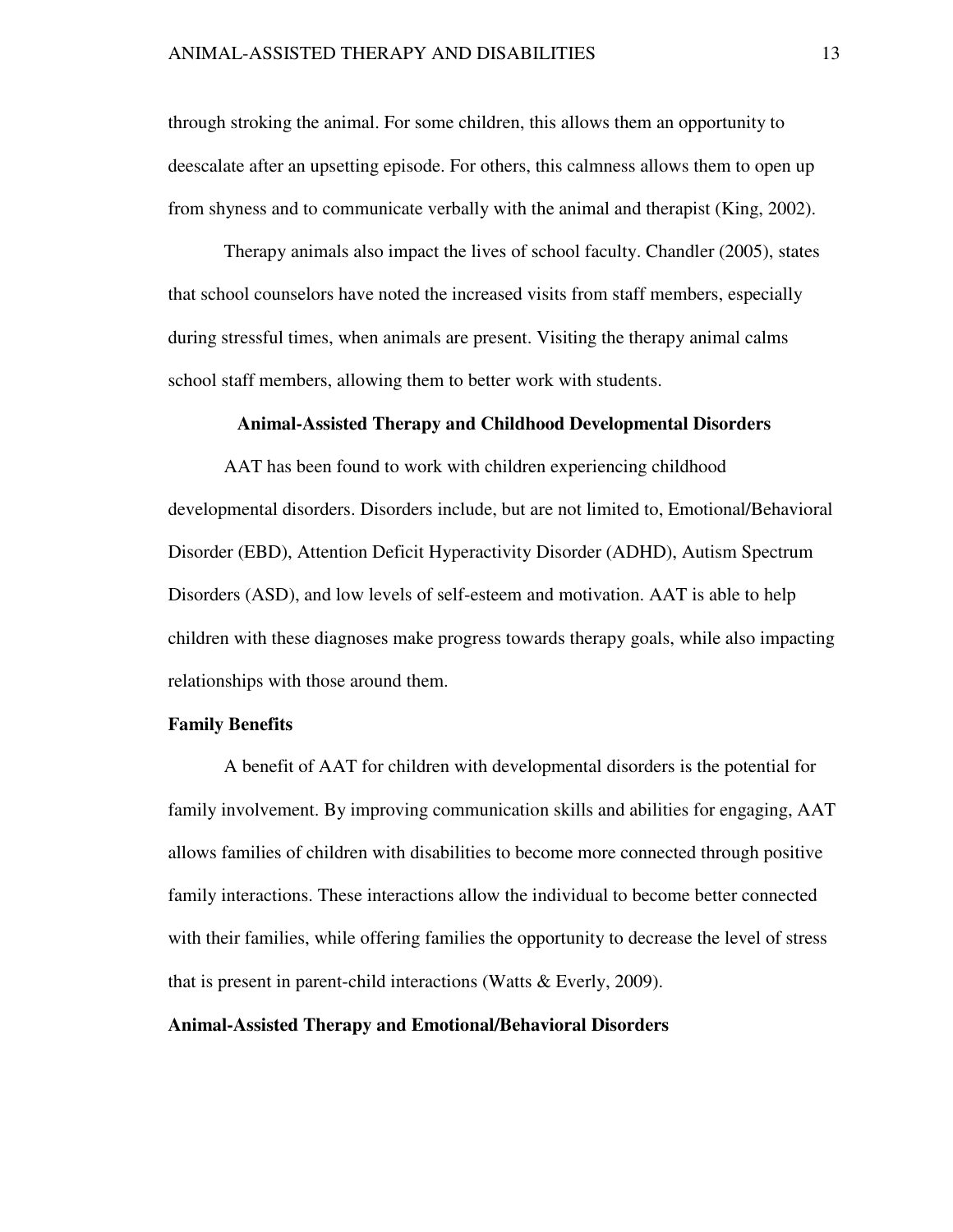through stroking the animal. For some children, this allows them an opportunity to deescalate after an upsetting episode. For others, this calmness allows them to open up from shyness and to communicate verbally with the animal and therapist (King, 2002).

Therapy animals also impact the lives of school faculty. Chandler (2005), states that school counselors have noted the increased visits from staff members, especially during stressful times, when animals are present. Visiting the therapy animal calms school staff members, allowing them to better work with students.

## Animal-Assisted Therapy and Childhood Developmental Disorders

AAT has been found to work with children experiencing childhood developmental disorders. Disorders include, but are not limited to, Emotional/Behavioral Disorder (EBD), Attention Deficit Hyperactivity Disorder (ADHD), Autism Spectrum Disorders (ASD), and low levels of self-esteem and motivation. AAT is able to help children with these diagnoses make progress towards therapy goals, while also impacting relationships with those around them.

### Family Benefits

A benefit of AAT for children with developmental disorders is the potential for family involvement. By improving communication skills and abilities for engaging, AAT allows families of children with disabilities to become more connected through positive family interactions. These interactions allow the individual to become better connected with their families, while offering families the opportunity to decrease the level of stress that is present in parent-child interactions (Watts & Everly, 2009).

### Animal-Assisted Therapy and Emotional/Behavioral Disorders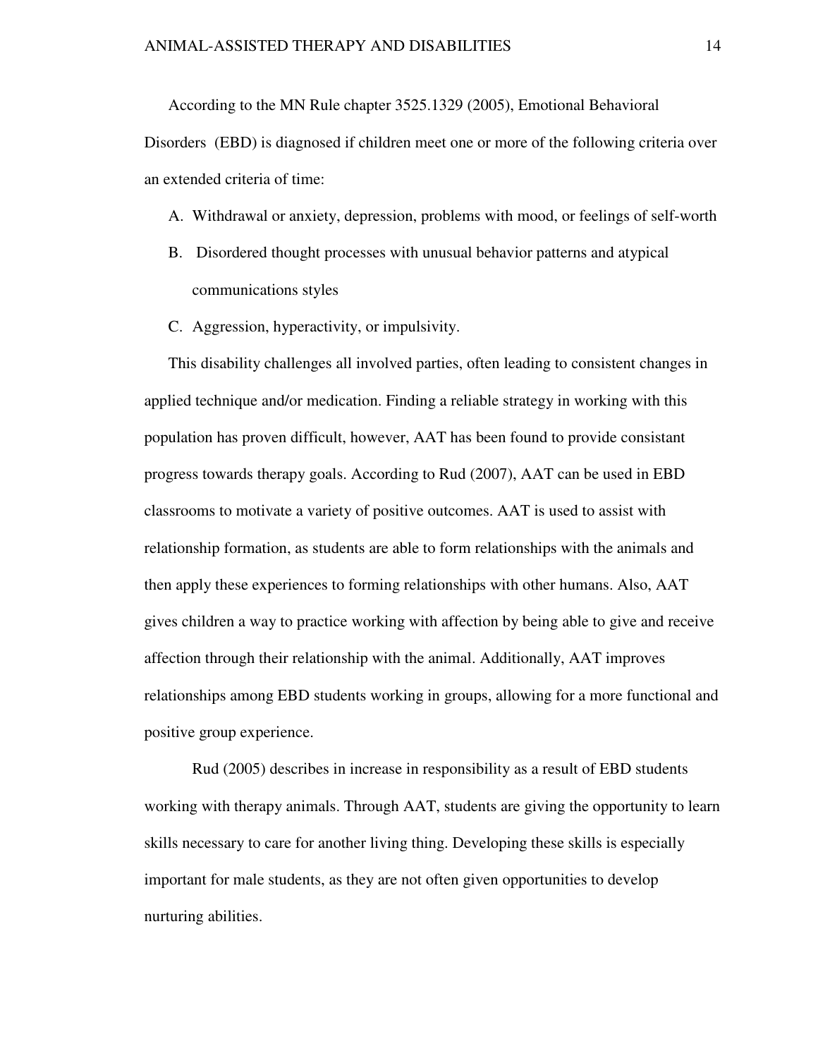According to the MN Rule chapter 3525.1329 (2005), Emotional Behavioral Disorders (EBD) is diagnosed if children meet one or more of the following criteria over an extended criteria of time:

A. Withdrawal or anxiety, depression, problems with mood, or feelings of self-worth
B. Disordered thought processes with unusual behavior patterns and atypical communications styles
C. Aggression, hyperactivity, or impulsivity.

This disability challenges all involved parties, often leading to consistent changes in applied technique and/or medication. Finding a reliable strategy in working with this population has proven difficult, however, AAT has been found to provide consistant progress towards therapy goals. According to Rud (2007), AAT can be used in EBD classrooms to motivate a variety of positive outcomes. AAT is used to assist with relationship formation, as students are able to form relationships with the animals and then apply these experiences to forming relationships with other humans. Also, AAT gives children a way to practice working with affection by being able to give and receive affection through their relationship with the animal. Additionally, AAT improves relationships among EBD students working in groups, allowing for a more functional and positive group experience.

Rud (2005) describes in increase in responsibility as a result of EBD students working with therapy animals. Through AAT, students are giving the opportunity to learn skills necessary to care for another living thing. Developing these skills is especially important for male students, as they are not often given opportunities to develop nurturing abilities.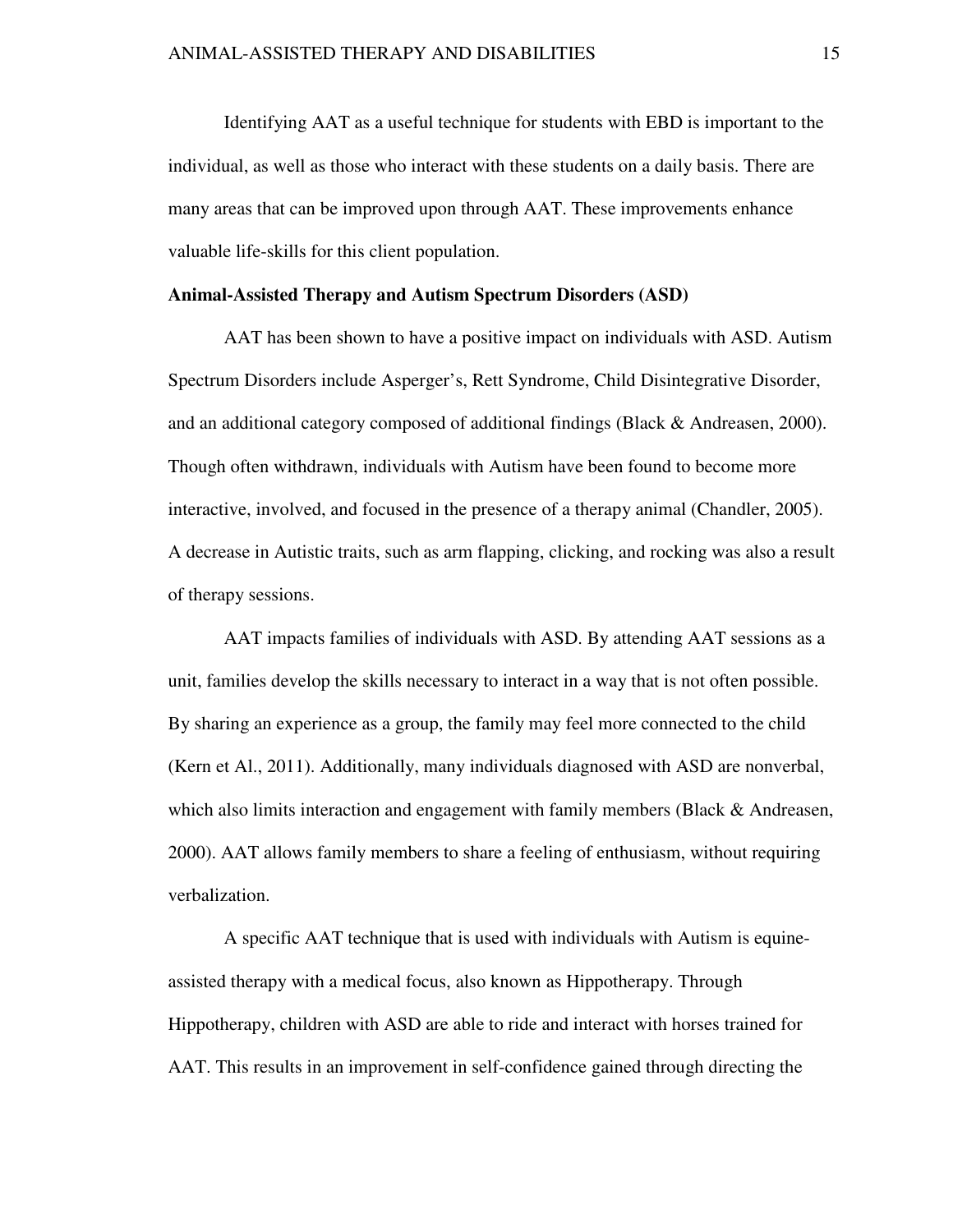Identifying AAT as a useful technique for students with EBD is important to the individual, as well as those who interact with these students on a daily basis. There are many areas that can be improved upon through AAT. These improvements enhance valuable life-skills for this client population.

**Animal-Assisted Therapy and Autism Spectrum Disorders (ASD)**

AAT has been shown to have a positive impact on individuals with ASD. Autism Spectrum Disorders include Asperger's, Rett Syndrome, Child Disintegrative Disorder, and an additional category composed of additional findings (Black & Andreasen, 2000). Though often withdrawn, individuals with Autism have been found to become more interactive, involved, and focused in the presence of a therapy animal (Chandler, 2005). A decrease in Autistic traits, such as arm flapping, clicking, and rocking was also a result of therapy sessions.

AAT impacts families of individuals with ASD. By attending AAT sessions as a unit, families develop the skills necessary to interact in a way that is not often possible. By sharing an experience as a group, the family may feel more connected to the child (Kern et Al., 2011). Additionally, many individuals diagnosed with ASD are nonverbal, which also limits interaction and engagement with family members (Black & Andreasen, 2000). AAT allows family members to share a feeling of enthusiasm, without requiring verbalization.

A specific AAT technique that is used with individuals with Autism is equine-assisted therapy with a medical focus, also known as Hippotherapy. Through Hippotherapy, children with ASD are able to ride and interact with horses trained for AAT. This results in an improvement in self-confidence gained through directing the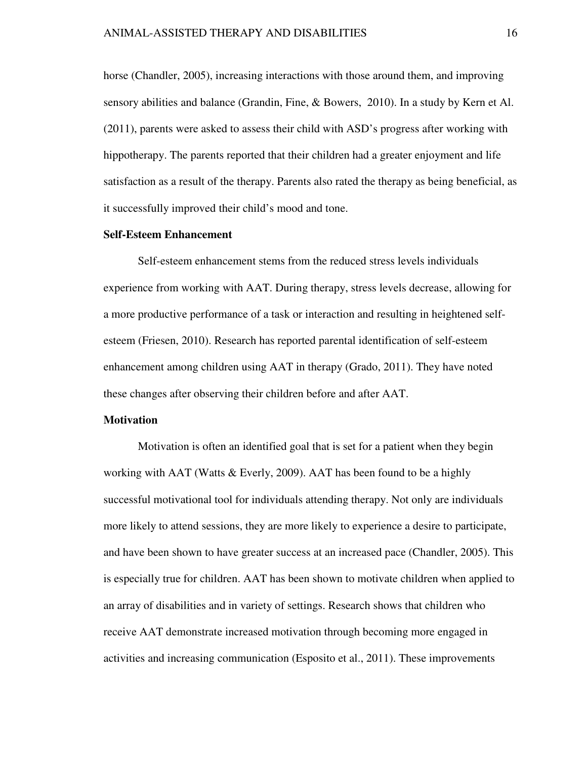horse (Chandler, 2005), increasing interactions with those around them, and improving sensory abilities and balance (Grandin, Fine, & Bowers,  2010). In a study by Kern et Al. (2011), parents were asked to assess their child with ASD's progress after working with hippotherapy. The parents reported that their children had a greater enjoyment and life satisfaction as a result of the therapy. Parents also rated the therapy as being beneficial, as it successfully improved their child's mood and tone.

**Self-Esteem Enhancement**

Self-esteem enhancement stems from the reduced stress levels individuals experience from working with AAT. During therapy, stress levels decrease, allowing for a more productive performance of a task or interaction and resulting in heightened self-esteem (Friesen, 2010). Research has reported parental identification of self-esteem enhancement among children using AAT in therapy (Grado, 2011). They have noted these changes after observing their children before and after AAT.

**Motivation**

Motivation is often an identified goal that is set for a patient when they begin working with AAT (Watts & Everly, 2009). AAT has been found to be a highly successful motivational tool for individuals attending therapy. Not only are individuals more likely to attend sessions, they are more likely to experience a desire to participate, and have been shown to have greater success at an increased pace (Chandler, 2005). This is especially true for children. AAT has been shown to motivate children when applied to an array of disabilities and in variety of settings. Research shows that children who receive AAT demonstrate increased motivation through becoming more engaged in activities and increasing communication (Esposito et al., 2011). These improvements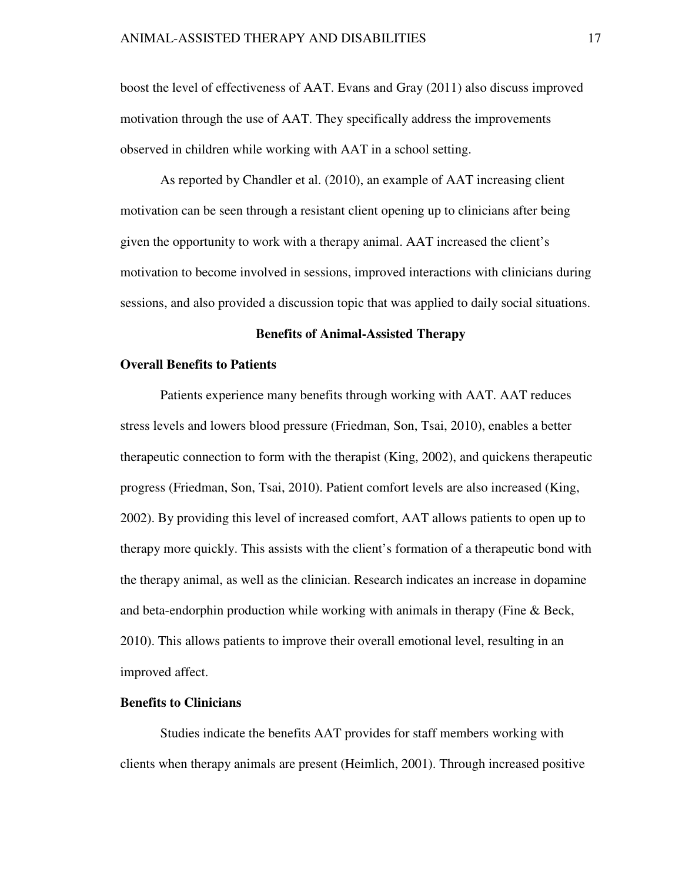boost the level of effectiveness of AAT. Evans and Gray (2011) also discuss improved motivation through the use of AAT. They specifically address the improvements observed in children while working with AAT in a school setting.

As reported by Chandler et al. (2010), an example of AAT increasing client motivation can be seen through a resistant client opening up to clinicians after being given the opportunity to work with a therapy animal. AAT increased the client's motivation to become involved in sessions, improved interactions with clinicians during sessions, and also provided a discussion topic that was applied to daily social situations.

## Benefits of Animal-Assisted Therapy

### Overall Benefits to Patients

Patients experience many benefits through working with AAT. AAT reduces stress levels and lowers blood pressure (Friedman, Son, Tsai, 2010), enables a better therapeutic connection to form with the therapist (King, 2002), and quickens therapeutic progress (Friedman, Son, Tsai, 2010). Patient comfort levels are also increased (King, 2002). By providing this level of increased comfort, AAT allows patients to open up to therapy more quickly. This assists with the client's formation of a therapeutic bond with the therapy animal, as well as the clinician. Research indicates an increase in dopamine and beta-endorphin production while working with animals in therapy (Fine & Beck, 2010). This allows patients to improve their overall emotional level, resulting in an improved affect.

### Benefits to Clinicians

Studies indicate the benefits AAT provides for staff members working with clients when therapy animals are present (Heimlich, 2001). Through increased positive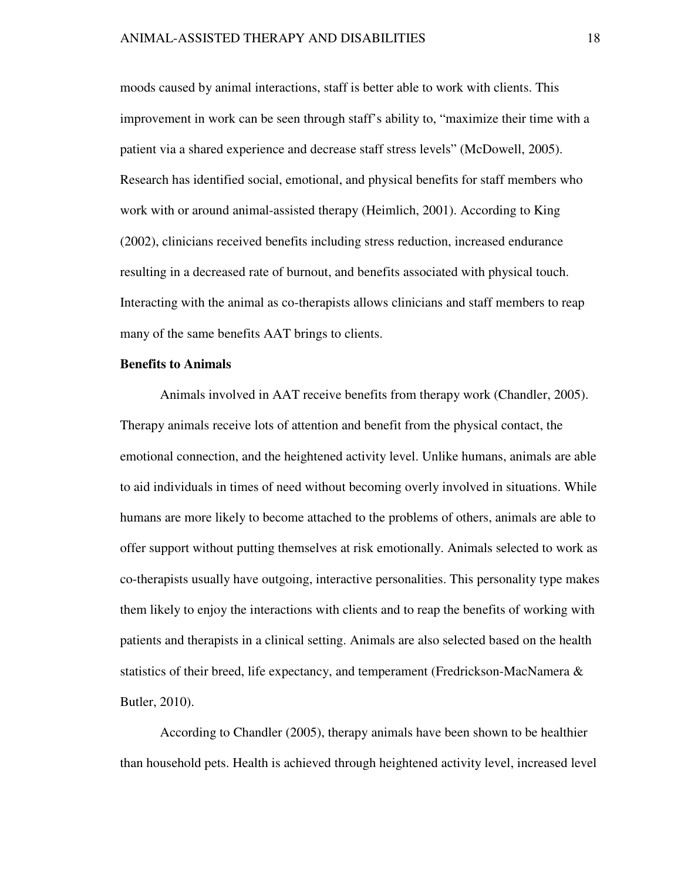moods caused by animal interactions, staff is better able to work with clients. This improvement in work can be seen through staff's ability to, "maximize their time with a patient via a shared experience and decrease staff stress levels" (McDowell, 2005). Research has identified social, emotional, and physical benefits for staff members who work with or around animal-assisted therapy (Heimlich, 2001). According to King (2002), clinicians received benefits including stress reduction, increased endurance resulting in a decreased rate of burnout, and benefits associated with physical touch. Interacting with the animal as co-therapists allows clinicians and staff members to reap many of the same benefits AAT brings to clients.

**Benefits to Animals**

Animals involved in AAT receive benefits from therapy work (Chandler, 2005). Therapy animals receive lots of attention and benefit from the physical contact, the emotional connection, and the heightened activity level. Unlike humans, animals are able to aid individuals in times of need without becoming overly involved in situations. While humans are more likely to become attached to the problems of others, animals are able to offer support without putting themselves at risk emotionally. Animals selected to work as co-therapists usually have outgoing, interactive personalities. This personality type makes them likely to enjoy the interactions with clients and to reap the benefits of working with patients and therapists in a clinical setting. Animals are also selected based on the health statistics of their breed, life expectancy, and temperament (Fredrickson-MacNamera & Butler, 2010).

According to Chandler (2005), therapy animals have been shown to be healthier than household pets. Health is achieved through heightened activity level, increased level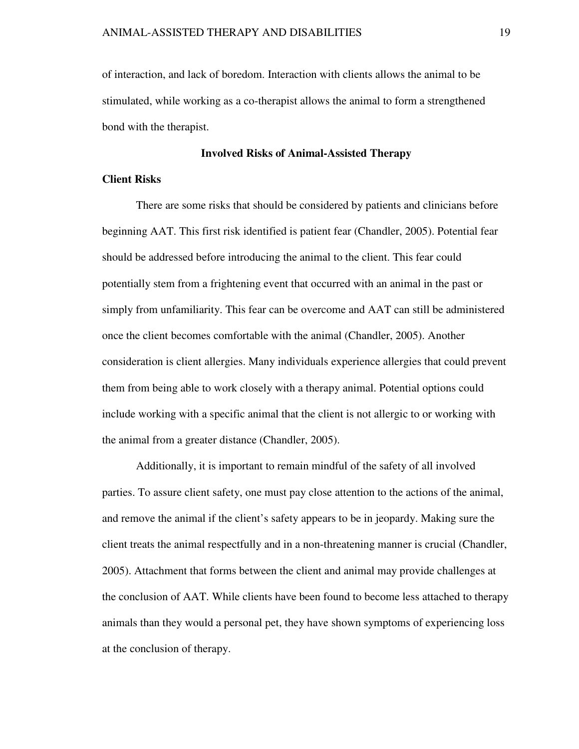of interaction, and lack of boredom. Interaction with clients allows the animal to be stimulated, while working as a co-therapist allows the animal to form a strengthened bond with the therapist.

## Involved Risks of Animal-Assisted Therapy

### Client Risks

There are some risks that should be considered by patients and clinicians before beginning AAT. This first risk identified is patient fear (Chandler, 2005). Potential fear should be addressed before introducing the animal to the client. This fear could potentially stem from a frightening event that occurred with an animal in the past or simply from unfamiliarity. This fear can be overcome and AAT can still be administered once the client becomes comfortable with the animal (Chandler, 2005). Another consideration is client allergies. Many individuals experience allergies that could prevent them from being able to work closely with a therapy animal. Potential options could include working with a specific animal that the client is not allergic to or working with the animal from a greater distance (Chandler, 2005).

Additionally, it is important to remain mindful of the safety of all involved parties. To assure client safety, one must pay close attention to the actions of the animal, and remove the animal if the client's safety appears to be in jeopardy. Making sure the client treats the animal respectfully and in a non-threatening manner is crucial (Chandler, 2005). Attachment that forms between the client and animal may provide challenges at the conclusion of AAT. While clients have been found to become less attached to therapy animals than they would a personal pet, they have shown symptoms of experiencing loss at the conclusion of therapy.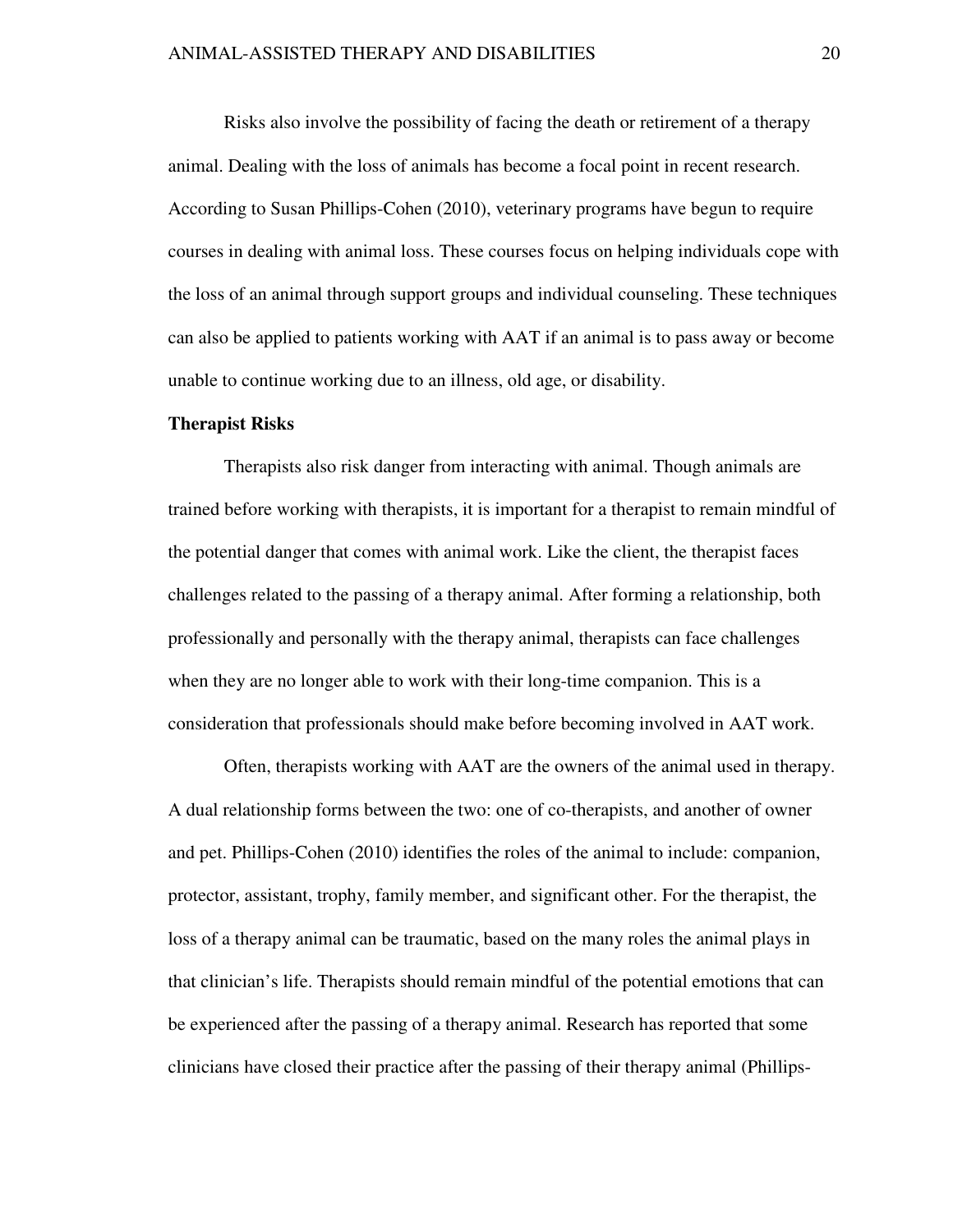Risks also involve the possibility of facing the death or retirement of a therapy animal. Dealing with the loss of animals has become a focal point in recent research. According to Susan Phillips-Cohen (2010), veterinary programs have begun to require courses in dealing with animal loss. These courses focus on helping individuals cope with the loss of an animal through support groups and individual counseling. These techniques can also be applied to patients working with AAT if an animal is to pass away or become unable to continue working due to an illness, old age, or disability.

**Therapist Risks**

Therapists also risk danger from interacting with animal. Though animals are trained before working with therapists, it is important for a therapist to remain mindful of the potential danger that comes with animal work. Like the client, the therapist faces challenges related to the passing of a therapy animal. After forming a relationship, both professionally and personally with the therapy animal, therapists can face challenges when they are no longer able to work with their long-time companion. This is a consideration that professionals should make before becoming involved in AAT work.

Often, therapists working with AAT are the owners of the animal used in therapy. A dual relationship forms between the two: one of co-therapists, and another of owner and pet. Phillips-Cohen (2010) identifies the roles of the animal to include: companion, protector, assistant, trophy, family member, and significant other. For the therapist, the loss of a therapy animal can be traumatic, based on the many roles the animal plays in that clinician's life. Therapists should remain mindful of the potential emotions that can be experienced after the passing of a therapy animal. Research has reported that some clinicians have closed their practice after the passing of their therapy animal (Phillips-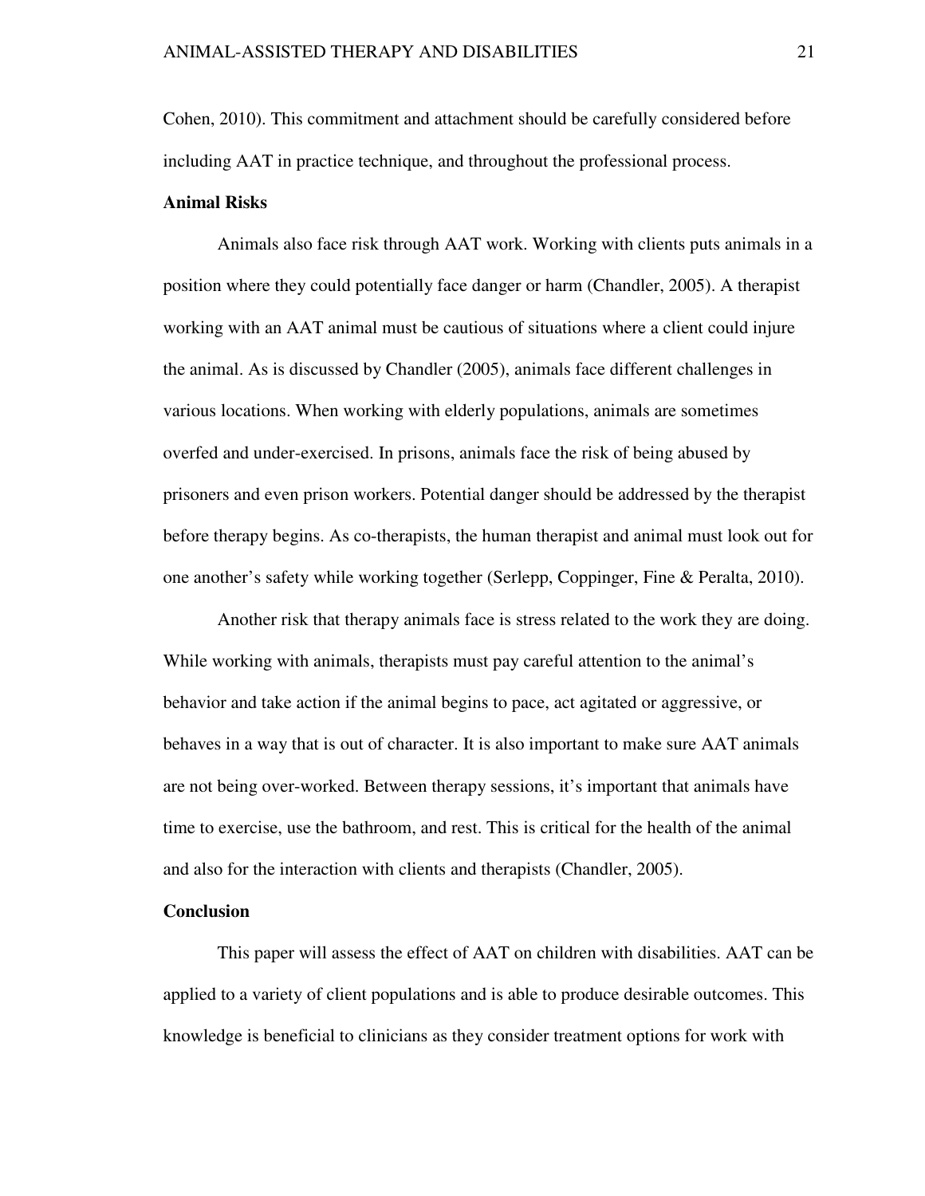Cohen, 2010). This commitment and attachment should be carefully considered before including AAT in practice technique, and throughout the professional process.

**Animal Risks**

Animals also face risk through AAT work. Working with clients puts animals in a position where they could potentially face danger or harm (Chandler, 2005). A therapist working with an AAT animal must be cautious of situations where a client could injure the animal. As is discussed by Chandler (2005), animals face different challenges in various locations. When working with elderly populations, animals are sometimes overfed and under-exercised. In prisons, animals face the risk of being abused by prisoners and even prison workers. Potential danger should be addressed by the therapist before therapy begins. As co-therapists, the human therapist and animal must look out for one another's safety while working together (Serlepp, Coppinger, Fine & Peralta, 2010).

Another risk that therapy animals face is stress related to the work they are doing. While working with animals, therapists must pay careful attention to the animal's behavior and take action if the animal begins to pace, act agitated or aggressive, or behaves in a way that is out of character. It is also important to make sure AAT animals are not being over-worked. Between therapy sessions, it's important that animals have time to exercise, use the bathroom, and rest. This is critical for the health of the animal and also for the interaction with clients and therapists (Chandler, 2005).

**Conclusion**

This paper will assess the effect of AAT on children with disabilities. AAT can be applied to a variety of client populations and is able to produce desirable outcomes. This knowledge is beneficial to clinicians as they consider treatment options for work with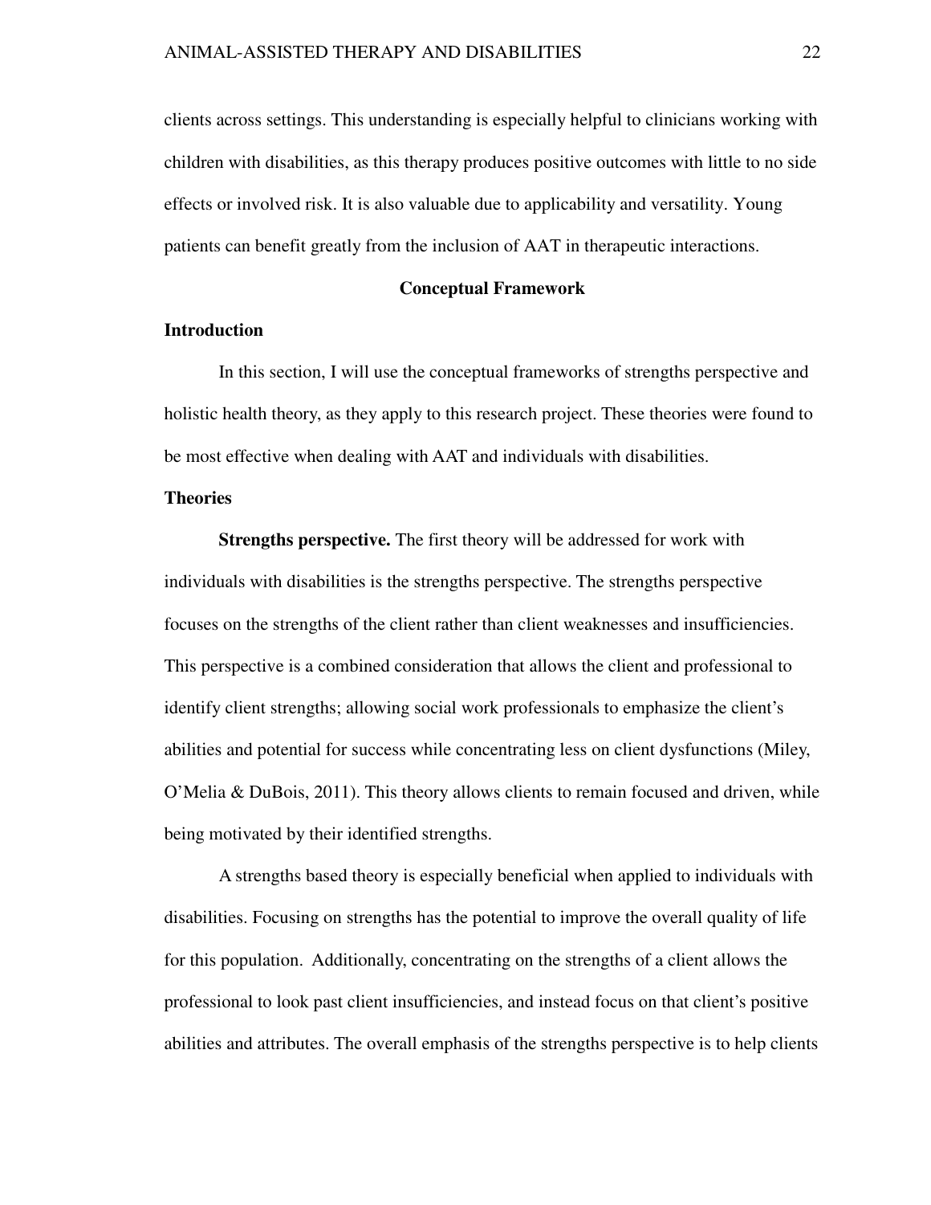clients across settings. This understanding is especially helpful to clinicians working with children with disabilities, as this therapy produces positive outcomes with little to no side effects or involved risk. It is also valuable due to applicability and versatility. Young patients can benefit greatly from the inclusion of AAT in therapeutic interactions.

## Conceptual Framework

### Introduction

In this section, I will use the conceptual frameworks of strengths perspective and holistic health theory, as they apply to this research project. These theories were found to be most effective when dealing with AAT and individuals with disabilities.

### Theories

**Strengths perspective.** The first theory will be addressed for work with individuals with disabilities is the strengths perspective. The strengths perspective focuses on the strengths of the client rather than client weaknesses and insufficiencies. This perspective is a combined consideration that allows the client and professional to identify client strengths; allowing social work professionals to emphasize the client's abilities and potential for success while concentrating less on client dysfunctions (Miley, O'Melia & DuBois, 2011). This theory allows clients to remain focused and driven, while being motivated by their identified strengths.

A strengths based theory is especially beneficial when applied to individuals with disabilities. Focusing on strengths has the potential to improve the overall quality of life for this population. Additionally, concentrating on the strengths of a client allows the professional to look past client insufficiencies, and instead focus on that client's positive abilities and attributes. The overall emphasis of the strengths perspective is to help clients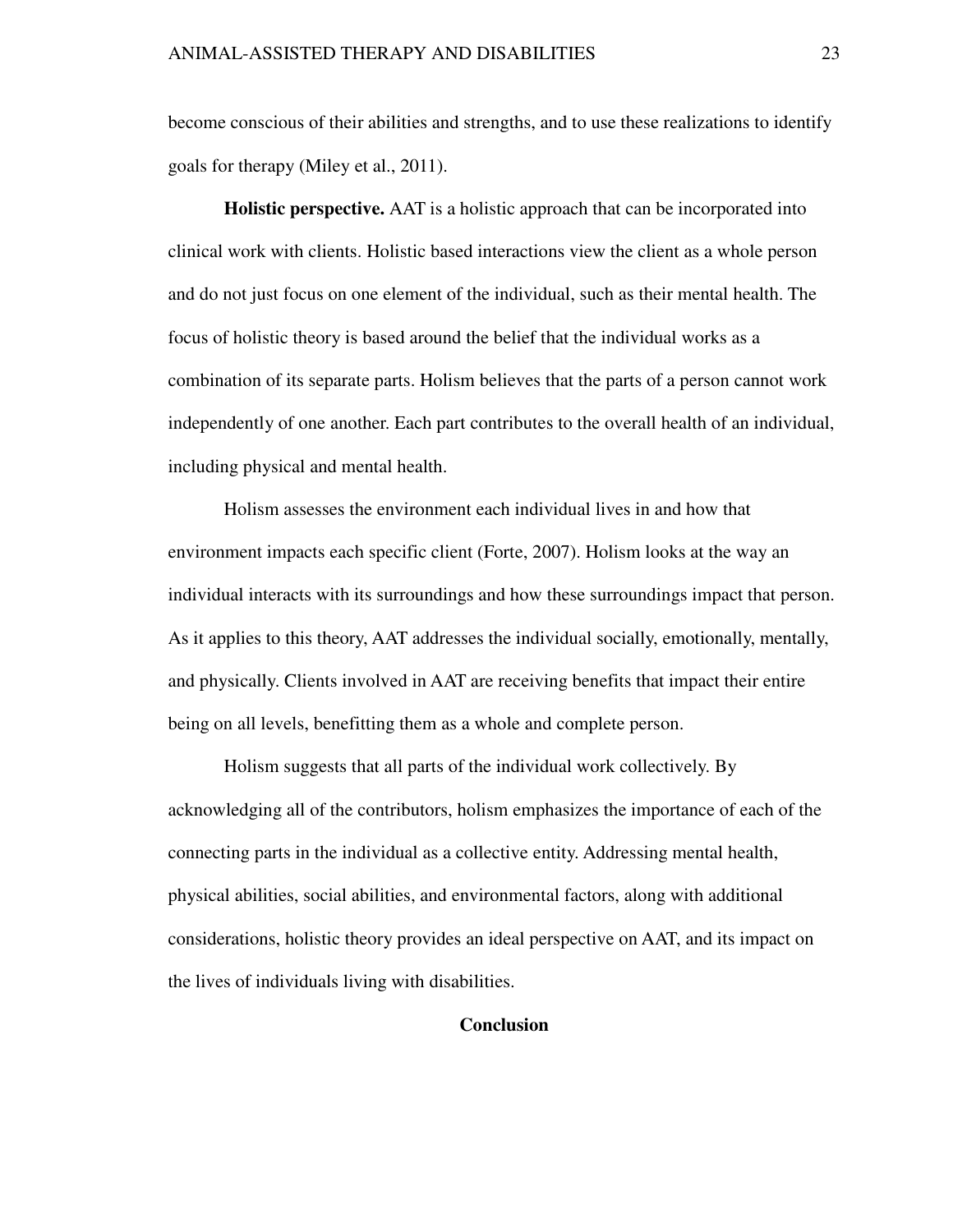become conscious of their abilities and strengths, and to use these realizations to identify goals for therapy (Miley et al., 2011).

**Holistic perspective.** AAT is a holistic approach that can be incorporated into clinical work with clients. Holistic based interactions view the client as a whole person and do not just focus on one element of the individual, such as their mental health. The focus of holistic theory is based around the belief that the individual works as a combination of its separate parts. Holism believes that the parts of a person cannot work independently of one another. Each part contributes to the overall health of an individual, including physical and mental health.

Holism assesses the environment each individual lives in and how that environment impacts each specific client (Forte, 2007). Holism looks at the way an individual interacts with its surroundings and how these surroundings impact that person. As it applies to this theory, AAT addresses the individual socially, emotionally, mentally, and physically. Clients involved in AAT are receiving benefits that impact their entire being on all levels, benefitting them as a whole and complete person.

Holism suggests that all parts of the individual work collectively. By acknowledging all of the contributors, holism emphasizes the importance of each of the connecting parts in the individual as a collective entity. Addressing mental health, physical abilities, social abilities, and environmental factors, along with additional considerations, holistic theory provides an ideal perspective on AAT, and its impact on the lives of individuals living with disabilities.

## Conclusion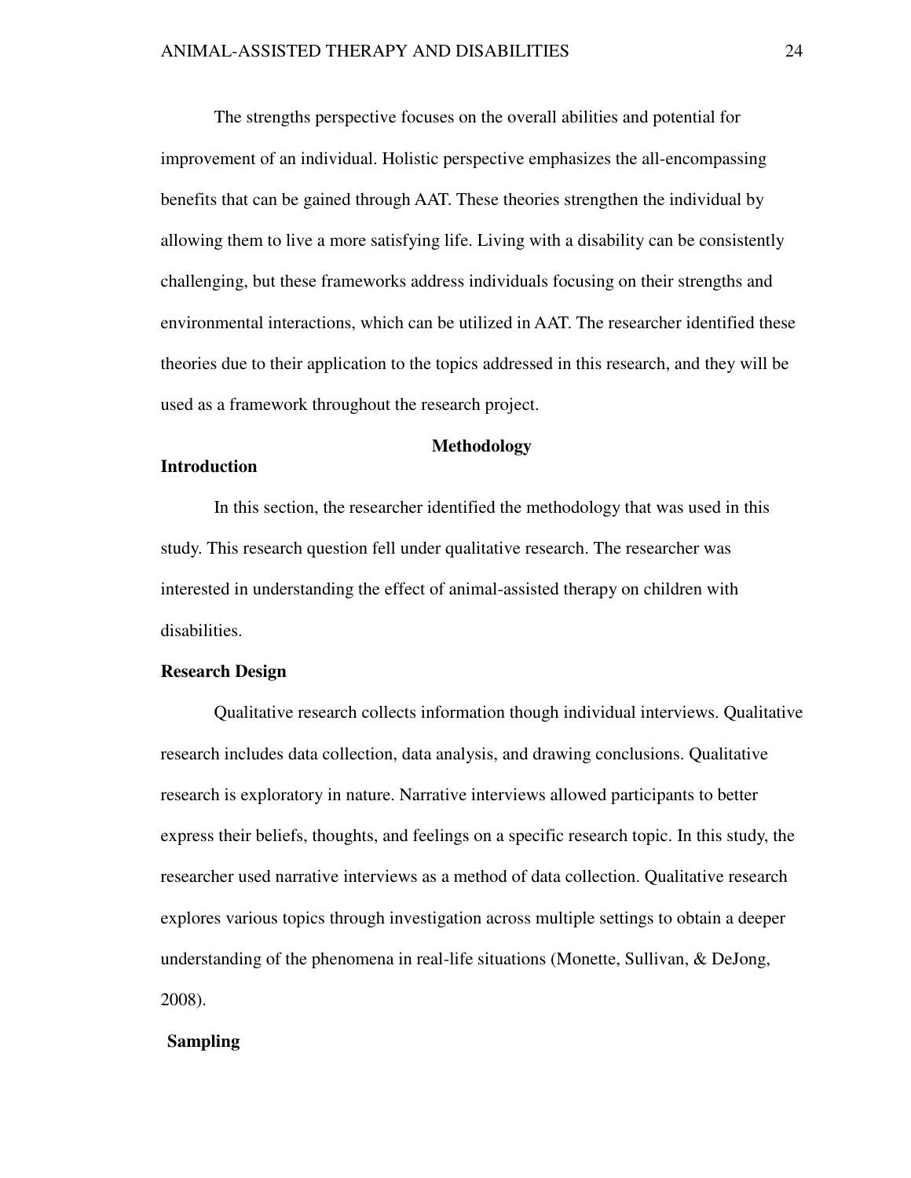The strengths perspective focuses on the overall abilities and potential for improvement of an individual. Holistic perspective emphasizes the all-encompassing benefits that can be gained through AAT. These theories strengthen the individual by allowing them to live a more satisfying life. Living with a disability can be consistently challenging, but these frameworks address individuals focusing on their strengths and environmental interactions, which can be utilized in AAT. The researcher identified these theories due to their application to the topics addressed in this research, and they will be used as a framework throughout the research project.

## Methodology

### Introduction

In this section, the researcher identified the methodology that was used in this study. This research question fell under qualitative research. The researcher was interested in understanding the effect of animal-assisted therapy on children with disabilities.

### Research Design

Qualitative research collects information though individual interviews. Qualitative research includes data collection, data analysis, and drawing conclusions. Qualitative research is exploratory in nature. Narrative interviews allowed participants to better express their beliefs, thoughts, and feelings on a specific research topic. In this study, the researcher used narrative interviews as a method of data collection. Qualitative research explores various topics through investigation across multiple settings to obtain a deeper understanding of the phenomena in real-life situations (Monette, Sullivan, & DeJong, 2008).

### Sampling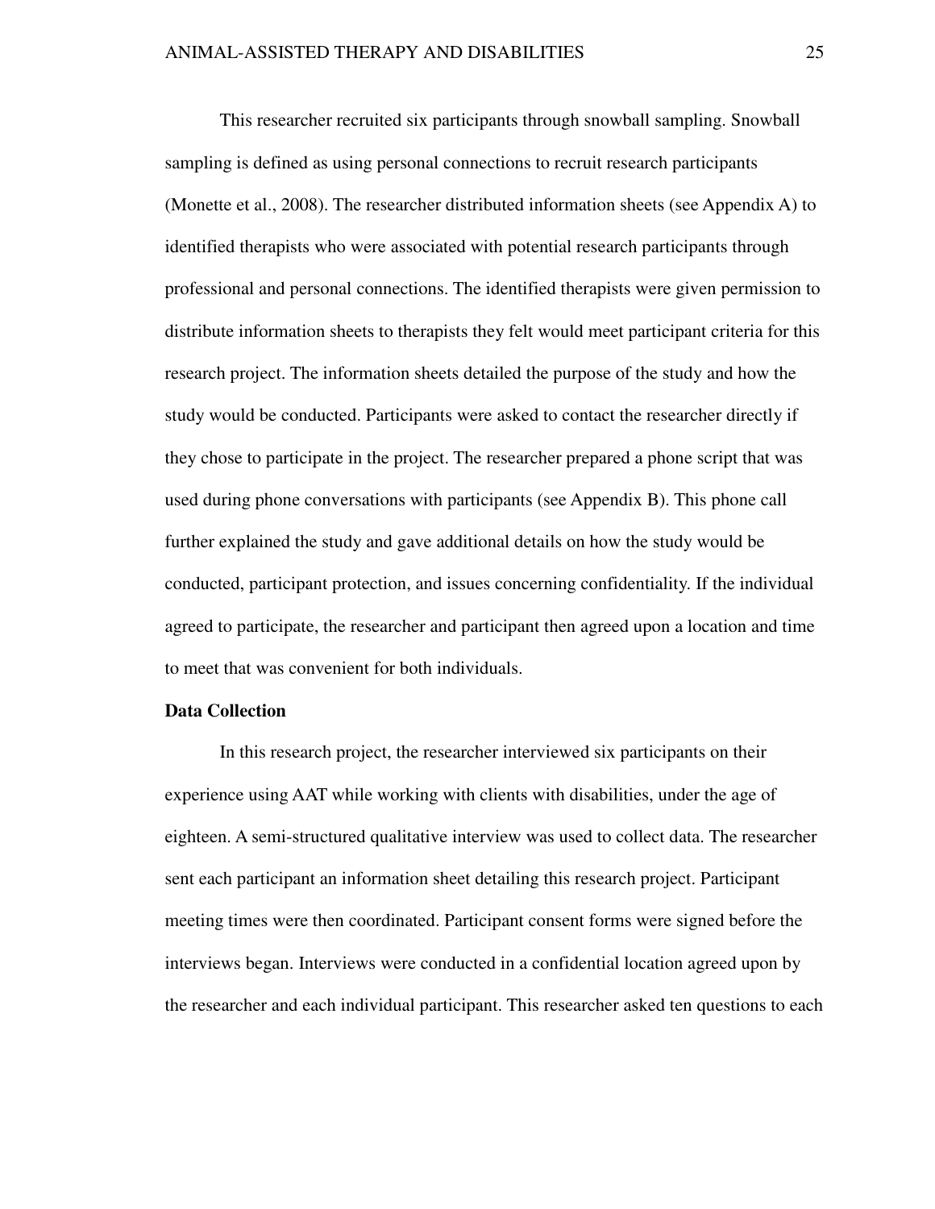This researcher recruited six participants through snowball sampling. Snowball sampling is defined as using personal connections to recruit research participants (Monette et al., 2008). The researcher distributed information sheets (see Appendix A) to identified therapists who were associated with potential research participants through professional and personal connections. The identified therapists were given permission to distribute information sheets to therapists they felt would meet participant criteria for this research project. The information sheets detailed the purpose of the study and how the study would be conducted. Participants were asked to contact the researcher directly if they chose to participate in the project. The researcher prepared a phone script that was used during phone conversations with participants (see Appendix B). This phone call further explained the study and gave additional details on how the study would be conducted, participant protection, and issues concerning confidentiality. If the individual agreed to participate, the researcher and participant then agreed upon a location and time to meet that was convenient for both individuals.

**Data Collection**

In this research project, the researcher interviewed six participants on their experience using AAT while working with clients with disabilities, under the age of eighteen. A semi-structured qualitative interview was used to collect data. The researcher sent each participant an information sheet detailing this research project. Participant meeting times were then coordinated. Participant consent forms were signed before the interviews began. Interviews were conducted in a confidential location agreed upon by the researcher and each individual participant. This researcher asked ten questions to each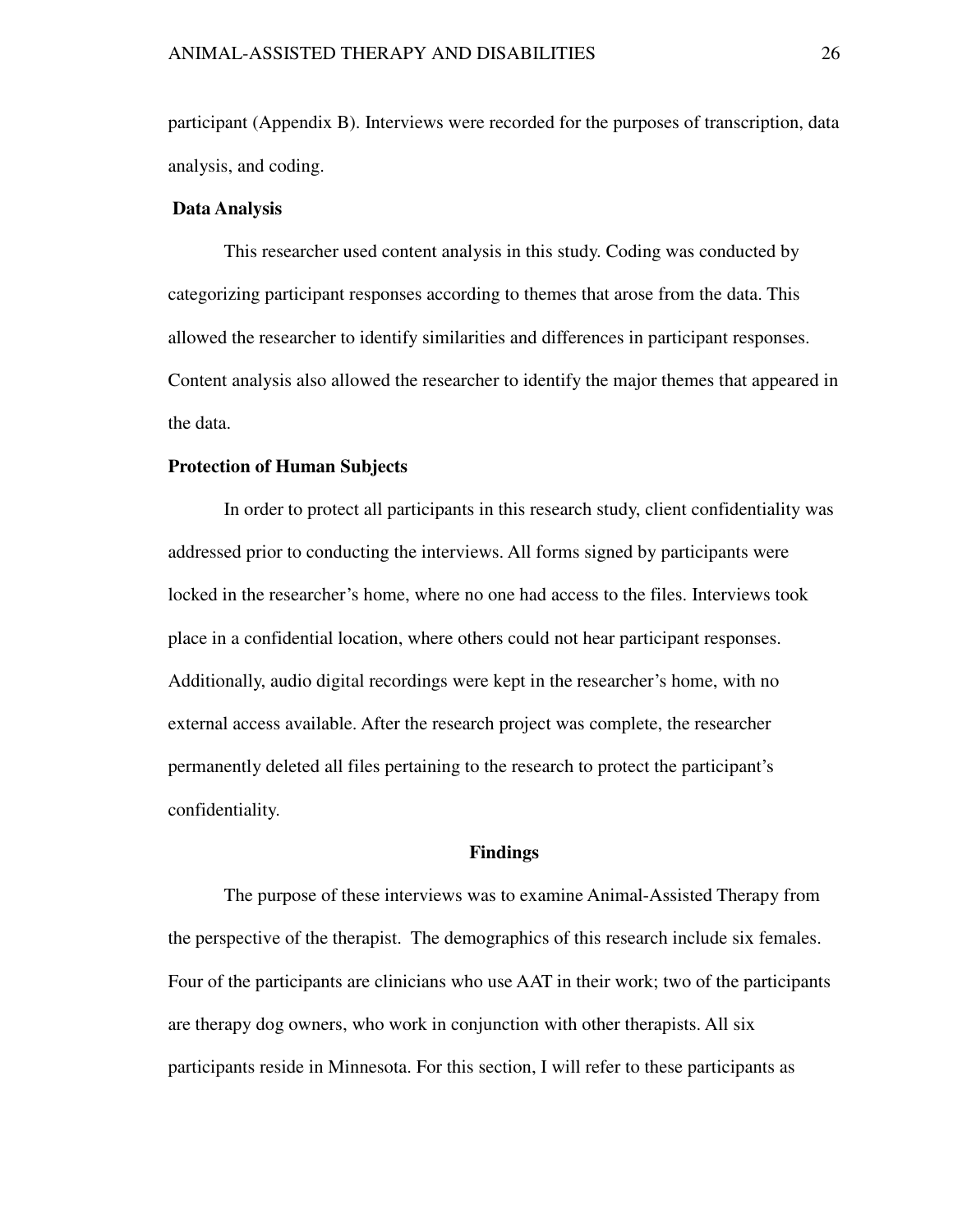participant (Appendix B). Interviews were recorded for the purposes of transcription, data analysis, and coding.

### Data Analysis

This researcher used content analysis in this study. Coding was conducted by categorizing participant responses according to themes that arose from the data. This allowed the researcher to identify similarities and differences in participant responses. Content analysis also allowed the researcher to identify the major themes that appeared in the data.

### Protection of Human Subjects

In order to protect all participants in this research study, client confidentiality was addressed prior to conducting the interviews. All forms signed by participants were locked in the researcher's home, where no one had access to the files. Interviews took place in a confidential location, where others could not hear participant responses. Additionally, audio digital recordings were kept in the researcher's home, with no external access available. After the research project was complete, the researcher permanently deleted all files pertaining to the research to protect the participant's confidentiality.

## Findings

The purpose of these interviews was to examine Animal-Assisted Therapy from the perspective of the therapist. The demographics of this research include six females. Four of the participants are clinicians who use AAT in their work; two of the participants are therapy dog owners, who work in conjunction with other therapists. All six participants reside in Minnesota. For this section, I will refer to these participants as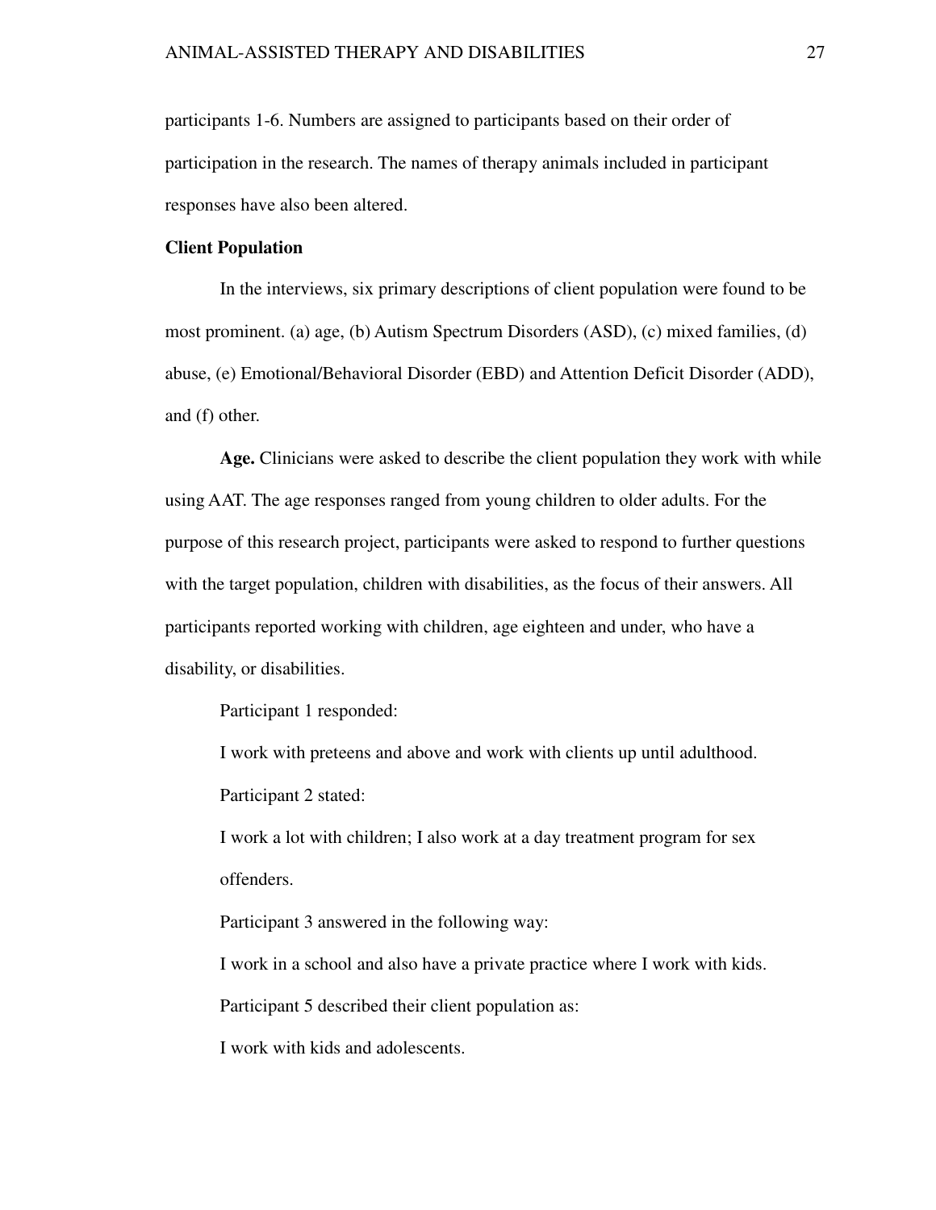participants 1-6. Numbers are assigned to participants based on their order of participation in the research. The names of therapy animals included in participant responses have also been altered.

**Client Population**

In the interviews, six primary descriptions of client population were found to be most prominent. (a) age, (b) Autism Spectrum Disorders (ASD), (c) mixed families, (d) abuse, (e) Emotional/Behavioral Disorder (EBD) and Attention Deficit Disorder (ADD), and (f) other.

**Age.** Clinicians were asked to describe the client population they work with while using AAT. The age responses ranged from young children to older adults. For the purpose of this research project, participants were asked to respond to further questions with the target population, children with disabilities, as the focus of their answers. All participants reported working with children, age eighteen and under, who have a disability, or disabilities.

Participant 1 responded:

> I work with preteens and above and work with clients up until adulthood.

Participant 2 stated:

> I work a lot with children; I also work at a day treatment program for sex offenders.

Participant 3 answered in the following way:

> I work in a school and also have a private practice where I work with kids.

Participant 5 described their client population as:

> I work with kids and adolescents.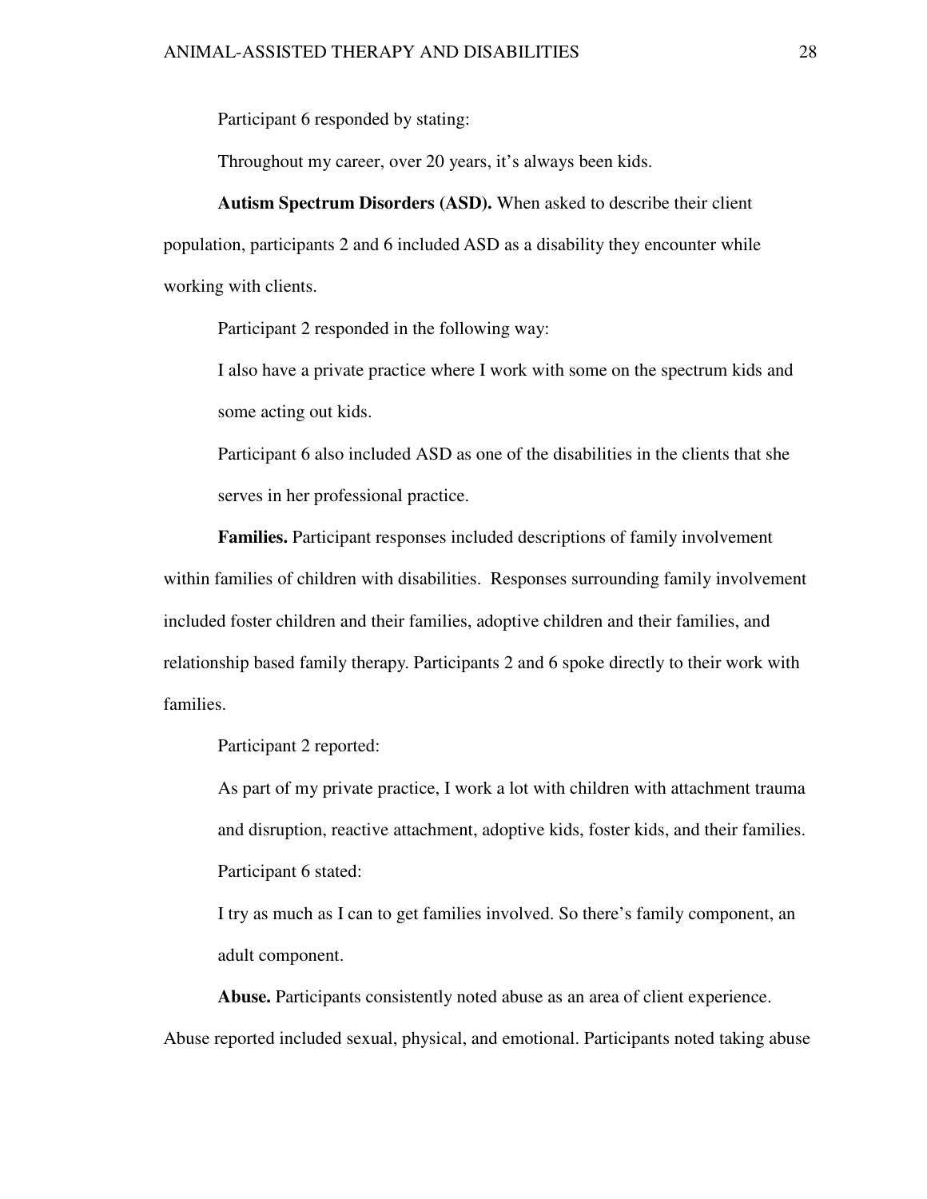Participant 6 responded by stating:

> Throughout my career, over 20 years, it's always been kids.

**Autism Spectrum Disorders (ASD).** When asked to describe their client population, participants 2 and 6 included ASD as a disability they encounter while working with clients.

Participant 2 responded in the following way:

> I also have a private practice where I work with some on the spectrum kids and some acting out kids.

Participant 6 also included ASD as one of the disabilities in the clients that she serves in her professional practice.

**Families.** Participant responses included descriptions of family involvement within families of children with disabilities. Responses surrounding family involvement included foster children and their families, adoptive children and their families, and relationship based family therapy. Participants 2 and 6 spoke directly to their work with families.

Participant 2 reported:

> As part of my private practice, I work a lot with children with attachment trauma and disruption, reactive attachment, adoptive kids, foster kids, and their families.

Participant 6 stated:

> I try as much as I can to get families involved. So there's family component, an adult component.

**Abuse.** Participants consistently noted abuse as an area of client experience. Abuse reported included sexual, physical, and emotional. Participants noted taking abuse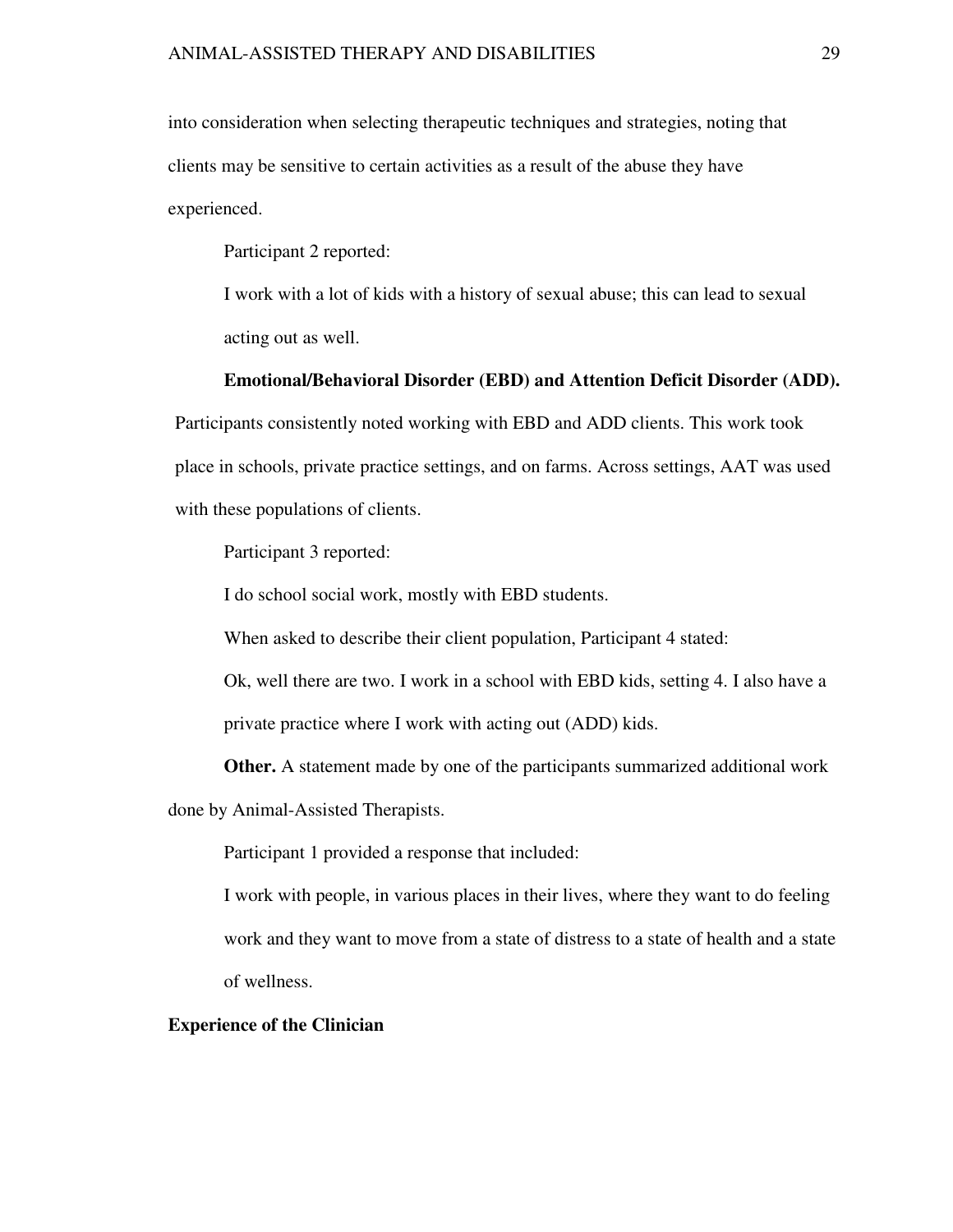into consideration when selecting therapeutic techniques and strategies, noting that clients may be sensitive to certain activities as a result of the abuse they have experienced.

Participant 2 reported:

> I work with a lot of kids with a history of sexual abuse; this can lead to sexual acting out as well.

**Emotional/Behavioral Disorder (EBD) and Attention Deficit Disorder (ADD).** Participants consistently noted working with EBD and ADD clients. This work took place in schools, private practice settings, and on farms. Across settings, AAT was used with these populations of clients.

Participant 3 reported:

> I do school social work, mostly with EBD students.

When asked to describe their client population, Participant 4 stated:

> Ok, well there are two. I work in a school with EBD kids, setting 4. I also have a private practice where I work with acting out (ADD) kids.

**Other.** A statement made by one of the participants summarized additional work done by Animal-Assisted Therapists.

Participant 1 provided a response that included:

> I work with people, in various places in their lives, where they want to do feeling work and they want to move from a state of distress to a state of health and a state of wellness.

## Experience of the Clinician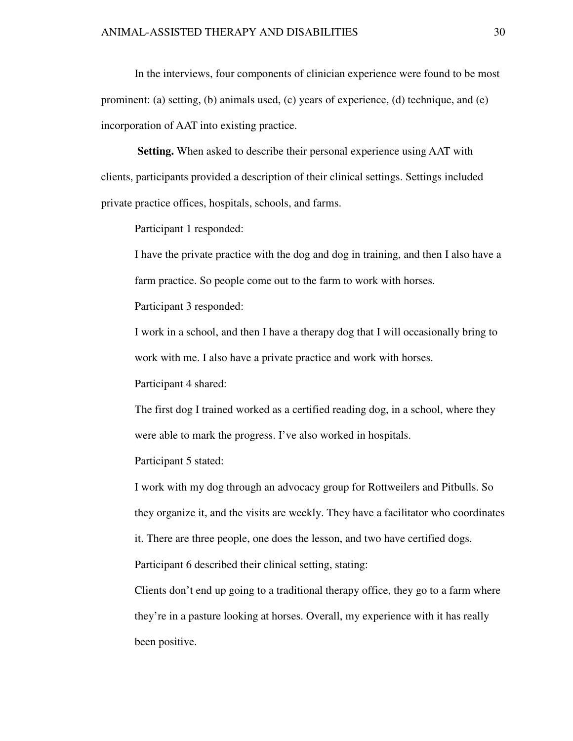In the interviews, four components of clinician experience were found to be most prominent: (a) setting, (b) animals used, (c) years of experience, (d) technique, and (e) incorporation of AAT into existing practice.

**Setting.** When asked to describe their personal experience using AAT with clients, participants provided a description of their clinical settings. Settings included private practice offices, hospitals, schools, and farms.

Participant 1 responded:

> I have the private practice with the dog and dog in training, and then I also have a farm practice. So people come out to the farm to work with horses.

Participant 3 responded:

> I work in a school, and then I have a therapy dog that I will occasionally bring to work with me. I also have a private practice and work with horses.

Participant 4 shared:

> The first dog I trained worked as a certified reading dog, in a school, where they were able to mark the progress. I've also worked in hospitals.

Participant 5 stated:

> I work with my dog through an advocacy group for Rottweilers and Pitbulls. So they organize it, and the visits are weekly. They have a facilitator who coordinates it. There are three people, one does the lesson, and two have certified dogs.

Participant 6 described their clinical setting, stating:

> Clients don't end up going to a traditional therapy office, they go to a farm where they're in a pasture looking at horses. Overall, my experience with it has really been positive.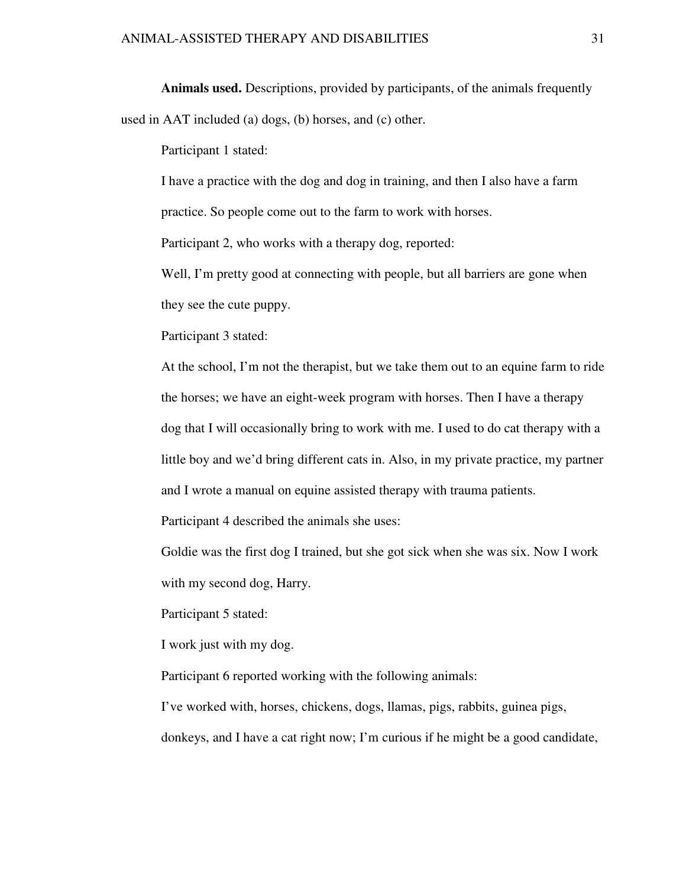**Animals used.** Descriptions, provided by participants, of the animals frequently used in AAT included (a) dogs, (b) horses, and (c) other.

Participant 1 stated:

> I have a practice with the dog and dog in training, and then I also have a farm practice. So people come out to the farm to work with horses.

Participant 2, who works with a therapy dog, reported:

> Well, I'm pretty good at connecting with people, but all barriers are gone when they see the cute puppy.

Participant 3 stated:

> At the school, I'm not the therapist, but we take them out to an equine farm to ride the horses; we have an eight-week program with horses. Then I have a therapy dog that I will occasionally bring to work with me. I used to do cat therapy with a little boy and we'd bring different cats in. Also, in my private practice, my partner and I wrote a manual on equine assisted therapy with trauma patients.

Participant 4 described the animals she uses:

> Goldie was the first dog I trained, but she got sick when she was six. Now I work with my second dog, Harry.

Participant 5 stated:

> I work just with my dog.

Participant 6 reported working with the following animals:

> I've worked with, horses, chickens, dogs, llamas, pigs, rabbits, guinea pigs, donkeys, and I have a cat right now; I'm curious if he might be a good candidate,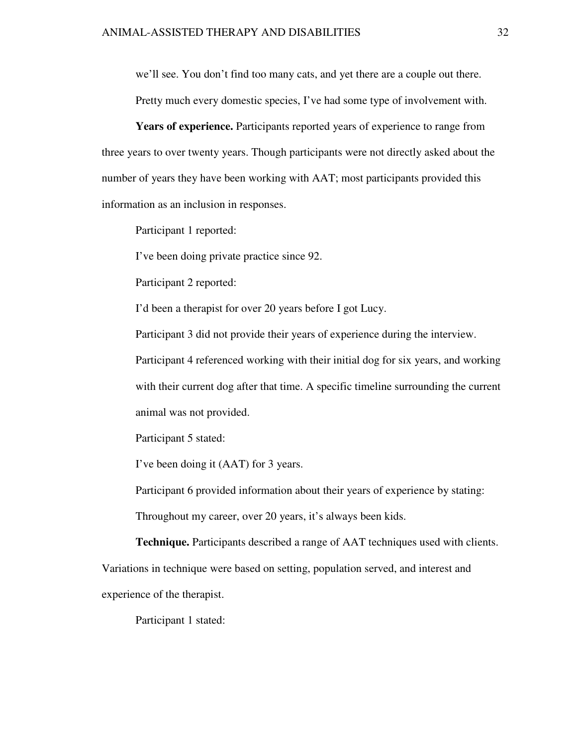we'll see. You don't find too many cats, and yet there are a couple out there. Pretty much every domestic species, I've had some type of involvement with.

**Years of experience.** Participants reported years of experience to range from three years to over twenty years. Though participants were not directly asked about the number of years they have been working with AAT; most participants provided this information as an inclusion in responses.

Participant 1 reported:

I've been doing private practice since 92.

Participant 2 reported:

I'd been a therapist for over 20 years before I got Lucy.

Participant 3 did not provide their years of experience during the interview.

Participant 4 referenced working with their initial dog for six years, and working with their current dog after that time. A specific timeline surrounding the current animal was not provided.

Participant 5 stated:

I've been doing it (AAT) for 3 years.

Participant 6 provided information about their years of experience by stating:

Throughout my career, over 20 years, it's always been kids.

**Technique.** Participants described a range of AAT techniques used with clients. Variations in technique were based on setting, population served, and interest and experience of the therapist.

Participant 1 stated: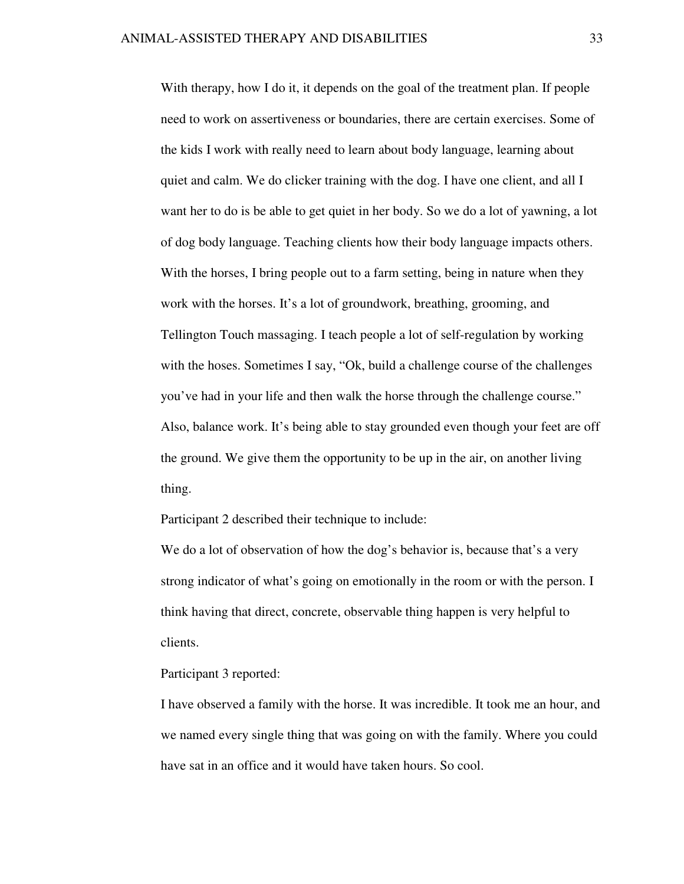With therapy, how I do it, it depends on the goal of the treatment plan. If people need to work on assertiveness or boundaries, there are certain exercises. Some of the kids I work with really need to learn about body language, learning about quiet and calm. We do clicker training with the dog. I have one client, and all I want her to do is be able to get quiet in her body. So we do a lot of yawning, a lot of dog body language. Teaching clients how their body language impacts others. With the horses, I bring people out to a farm setting, being in nature when they work with the horses. It's a lot of groundwork, breathing, grooming, and Tellington Touch massaging. I teach people a lot of self-regulation by working with the hoses. Sometimes I say, "Ok, build a challenge course of the challenges you've had in your life and then walk the horse through the challenge course." Also, balance work. It's being able to stay grounded even though your feet are off the ground. We give them the opportunity to be up in the air, on another living thing.

Participant 2 described their technique to include:

We do a lot of observation of how the dog's behavior is, because that's a very strong indicator of what's going on emotionally in the room or with the person. I think having that direct, concrete, observable thing happen is very helpful to clients.

Participant 3 reported:

I have observed a family with the horse. It was incredible. It took me an hour, and we named every single thing that was going on with the family. Where you could have sat in an office and it would have taken hours. So cool.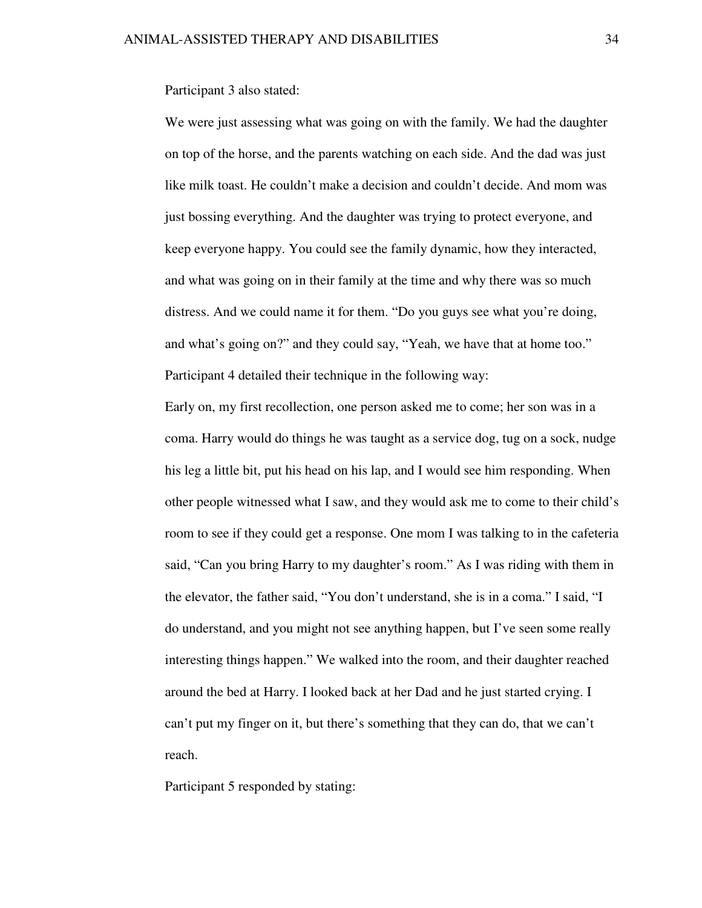Participant 3 also stated:

> We were just assessing what was going on with the family. We had the daughter on top of the horse, and the parents watching on each side. And the dad was just like milk toast. He couldn't make a decision and couldn't decide. And mom was just bossing everything. And the daughter was trying to protect everyone, and keep everyone happy. You could see the family dynamic, how they interacted, and what was going on in their family at the time and why there was so much distress. And we could name it for them. "Do you guys see what you're doing, and what's going on?" and they could say, "Yeah, we have that at home too."

Participant 4 detailed their technique in the following way:

> Early on, my first recollection, one person asked me to come; her son was in a coma. Harry would do things he was taught as a service dog, tug on a sock, nudge his leg a little bit, put his head on his lap, and I would see him responding. When other people witnessed what I saw, and they would ask me to come to their child's room to see if they could get a response. One mom I was talking to in the cafeteria said, "Can you bring Harry to my daughter's room." As I was riding with them in the elevator, the father said, "You don't understand, she is in a coma." I said, "I do understand, and you might not see anything happen, but I've seen some really interesting things happen." We walked into the room, and their daughter reached around the bed at Harry. I looked back at her Dad and he just started crying. I can't put my finger on it, but there's something that they can do, that we can't reach.

Participant 5 responded by stating: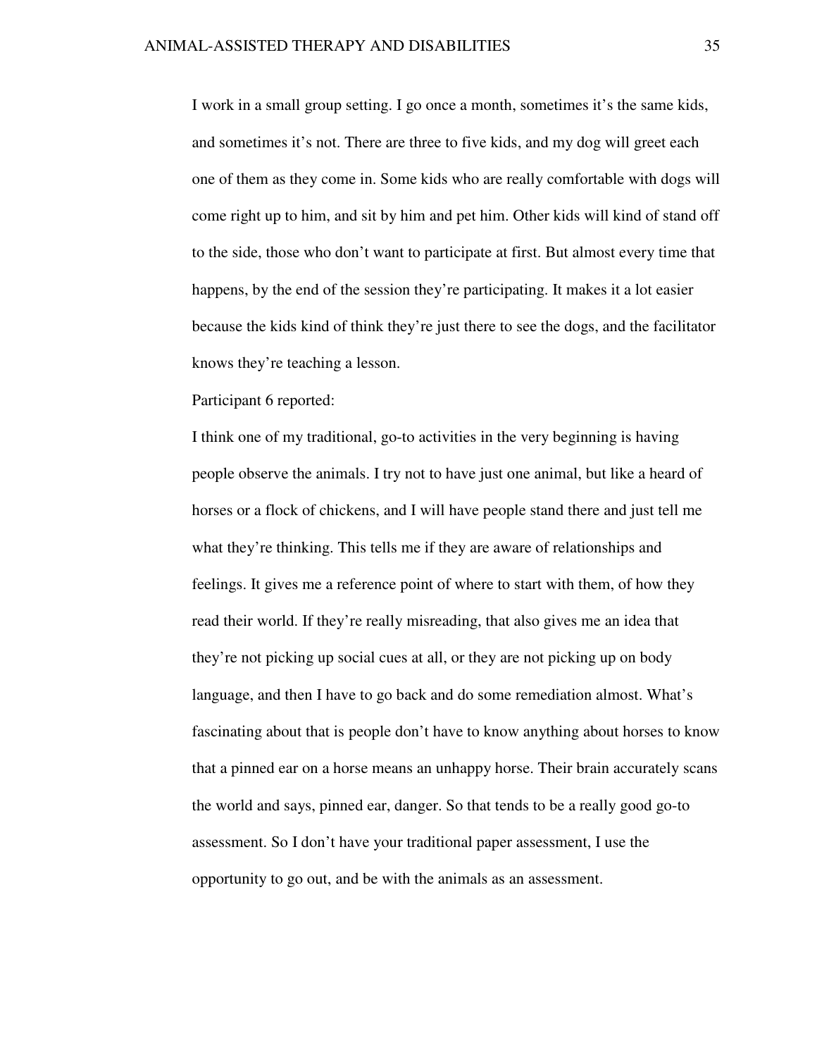> I work in a small group setting. I go once a month, sometimes it's the same kids, and sometimes it's not. There are three to five kids, and my dog will greet each one of them as they come in. Some kids who are really comfortable with dogs will come right up to him, and sit by him and pet him. Other kids will kind of stand off to the side, those who don't want to participate at first. But almost every time that happens, by the end of the session they're participating. It makes it a lot easier because the kids kind of think they're just there to see the dogs, and the facilitator knows they're teaching a lesson.

Participant 6 reported:

> I think one of my traditional, go-to activities in the very beginning is having people observe the animals. I try not to have just one animal, but like a heard of horses or a flock of chickens, and I will have people stand there and just tell me what they're thinking. This tells me if they are aware of relationships and feelings. It gives me a reference point of where to start with them, of how they read their world. If they're really misreading, that also gives me an idea that they're not picking up social cues at all, or they are not picking up on body language, and then I have to go back and do some remediation almost. What's fascinating about that is people don't have to know anything about horses to know that a pinned ear on a horse means an unhappy horse. Their brain accurately scans the world and says, pinned ear, danger. So that tends to be a really good go-to assessment. So I don't have your traditional paper assessment, I use the opportunity to go out, and be with the animals as an assessment.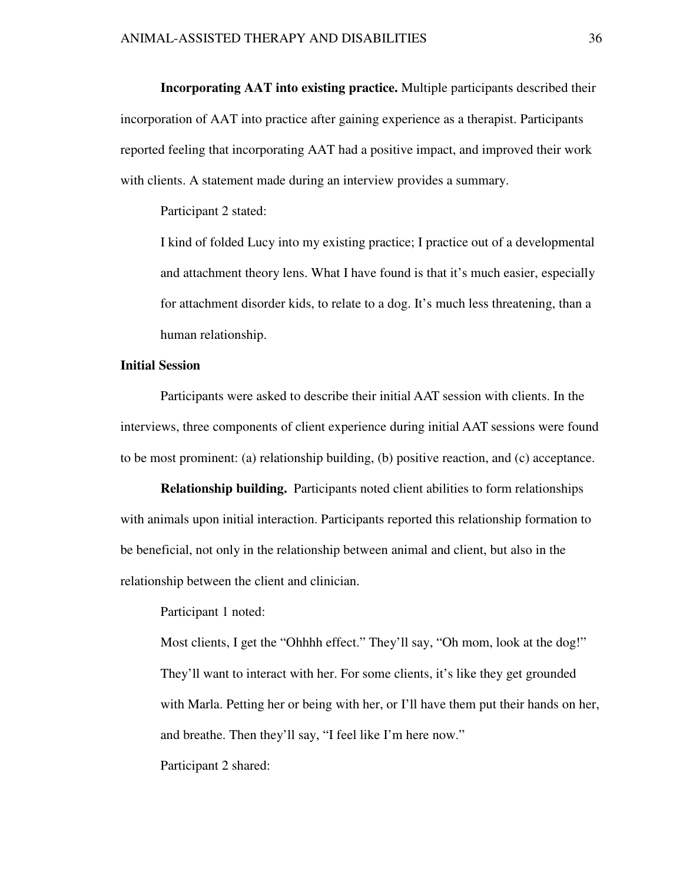**Incorporating AAT into existing practice.** Multiple participants described their incorporation of AAT into practice after gaining experience as a therapist. Participants reported feeling that incorporating AAT had a positive impact, and improved their work with clients. A statement made during an interview provides a summary.

Participant 2 stated:

> I kind of folded Lucy into my existing practice; I practice out of a developmental and attachment theory lens. What I have found is that it's much easier, especially for attachment disorder kids, to relate to a dog. It's much less threatening, than a human relationship.

### Initial Session

Participants were asked to describe their initial AAT session with clients. In the interviews, three components of client experience during initial AAT sessions were found to be most prominent: (a) relationship building, (b) positive reaction, and (c) acceptance.

**Relationship building.** Participants noted client abilities to form relationships with animals upon initial interaction. Participants reported this relationship formation to be beneficial, not only in the relationship between animal and client, but also in the relationship between the client and clinician.

Participant 1 noted:

> Most clients, I get the "Ohhhh effect." They'll say, "Oh mom, look at the dog!" They'll want to interact with her. For some clients, it's like they get grounded with Marla. Petting her or being with her, or I'll have them put their hands on her, and breathe. Then they'll say, "I feel like I'm here now."

Participant 2 shared: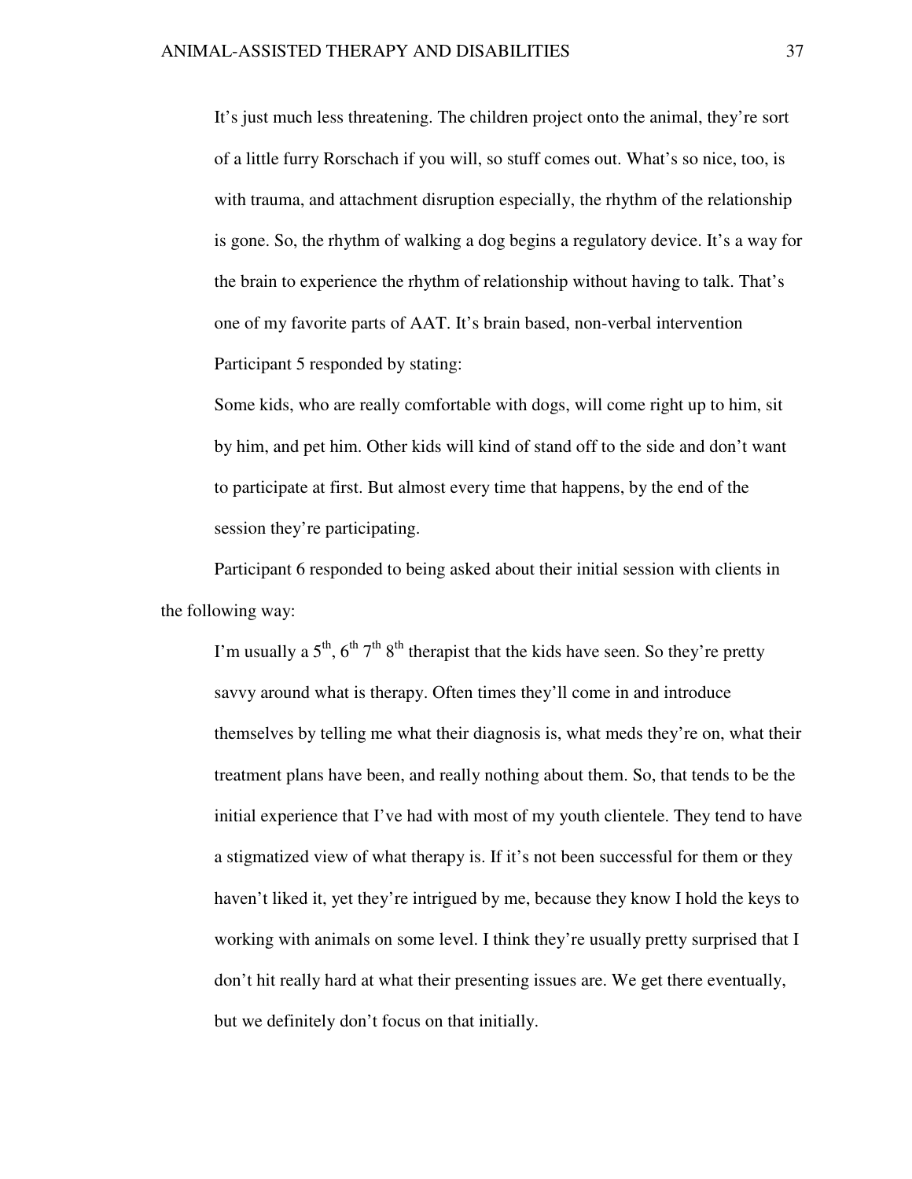> It's just much less threatening. The children project onto the animal, they're sort of a little furry Rorschach if you will, so stuff comes out. What's so nice, too, is with trauma, and attachment disruption especially, the rhythm of the relationship is gone. So, the rhythm of walking a dog begins a regulatory device. It's a way for the brain to experience the rhythm of relationship without having to talk. That's one of my favorite parts of AAT. It's brain based, non-verbal intervention

Participant 5 responded by stating:

> Some kids, who are really comfortable with dogs, will come right up to him, sit by him, and pet him. Other kids will kind of stand off to the side and don't want to participate at first. But almost every time that happens, by the end of the session they're participating.

Participant 6 responded to being asked about their initial session with clients in the following way:

> I'm usually a 5th, 6th 7th 8th therapist that the kids have seen. So they're pretty savvy around what is therapy. Often times they'll come in and introduce themselves by telling me what their diagnosis is, what meds they're on, what their treatment plans have been, and really nothing about them. So, that tends to be the initial experience that I've had with most of my youth clientele. They tend to have a stigmatized view of what therapy is. If it's not been successful for them or they haven't liked it, yet they're intrigued by me, because they know I hold the keys to working with animals on some level. I think they're usually pretty surprised that I don't hit really hard at what their presenting issues are. We get there eventually, but we definitely don't focus on that initially.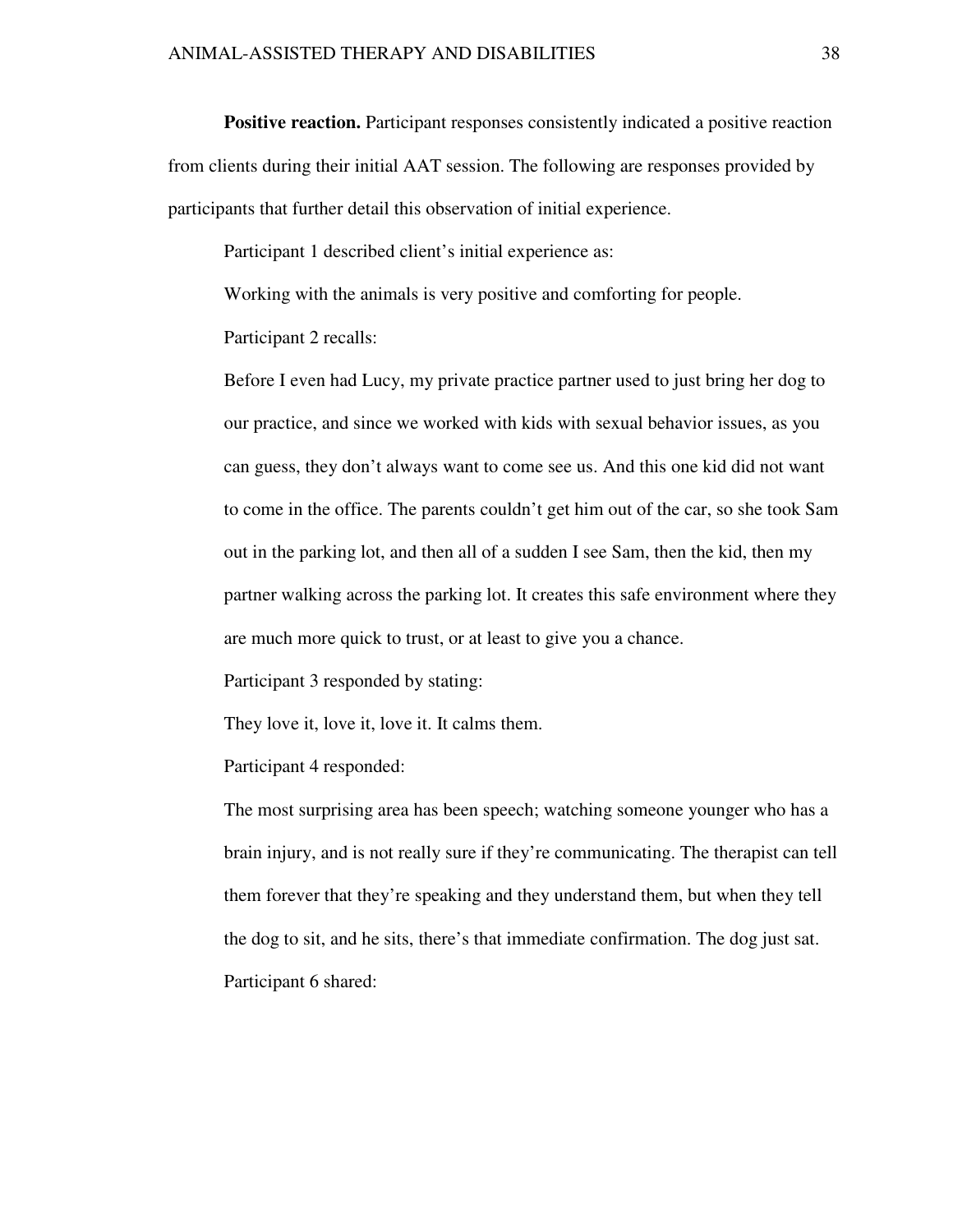**Positive reaction.** Participant responses consistently indicated a positive reaction from clients during their initial AAT session. The following are responses provided by participants that further detail this observation of initial experience.

Participant 1 described client's initial experience as:

> Working with the animals is very positive and comforting for people.

Participant 2 recalls:

> Before I even had Lucy, my private practice partner used to just bring her dog to our practice, and since we worked with kids with sexual behavior issues, as you can guess, they don't always want to come see us. And this one kid did not want to come in the office. The parents couldn't get him out of the car, so she took Sam out in the parking lot, and then all of a sudden I see Sam, then the kid, then my partner walking across the parking lot. It creates this safe environment where they are much more quick to trust, or at least to give you a chance.

Participant 3 responded by stating:

> They love it, love it, love it. It calms them.

Participant 4 responded:

> The most surprising area has been speech; watching someone younger who has a brain injury, and is not really sure if they're communicating. The therapist can tell them forever that they're speaking and they understand them, but when they tell the dog to sit, and he sits, there's that immediate confirmation. The dog just sat.

Participant 6 shared: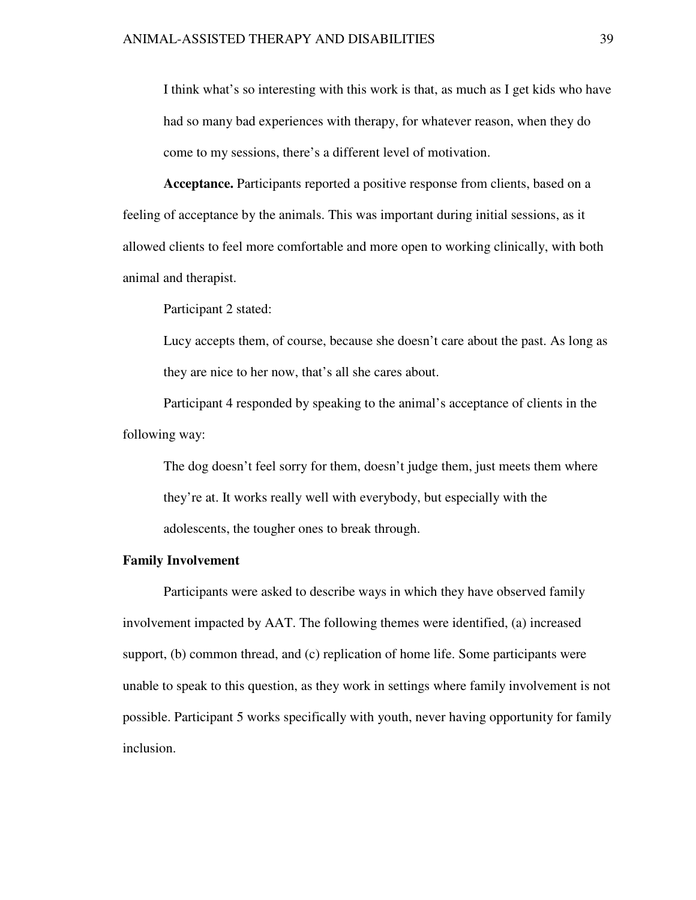> I think what's so interesting with this work is that, as much as I get kids who have had so many bad experiences with therapy, for whatever reason, when they do come to my sessions, there's a different level of motivation.

**Acceptance.** Participants reported a positive response from clients, based on a feeling of acceptance by the animals. This was important during initial sessions, as it allowed clients to feel more comfortable and more open to working clinically, with both animal and therapist.

Participant 2 stated:

> Lucy accepts them, of course, because she doesn't care about the past. As long as they are nice to her now, that's all she cares about.

Participant 4 responded by speaking to the animal's acceptance of clients in the following way:

> The dog doesn't feel sorry for them, doesn't judge them, just meets them where they're at. It works really well with everybody, but especially with the adolescents, the tougher ones to break through.

**Family Involvement**

Participants were asked to describe ways in which they have observed family involvement impacted by AAT. The following themes were identified, (a) increased support, (b) common thread, and (c) replication of home life. Some participants were unable to speak to this question, as they work in settings where family involvement is not possible. Participant 5 works specifically with youth, never having opportunity for family inclusion.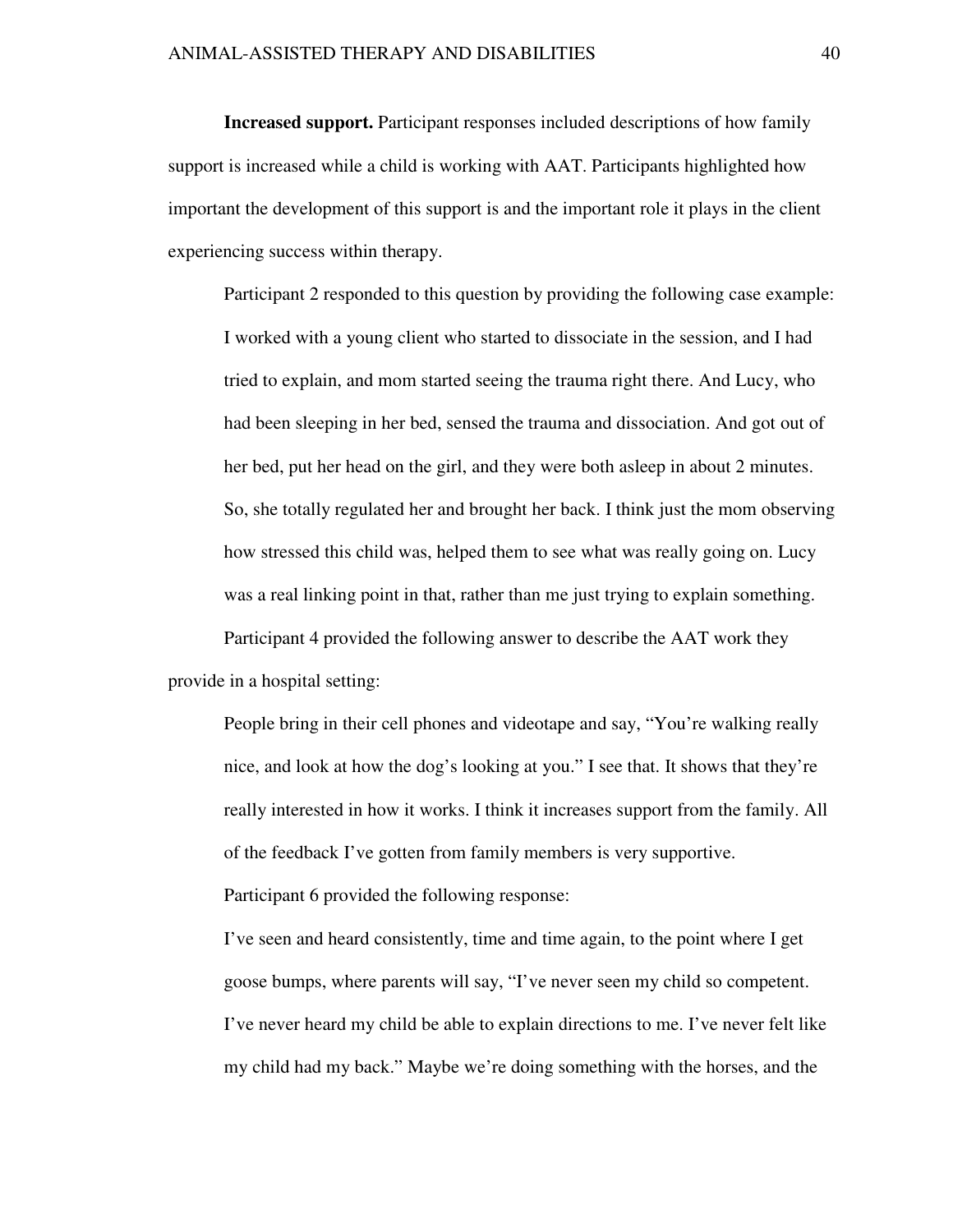**Increased support.** Participant responses included descriptions of how family support is increased while a child is working with AAT. Participants highlighted how important the development of this support is and the important role it plays in the client experiencing success within therapy.

Participant 2 responded to this question by providing the following case example:

> I worked with a young client who started to dissociate in the session, and I had tried to explain, and mom started seeing the trauma right there. And Lucy, who had been sleeping in her bed, sensed the trauma and dissociation. And got out of her bed, put her head on the girl, and they were both asleep in about 2 minutes. So, she totally regulated her and brought her back. I think just the mom observing how stressed this child was, helped them to see what was really going on. Lucy was a real linking point in that, rather than me just trying to explain something.

Participant 4 provided the following answer to describe the AAT work they provide in a hospital setting:

> People bring in their cell phones and videotape and say, "You're walking really nice, and look at how the dog's looking at you." I see that. It shows that they're really interested in how it works. I think it increases support from the family. All of the feedback I've gotten from family members is very supportive.

Participant 6 provided the following response:

> I've seen and heard consistently, time and time again, to the point where I get goose bumps, where parents will say, "I've never seen my child so competent. I've never heard my child be able to explain directions to me. I've never felt like my child had my back." Maybe we're doing something with the horses, and the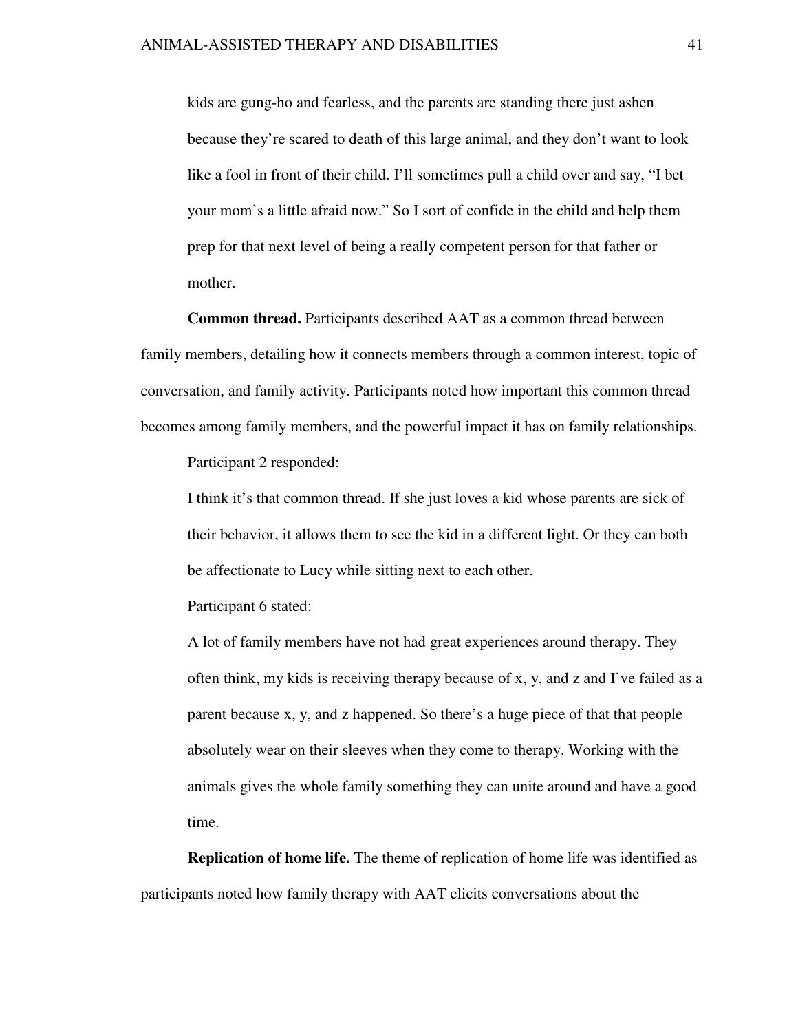> kids are gung-ho and fearless, and the parents are standing there just ashen because they're scared to death of this large animal, and they don't want to look like a fool in front of their child. I'll sometimes pull a child over and say, "I bet your mom's a little afraid now." So I sort of confide in the child and help them prep for that next level of being a really competent person for that father or mother.

**Common thread.** Participants described AAT as a common thread between family members, detailing how it connects members through a common interest, topic of conversation, and family activity. Participants noted how important this common thread becomes among family members, and the powerful impact it has on family relationships.

Participant 2 responded:

> I think it's that common thread. If she just loves a kid whose parents are sick of their behavior, it allows them to see the kid in a different light. Or they can both be affectionate to Lucy while sitting next to each other.

Participant 6 stated:

> A lot of family members have not had great experiences around therapy. They often think, my kids is receiving therapy because of x, y, and z and I've failed as a parent because x, y, and z happened. So there's a huge piece of that that people absolutely wear on their sleeves when they come to therapy. Working with the animals gives the whole family something they can unite around and have a good time.

**Replication of home life.** The theme of replication of home life was identified as participants noted how family therapy with AAT elicits conversations about the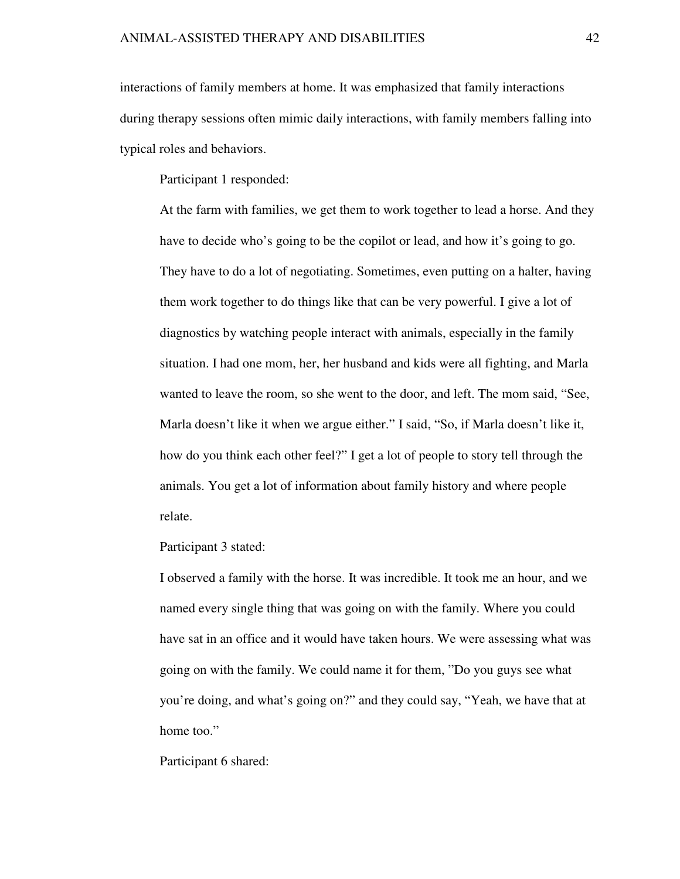interactions of family members at home. It was emphasized that family interactions during therapy sessions often mimic daily interactions, with family members falling into typical roles and behaviors.

Participant 1 responded:

> At the farm with families, we get them to work together to lead a horse. And they have to decide who's going to be the copilot or lead, and how it's going to go. They have to do a lot of negotiating. Sometimes, even putting on a halter, having them work together to do things like that can be very powerful. I give a lot of diagnostics by watching people interact with animals, especially in the family situation. I had one mom, her, her husband and kids were all fighting, and Marla wanted to leave the room, so she went to the door, and left. The mom said, "See, Marla doesn't like it when we argue either." I said, "So, if Marla doesn't like it, how do you think each other feel?" I get a lot of people to story tell through the animals. You get a lot of information about family history and where people relate.

Participant 3 stated:

> I observed a family with the horse. It was incredible. It took me an hour, and we named every single thing that was going on with the family. Where you could have sat in an office and it would have taken hours. We were assessing what was going on with the family. We could name it for them, "Do you guys see what you're doing, and what's going on?" and they could say, "Yeah, we have that at home too."

Participant 6 shared: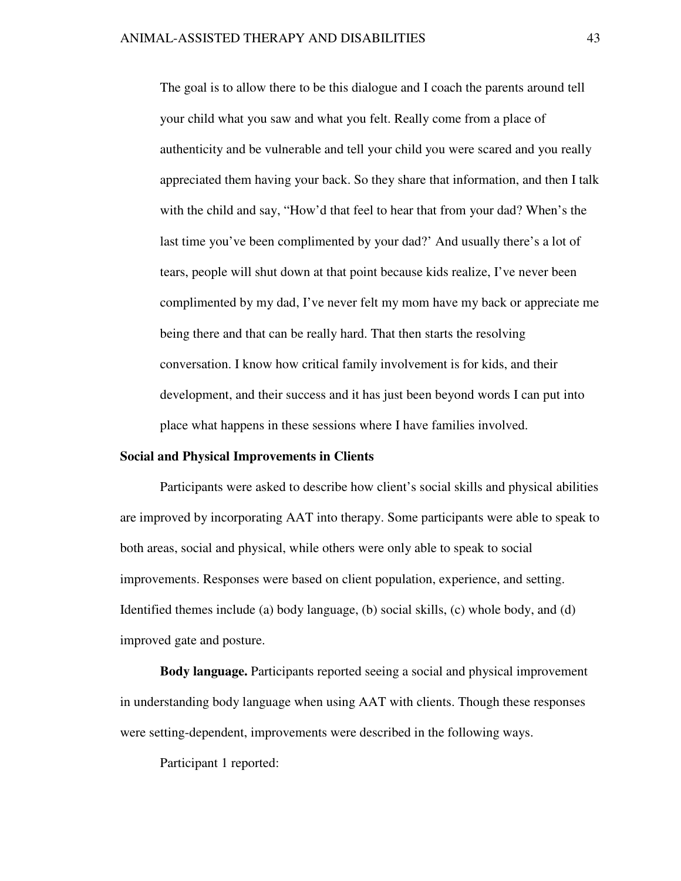> The goal is to allow there to be this dialogue and I coach the parents around tell your child what you saw and what you felt. Really come from a place of authenticity and be vulnerable and tell your child you were scared and you really appreciated them having your back. So they share that information, and then I talk with the child and say, "How'd that feel to hear that from your dad? When's the last time you've been complimented by your dad?' And usually there's a lot of tears, people will shut down at that point because kids realize, I've never been complimented by my dad, I've never felt my mom have my back or appreciate me being there and that can be really hard. That then starts the resolving conversation. I know how critical family involvement is for kids, and their development, and their success and it has just been beyond words I can put into place what happens in these sessions where I have families involved.

**Social and Physical Improvements in Clients**

Participants were asked to describe how client's social skills and physical abilities are improved by incorporating AAT into therapy. Some participants were able to speak to both areas, social and physical, while others were only able to speak to social improvements. Responses were based on client population, experience, and setting. Identified themes include (a) body language, (b) social skills, (c) whole body, and (d) improved gate and posture.

**Body language.** Participants reported seeing a social and physical improvement in understanding body language when using AAT with clients. Though these responses were setting-dependent, improvements were described in the following ways.

Participant 1 reported: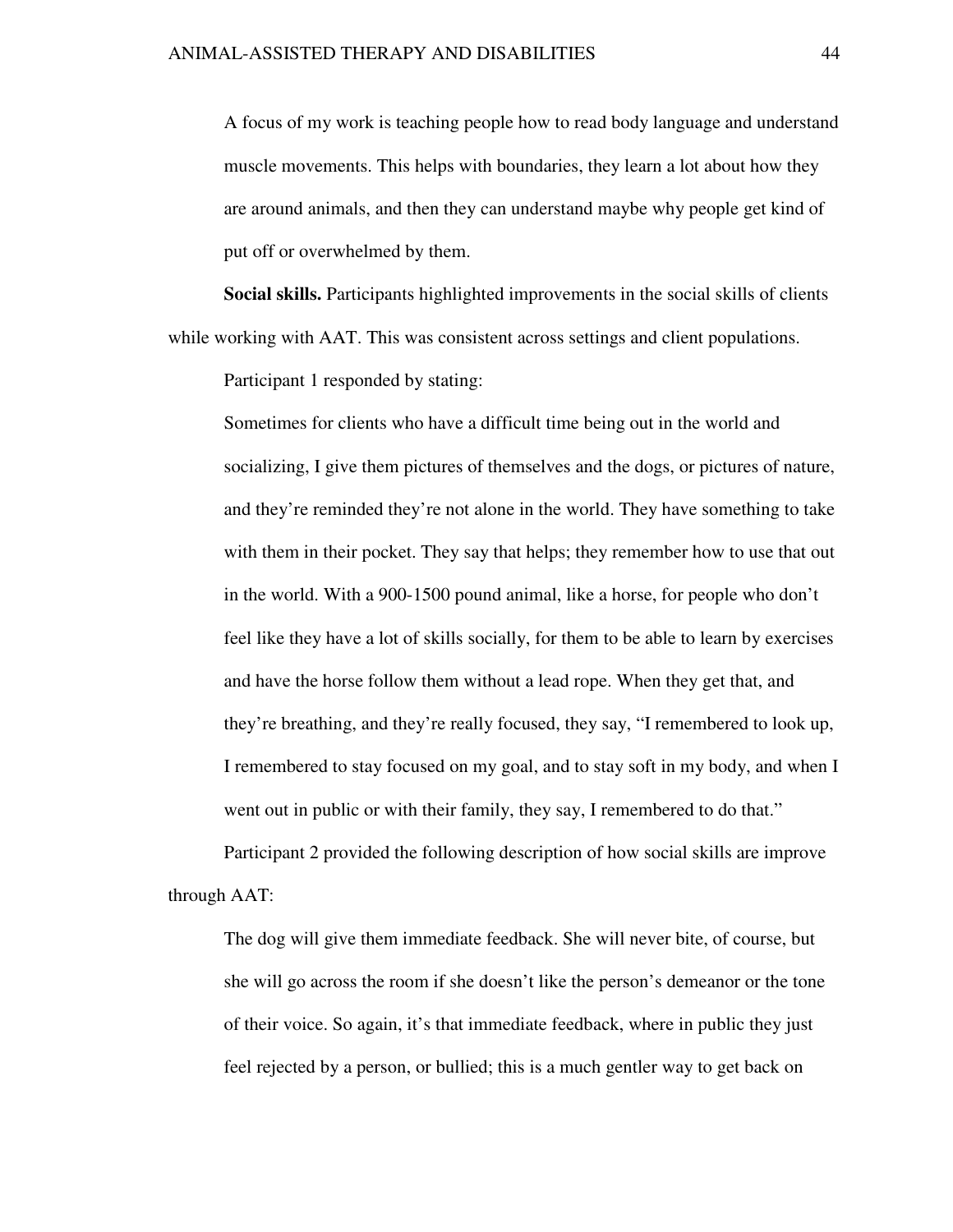> A focus of my work is teaching people how to read body language and understand muscle movements. This helps with boundaries, they learn a lot about how they are around animals, and then they can understand maybe why people get kind of put off or overwhelmed by them.

**Social skills.** Participants highlighted improvements in the social skills of clients while working with AAT. This was consistent across settings and client populations.

Participant 1 responded by stating:

> Sometimes for clients who have a difficult time being out in the world and socializing, I give them pictures of themselves and the dogs, or pictures of nature, and they're reminded they're not alone in the world. They have something to take with them in their pocket. They say that helps; they remember how to use that out in the world. With a 900-1500 pound animal, like a horse, for people who don't feel like they have a lot of skills socially, for them to be able to learn by exercises and have the horse follow them without a lead rope. When they get that, and they're breathing, and they're really focused, they say, "I remembered to look up, I remembered to stay focused on my goal, and to stay soft in my body, and when I went out in public or with their family, they say, I remembered to do that."

Participant 2 provided the following description of how social skills are improve through AAT:

> The dog will give them immediate feedback. She will never bite, of course, but she will go across the room if she doesn't like the person's demeanor or the tone of their voice. So again, it's that immediate feedback, where in public they just feel rejected by a person, or bullied; this is a much gentler way to get back on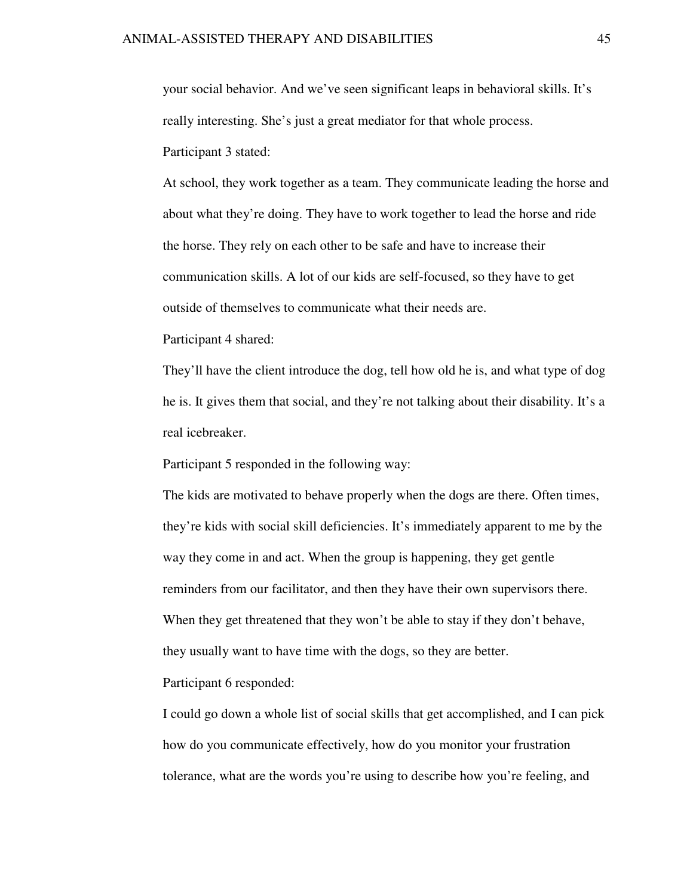your social behavior. And we've seen significant leaps in behavioral skills. It's really interesting. She's just a great mediator for that whole process.

Participant 3 stated:

> At school, they work together as a team. They communicate leading the horse and about what they're doing. They have to work together to lead the horse and ride the horse. They rely on each other to be safe and have to increase their communication skills. A lot of our kids are self-focused, so they have to get outside of themselves to communicate what their needs are.

Participant 4 shared:

> They'll have the client introduce the dog, tell how old he is, and what type of dog he is. It gives them that social, and they're not talking about their disability. It's a real icebreaker.

Participant 5 responded in the following way:

> The kids are motivated to behave properly when the dogs are there. Often times, they're kids with social skill deficiencies. It's immediately apparent to me by the way they come in and act. When the group is happening, they get gentle reminders from our facilitator, and then they have their own supervisors there. When they get threatened that they won't be able to stay if they don't behave, they usually want to have time with the dogs, so they are better.

Participant 6 responded:

> I could go down a whole list of social skills that get accomplished, and I can pick how do you communicate effectively, how do you monitor your frustration tolerance, what are the words you're using to describe how you're feeling, and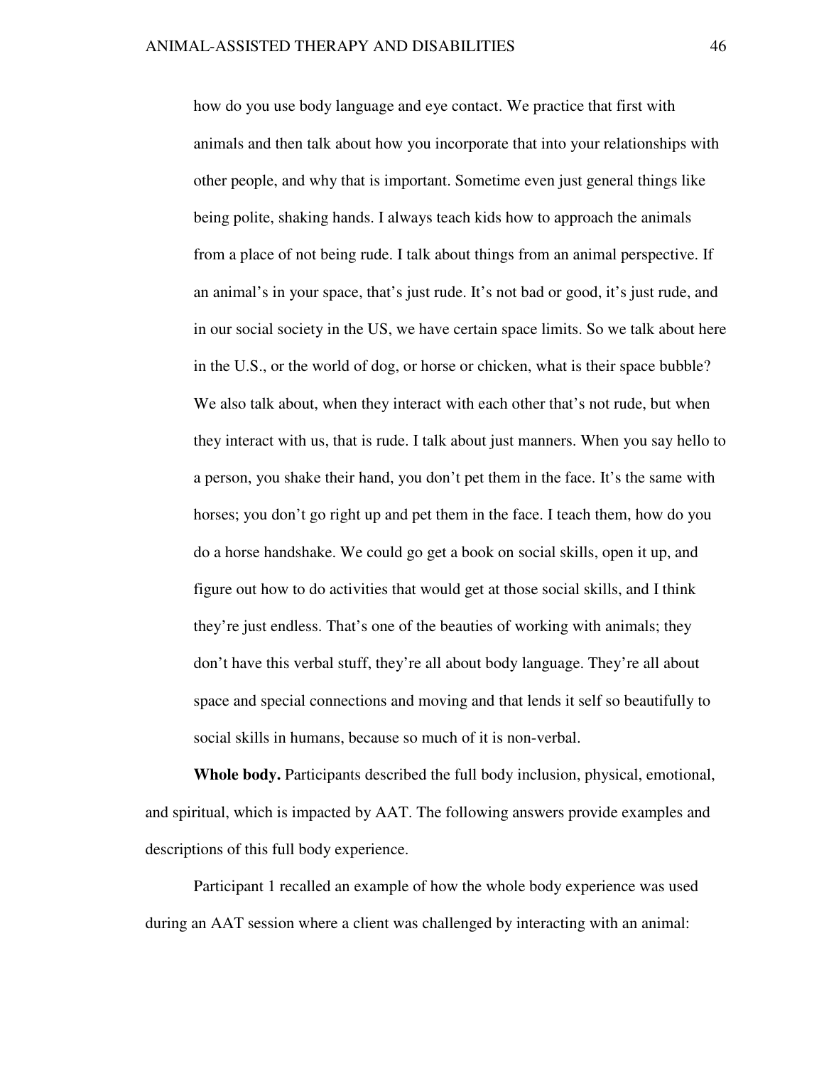> how do you use body language and eye contact. We practice that first with animals and then talk about how you incorporate that into your relationships with other people, and why that is important. Sometime even just general things like being polite, shaking hands. I always teach kids how to approach the animals from a place of not being rude. I talk about things from an animal perspective. If an animal's in your space, that's just rude. It's not bad or good, it's just rude, and in our social society in the US, we have certain space limits. So we talk about here in the U.S., or the world of dog, or horse or chicken, what is their space bubble? We also talk about, when they interact with each other that's not rude, but when they interact with us, that is rude. I talk about just manners. When you say hello to a person, you shake their hand, you don't pet them in the face. It's the same with horses; you don't go right up and pet them in the face. I teach them, how do you do a horse handshake. We could go get a book on social skills, open it up, and figure out how to do activities that would get at those social skills, and I think they're just endless. That's one of the beauties of working with animals; they don't have this verbal stuff, they're all about body language. They're all about space and special connections and moving and that lends it self so beautifully to social skills in humans, because so much of it is non-verbal.

**Whole body.** Participants described the full body inclusion, physical, emotional, and spiritual, which is impacted by AAT. The following answers provide examples and descriptions of this full body experience.

Participant 1 recalled an example of how the whole body experience was used during an AAT session where a client was challenged by interacting with an animal: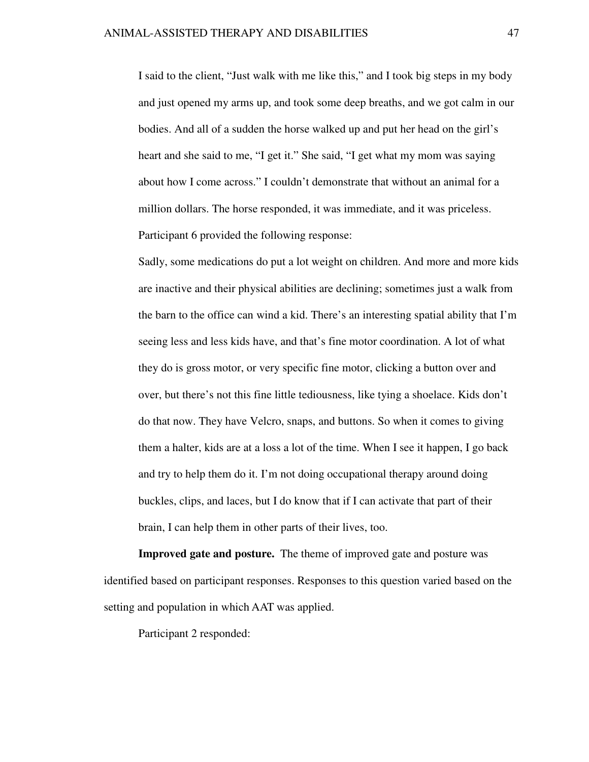> I said to the client, "Just walk with me like this," and I took big steps in my body and just opened my arms up, and took some deep breaths, and we got calm in our bodies. And all of a sudden the horse walked up and put her head on the girl's heart and she said to me, "I get it." She said, "I get what my mom was saying about how I come across." I couldn't demonstrate that without an animal for a million dollars. The horse responded, it was immediate, and it was priceless.

Participant 6 provided the following response:

> Sadly, some medications do put a lot weight on children. And more and more kids are inactive and their physical abilities are declining; sometimes just a walk from the barn to the office can wind a kid. There's an interesting spatial ability that I'm seeing less and less kids have, and that's fine motor coordination. A lot of what they do is gross motor, or very specific fine motor, clicking a button over and over, but there's not this fine little tediousness, like tying a shoelace. Kids don't do that now. They have Velcro, snaps, and buttons. So when it comes to giving them a halter, kids are at a loss a lot of the time. When I see it happen, I go back and try to help them do it. I'm not doing occupational therapy around doing buckles, clips, and laces, but I do know that if I can activate that part of their brain, I can help them in other parts of their lives, too.

**Improved gate and posture.** The theme of improved gate and posture was identified based on participant responses. Responses to this question varied based on the setting and population in which AAT was applied.

Participant 2 responded: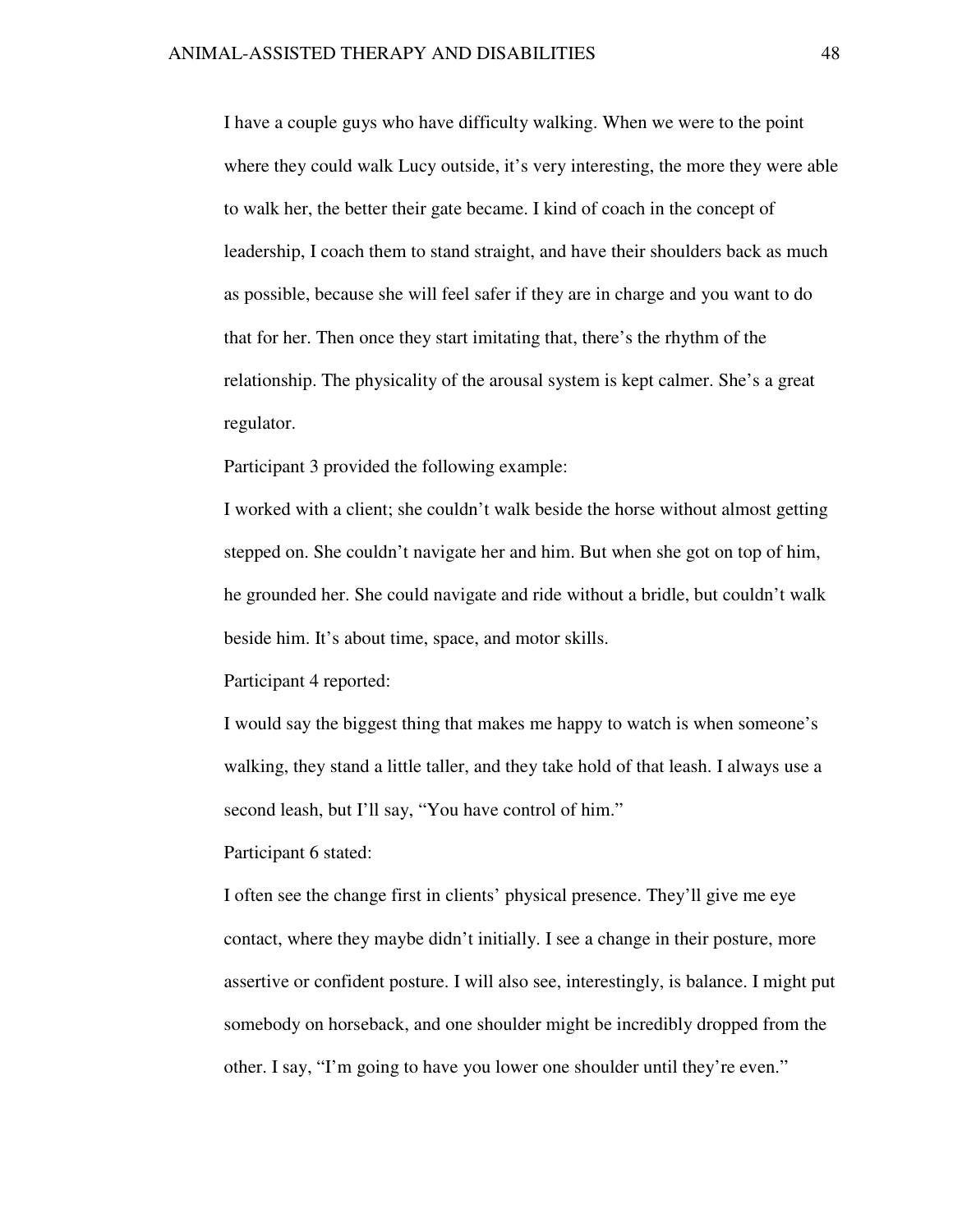I have a couple guys who have difficulty walking. When we were to the point where they could walk Lucy outside, it's very interesting, the more they were able to walk her, the better their gate became. I kind of coach in the concept of leadership, I coach them to stand straight, and have their shoulders back as much as possible, because she will feel safer if they are in charge and you want to do that for her. Then once they start imitating that, there's the rhythm of the relationship. The physicality of the arousal system is kept calmer. She's a great regulator.

Participant 3 provided the following example:

I worked with a client; she couldn't walk beside the horse without almost getting stepped on. She couldn't navigate her and him. But when she got on top of him, he grounded her. She could navigate and ride without a bridle, but couldn't walk beside him. It's about time, space, and motor skills.

Participant 4 reported:

I would say the biggest thing that makes me happy to watch is when someone's walking, they stand a little taller, and they take hold of that leash. I always use a second leash, but I'll say, "You have control of him."

Participant 6 stated:

I often see the change first in clients' physical presence. They'll give me eye contact, where they maybe didn't initially. I see a change in their posture, more assertive or confident posture. I will also see, interestingly, is balance. I might put somebody on horseback, and one shoulder might be incredibly dropped from the other. I say, "I'm going to have you lower one shoulder until they're even."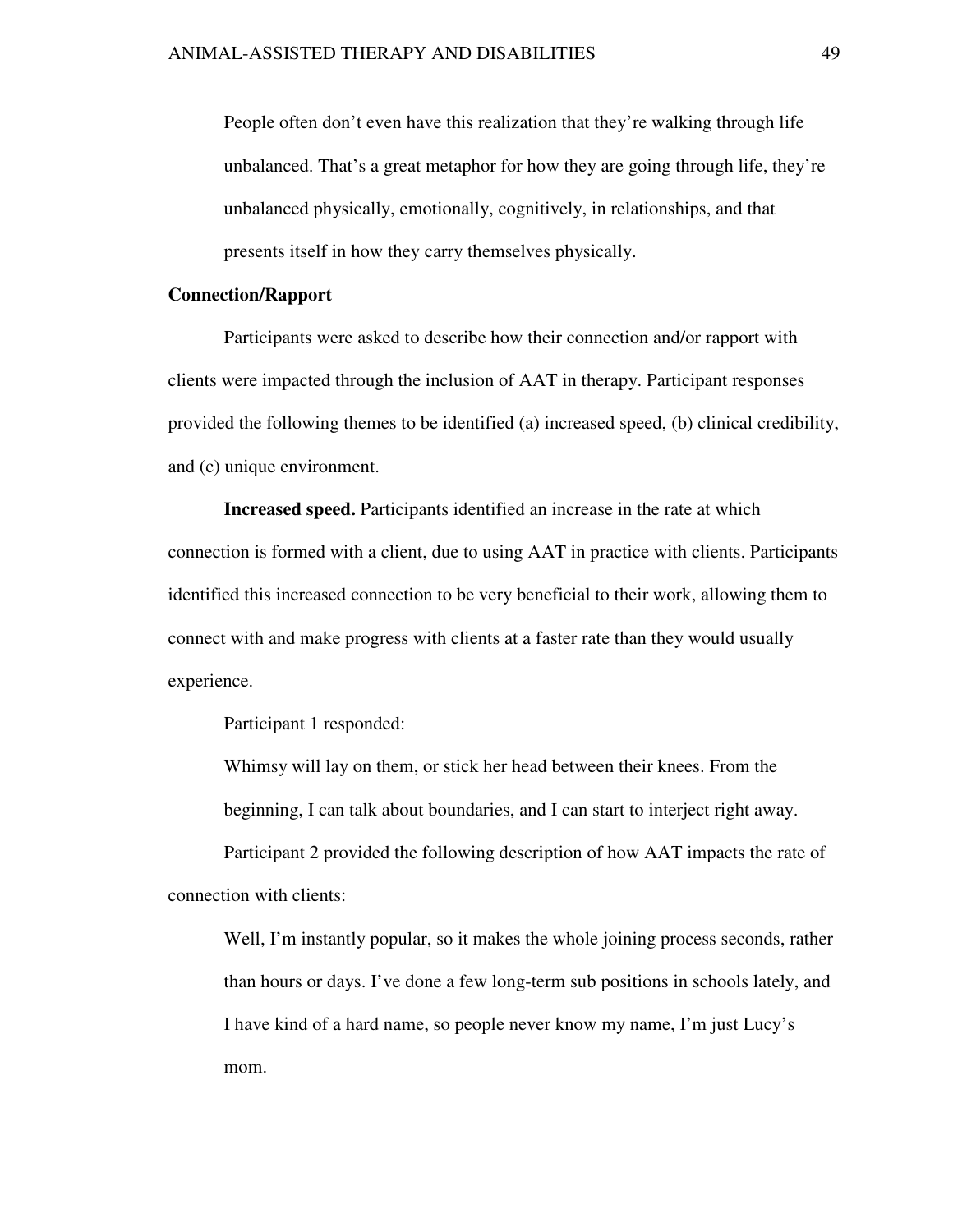> People often don't even have this realization that they're walking through life unbalanced. That's a great metaphor for how they are going through life, they're unbalanced physically, emotionally, cognitively, in relationships, and that presents itself in how they carry themselves physically.

**Connection/Rapport**

Participants were asked to describe how their connection and/or rapport with clients were impacted through the inclusion of AAT in therapy. Participant responses provided the following themes to be identified (a) increased speed, (b) clinical credibility, and (c) unique environment.

**Increased speed.** Participants identified an increase in the rate at which connection is formed with a client, due to using AAT in practice with clients. Participants identified this increased connection to be very beneficial to their work, allowing them to connect with and make progress with clients at a faster rate than they would usually experience.

Participant 1 responded:

> Whimsy will lay on them, or stick her head between their knees. From the beginning, I can talk about boundaries, and I can start to interject right away.

Participant 2 provided the following description of how AAT impacts the rate of connection with clients:

> Well, I'm instantly popular, so it makes the whole joining process seconds, rather than hours or days. I've done a few long-term sub positions in schools lately, and I have kind of a hard name, so people never know my name, I'm just Lucy's mom.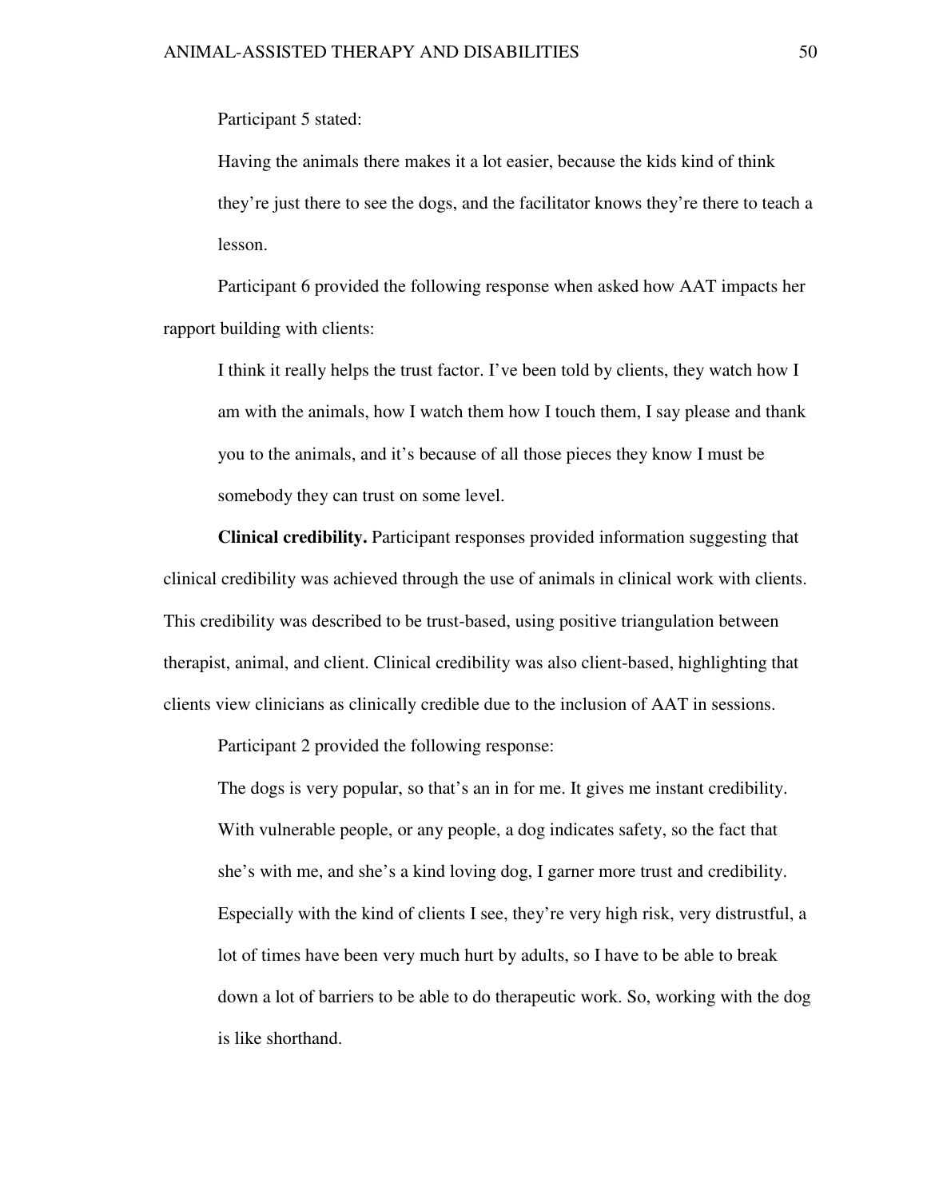Participant 5 stated:

> Having the animals there makes it a lot easier, because the kids kind of think they're just there to see the dogs, and the facilitator knows they're there to teach a lesson.

Participant 6 provided the following response when asked how AAT impacts her rapport building with clients:

> I think it really helps the trust factor. I've been told by clients, they watch how I am with the animals, how I watch them how I touch them, I say please and thank you to the animals, and it's because of all those pieces they know I must be somebody they can trust on some level.

**Clinical credibility.** Participant responses provided information suggesting that clinical credibility was achieved through the use of animals in clinical work with clients. This credibility was described to be trust-based, using positive triangulation between therapist, animal, and client. Clinical credibility was also client-based, highlighting that clients view clinicians as clinically credible due to the inclusion of AAT in sessions.

Participant 2 provided the following response:

> The dogs is very popular, so that's an in for me. It gives me instant credibility. With vulnerable people, or any people, a dog indicates safety, so the fact that she's with me, and she's a kind loving dog, I garner more trust and credibility. Especially with the kind of clients I see, they're very high risk, very distrustful, a lot of times have been very much hurt by adults, so I have to be able to break down a lot of barriers to be able to do therapeutic work. So, working with the dog is like shorthand.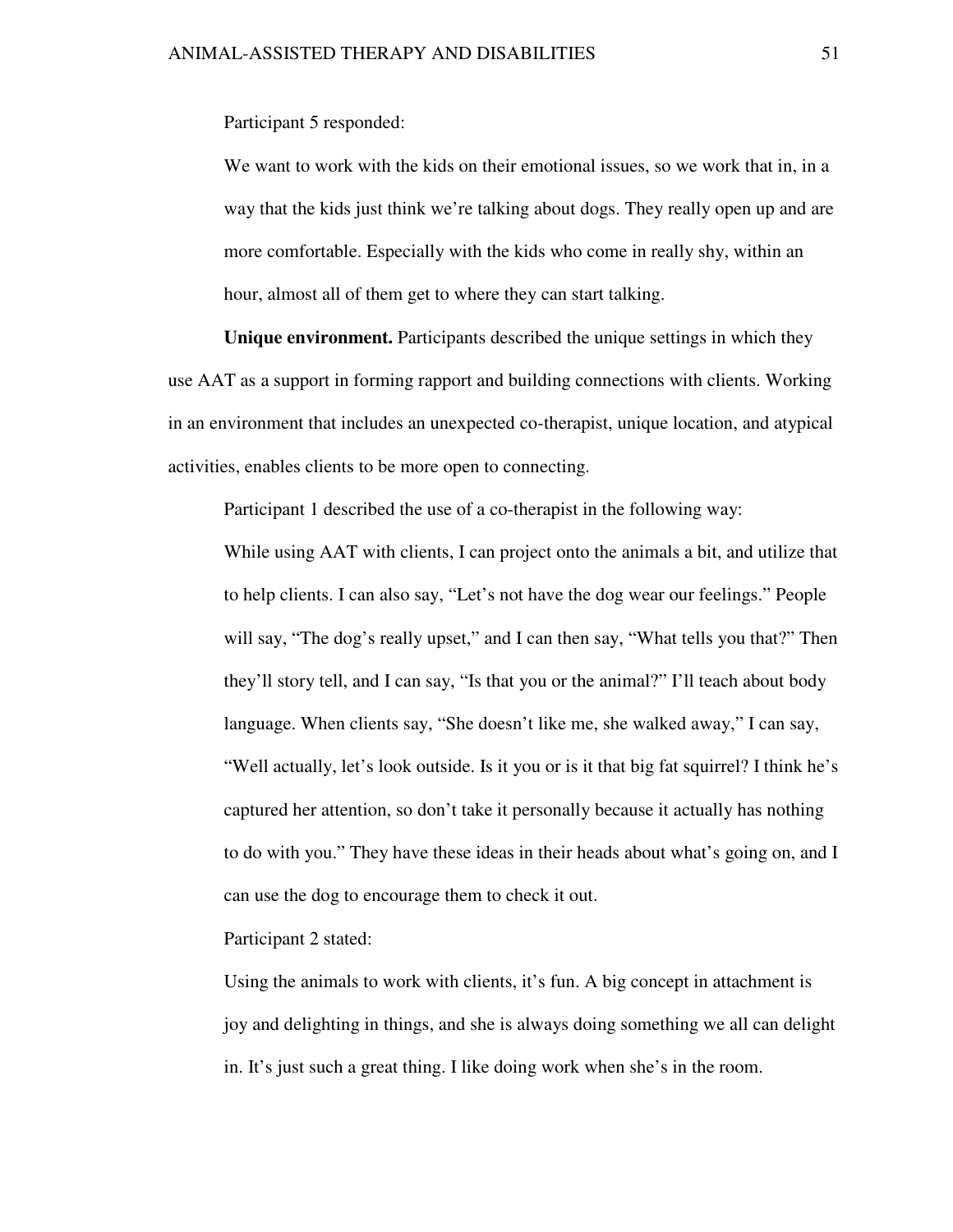Participant 5 responded:

> We want to work with the kids on their emotional issues, so we work that in, in a way that the kids just think we're talking about dogs. They really open up and are more comfortable. Especially with the kids who come in really shy, within an hour, almost all of them get to where they can start talking.

**Unique environment.** Participants described the unique settings in which they use AAT as a support in forming rapport and building connections with clients. Working in an environment that includes an unexpected co-therapist, unique location, and atypical activities, enables clients to be more open to connecting.

Participant 1 described the use of a co-therapist in the following way:

> While using AAT with clients, I can project onto the animals a bit, and utilize that to help clients. I can also say, "Let's not have the dog wear our feelings." People will say, "The dog's really upset," and I can then say, "What tells you that?" Then they'll story tell, and I can say, "Is that you or the animal?" I'll teach about body language. When clients say, "She doesn't like me, she walked away," I can say, "Well actually, let's look outside. Is it you or is it that big fat squirrel? I think he's captured her attention, so don't take it personally because it actually has nothing to do with you." They have these ideas in their heads about what's going on, and I can use the dog to encourage them to check it out.

Participant 2 stated:

> Using the animals to work with clients, it's fun. A big concept in attachment is joy and delighting in things, and she is always doing something we all can delight in. It's just such a great thing. I like doing work when she's in the room.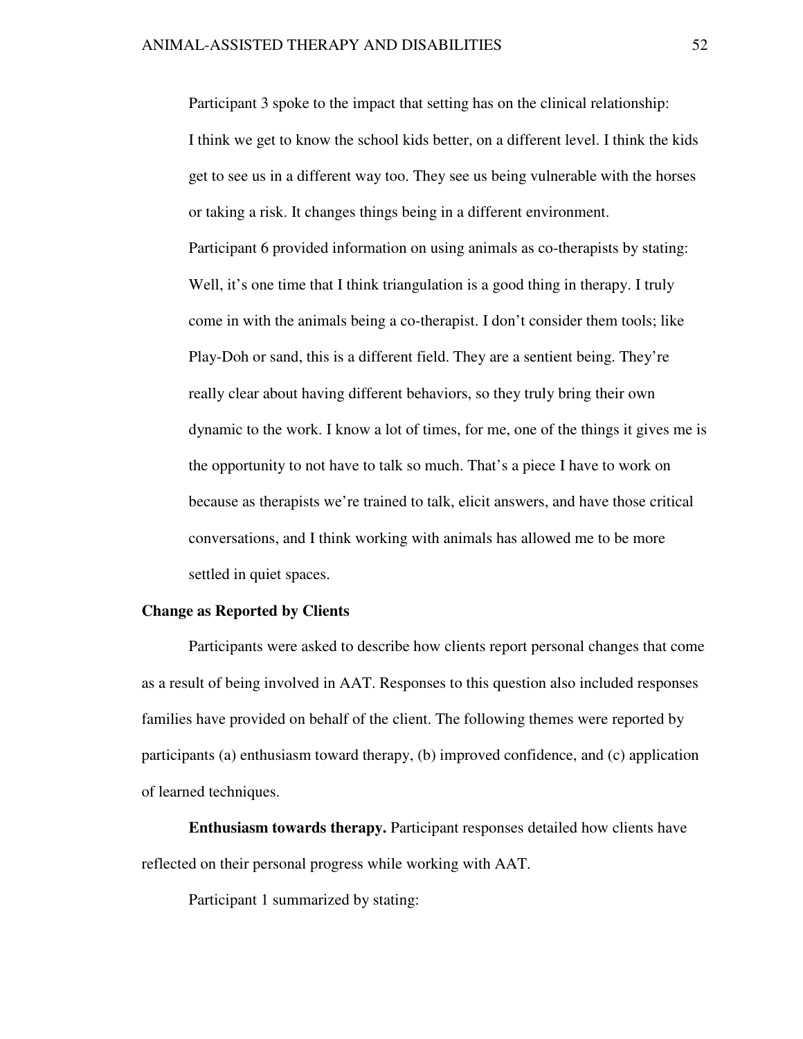Participant 3 spoke to the impact that setting has on the clinical relationship:

> I think we get to know the school kids better, on a different level. I think the kids get to see us in a different way too. They see us being vulnerable with the horses or taking a risk. It changes things being in a different environment.

Participant 6 provided information on using animals as co-therapists by stating:

> Well, it's one time that I think triangulation is a good thing in therapy. I truly come in with the animals being a co-therapist. I don't consider them tools; like Play-Doh or sand, this is a different field. They are a sentient being. They're really clear about having different behaviors, so they truly bring their own dynamic to the work. I know a lot of times, for me, one of the things it gives me is the opportunity to not have to talk so much. That's a piece I have to work on because as therapists we're trained to talk, elicit answers, and have those critical conversations, and I think working with animals has allowed me to be more settled in quiet spaces.

## Change as Reported by Clients

Participants were asked to describe how clients report personal changes that come as a result of being involved in AAT. Responses to this question also included responses families have provided on behalf of the client. The following themes were reported by participants (a) enthusiasm toward therapy, (b) improved confidence, and (c) application of learned techniques.

**Enthusiasm towards therapy.** Participant responses detailed how clients have reflected on their personal progress while working with AAT.

Participant 1 summarized by stating: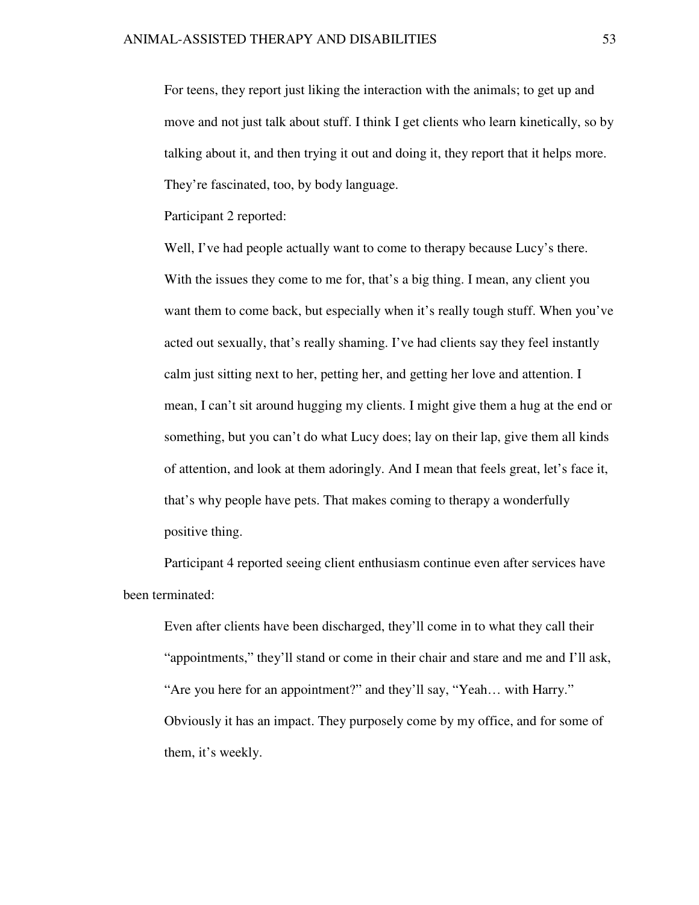> For teens, they report just liking the interaction with the animals; to get up and move and not just talk about stuff. I think I get clients who learn kinetically, so by talking about it, and then trying it out and doing it, they report that it helps more. They're fascinated, too, by body language.

Participant 2 reported:

> Well, I've had people actually want to come to therapy because Lucy's there. With the issues they come to me for, that's a big thing. I mean, any client you want them to come back, but especially when it's really tough stuff. When you've acted out sexually, that's really shaming. I've had clients say they feel instantly calm just sitting next to her, petting her, and getting her love and attention. I mean, I can't sit around hugging my clients. I might give them a hug at the end or something, but you can't do what Lucy does; lay on their lap, give them all kinds of attention, and look at them adoringly. And I mean that feels great, let's face it, that's why people have pets. That makes coming to therapy a wonderfully positive thing.

Participant 4 reported seeing client enthusiasm continue even after services have been terminated:

> Even after clients have been discharged, they'll come in to what they call their "appointments," they'll stand or come in their chair and stare and me and I'll ask, "Are you here for an appointment?" and they'll say, "Yeah… with Harry." Obviously it has an impact. They purposely come by my office, and for some of them, it's weekly.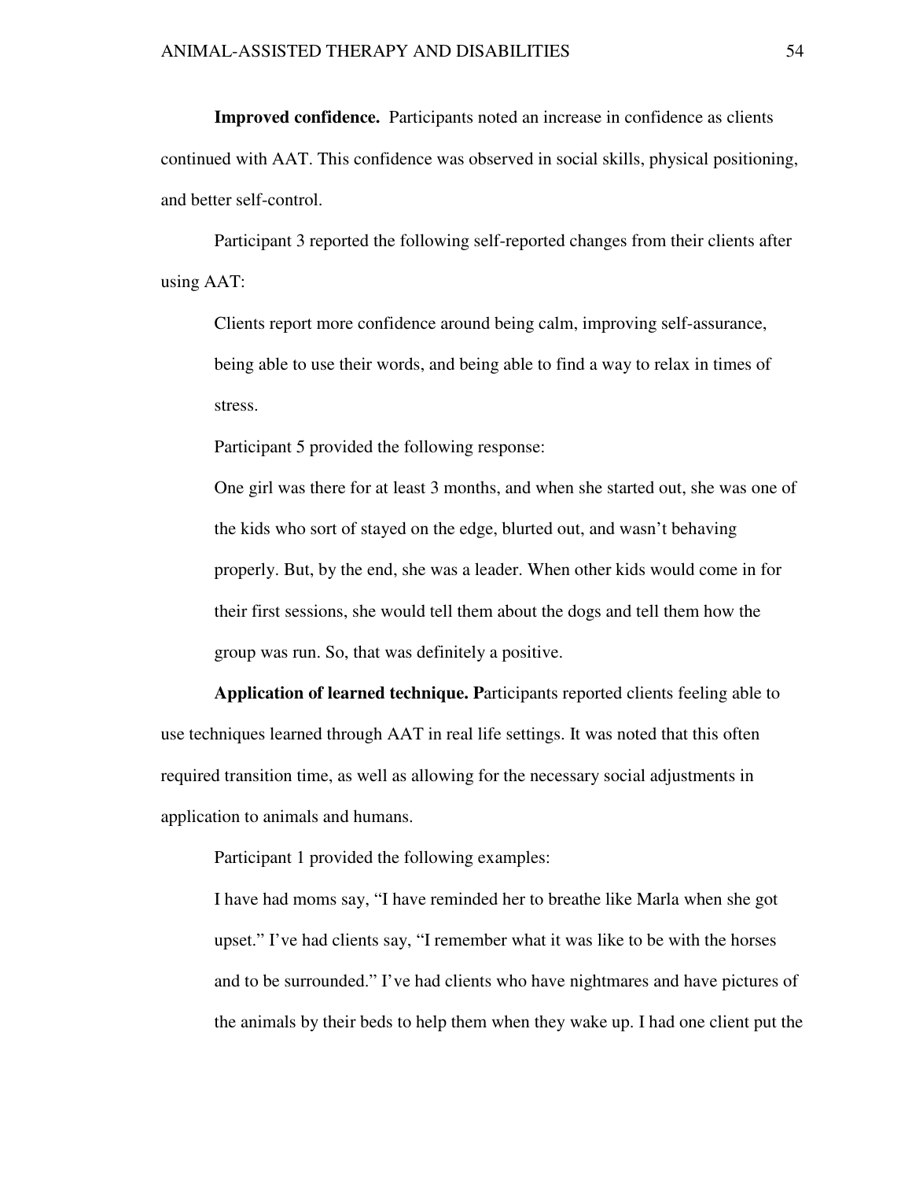**Improved confidence.** Participants noted an increase in confidence as clients continued with AAT. This confidence was observed in social skills, physical positioning, and better self-control.

Participant 3 reported the following self-reported changes from their clients after using AAT:

> Clients report more confidence around being calm, improving self-assurance, being able to use their words, and being able to find a way to relax in times of stress.

Participant 5 provided the following response:

> One girl was there for at least 3 months, and when she started out, she was one of the kids who sort of stayed on the edge, blurted out, and wasn't behaving properly. But, by the end, she was a leader. When other kids would come in for their first sessions, she would tell them about the dogs and tell them how the group was run. So, that was definitely a positive.

**Application of learned technique. P**articipants reported clients feeling able to use techniques learned through AAT in real life settings. It was noted that this often required transition time, as well as allowing for the necessary social adjustments in application to animals and humans.

Participant 1 provided the following examples:

> I have had moms say, "I have reminded her to breathe like Marla when she got upset." I've had clients say, "I remember what it was like to be with the horses and to be surrounded." I've had clients who have nightmares and have pictures of the animals by their beds to help them when they wake up. I had one client put the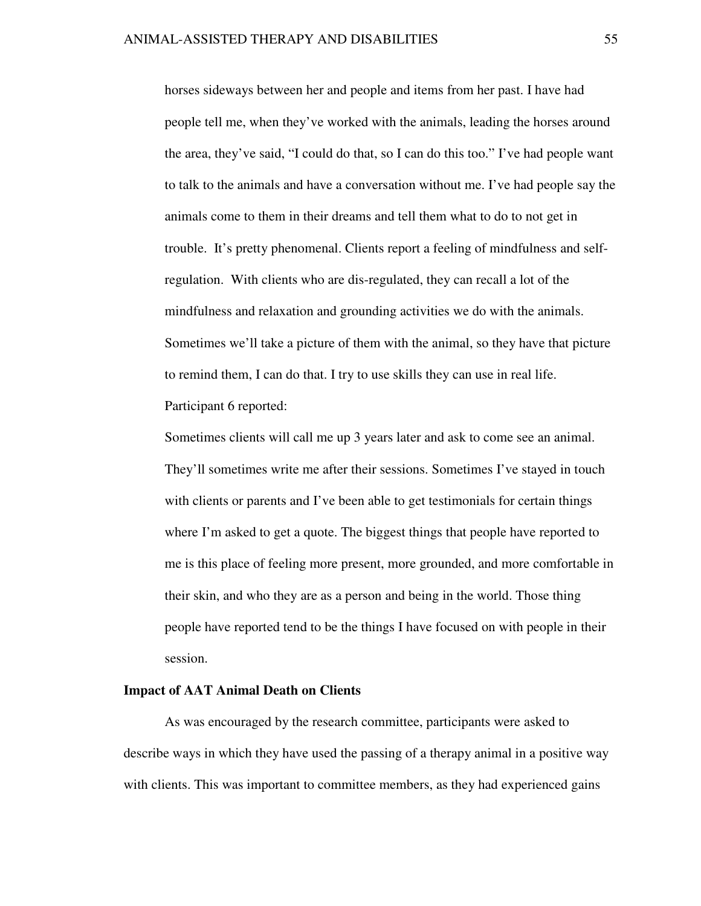horses sideways between her and people and items from her past. I have had people tell me, when they've worked with the animals, leading the horses around the area, they've said, "I could do that, so I can do this too." I've had people want to talk to the animals and have a conversation without me. I've had people say the animals come to them in their dreams and tell them what to do to not get in trouble. It's pretty phenomenal. Clients report a feeling of mindfulness and self-regulation. With clients who are dis-regulated, they can recall a lot of the mindfulness and relaxation and grounding activities we do with the animals. Sometimes we'll take a picture of them with the animal, so they have that picture to remind them, I can do that. I try to use skills they can use in real life.

Participant 6 reported:

> Sometimes clients will call me up 3 years later and ask to come see an animal. They'll sometimes write me after their sessions. Sometimes I've stayed in touch with clients or parents and I've been able to get testimonials for certain things where I'm asked to get a quote. The biggest things that people have reported to me is this place of feeling more present, more grounded, and more comfortable in their skin, and who they are as a person and being in the world. Those thing people have reported tend to be the things I have focused on with people in their session.

**Impact of AAT Animal Death on Clients**

As was encouraged by the research committee, participants were asked to describe ways in which they have used the passing of a therapy animal in a positive way with clients. This was important to committee members, as they had experienced gains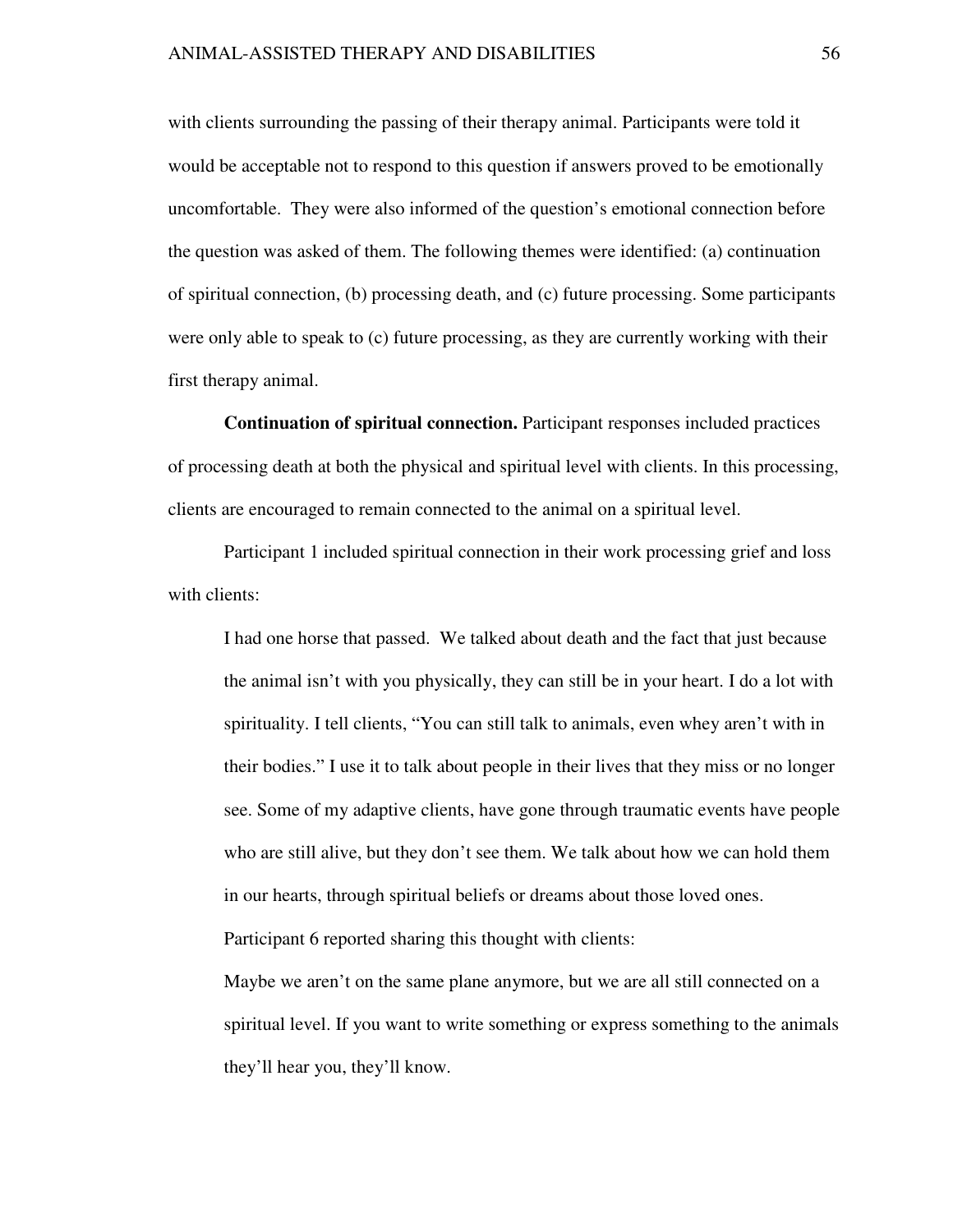with clients surrounding the passing of their therapy animal. Participants were told it would be acceptable not to respond to this question if answers proved to be emotionally uncomfortable. They were also informed of the question's emotional connection before the question was asked of them. The following themes were identified: (a) continuation of spiritual connection, (b) processing death, and (c) future processing. Some participants were only able to speak to (c) future processing, as they are currently working with their first therapy animal.

**Continuation of spiritual connection.** Participant responses included practices of processing death at both the physical and spiritual level with clients. In this processing, clients are encouraged to remain connected to the animal on a spiritual level.

Participant 1 included spiritual connection in their work processing grief and loss with clients:

> I had one horse that passed. We talked about death and the fact that just because the animal isn't with you physically, they can still be in your heart. I do a lot with spirituality. I tell clients, "You can still talk to animals, even whey aren't with in their bodies." I use it to talk about people in their lives that they miss or no longer see. Some of my adaptive clients, have gone through traumatic events have people who are still alive, but they don't see them. We talk about how we can hold them in our hearts, through spiritual beliefs or dreams about those loved ones.

Participant 6 reported sharing this thought with clients:

> Maybe we aren't on the same plane anymore, but we are all still connected on a spiritual level. If you want to write something or express something to the animals they'll hear you, they'll know.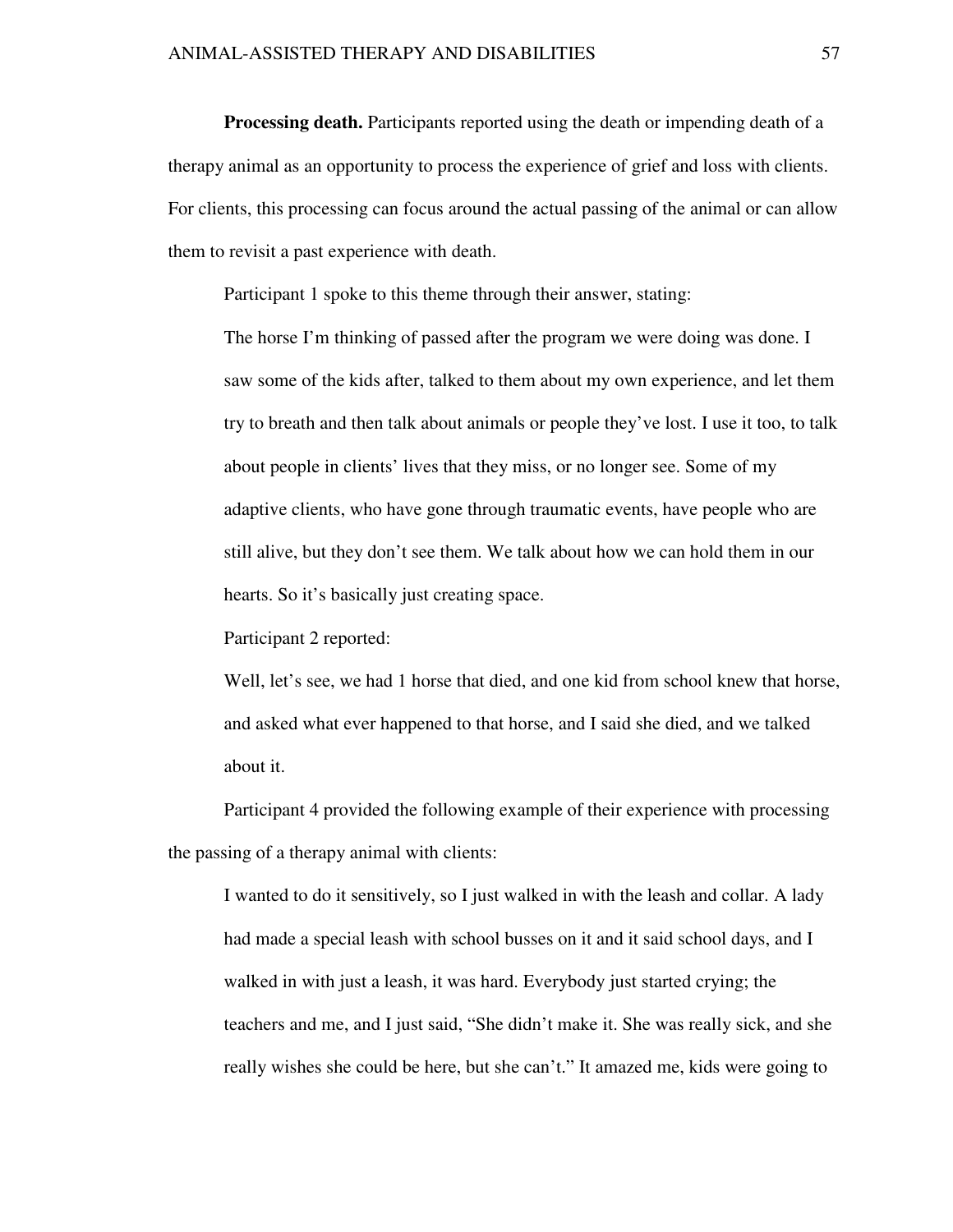**Processing death.** Participants reported using the death or impending death of a therapy animal as an opportunity to process the experience of grief and loss with clients. For clients, this processing can focus around the actual passing of the animal or can allow them to revisit a past experience with death.

Participant 1 spoke to this theme through their answer, stating:

> The horse I'm thinking of passed after the program we were doing was done. I saw some of the kids after, talked to them about my own experience, and let them try to breath and then talk about animals or people they've lost. I use it too, to talk about people in clients' lives that they miss, or no longer see. Some of my adaptive clients, who have gone through traumatic events, have people who are still alive, but they don't see them. We talk about how we can hold them in our hearts. So it's basically just creating space.

Participant 2 reported:

> Well, let's see, we had 1 horse that died, and one kid from school knew that horse, and asked what ever happened to that horse, and I said she died, and we talked about it.

Participant 4 provided the following example of their experience with processing the passing of a therapy animal with clients:

> I wanted to do it sensitively, so I just walked in with the leash and collar. A lady had made a special leash with school busses on it and it said school days, and I walked in with just a leash, it was hard. Everybody just started crying; the teachers and me, and I just said, "She didn't make it. She was really sick, and she really wishes she could be here, but she can't." It amazed me, kids were going to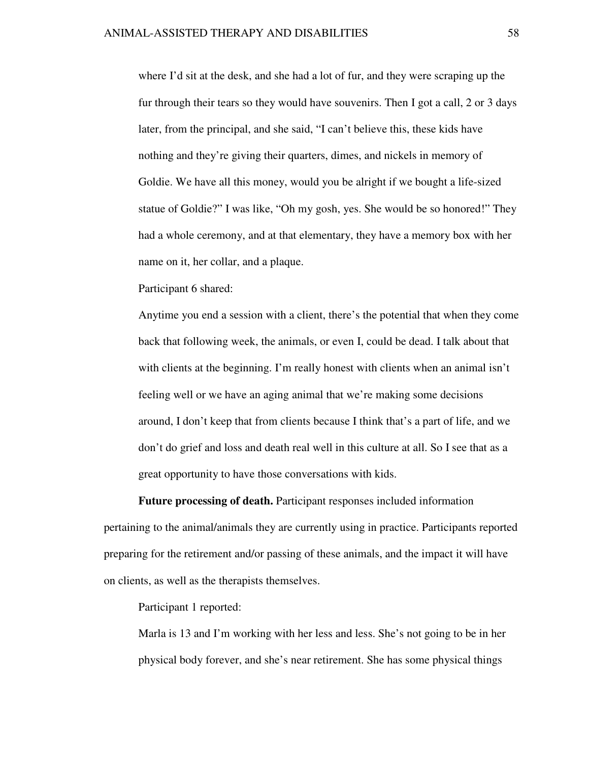> where I'd sit at the desk, and she had a lot of fur, and they were scraping up the fur through their tears so they would have souvenirs. Then I got a call, 2 or 3 days later, from the principal, and she said, "I can't believe this, these kids have nothing and they're giving their quarters, dimes, and nickels in memory of Goldie. We have all this money, would you be alright if we bought a life-sized statue of Goldie?" I was like, "Oh my gosh, yes. She would be so honored!" They had a whole ceremony, and at that elementary, they have a memory box with her name on it, her collar, and a plaque.

Participant 6 shared:

> Anytime you end a session with a client, there's the potential that when they come back that following week, the animals, or even I, could be dead. I talk about that with clients at the beginning. I'm really honest with clients when an animal isn't feeling well or we have an aging animal that we're making some decisions around, I don't keep that from clients because I think that's a part of life, and we don't do grief and loss and death real well in this culture at all. So I see that as a great opportunity to have those conversations with kids.

**Future processing of death.** Participant responses included information pertaining to the animal/animals they are currently using in practice. Participants reported preparing for the retirement and/or passing of these animals, and the impact it will have on clients, as well as the therapists themselves.

Participant 1 reported:

> Marla is 13 and I'm working with her less and less. She's not going to be in her physical body forever, and she's near retirement. She has some physical things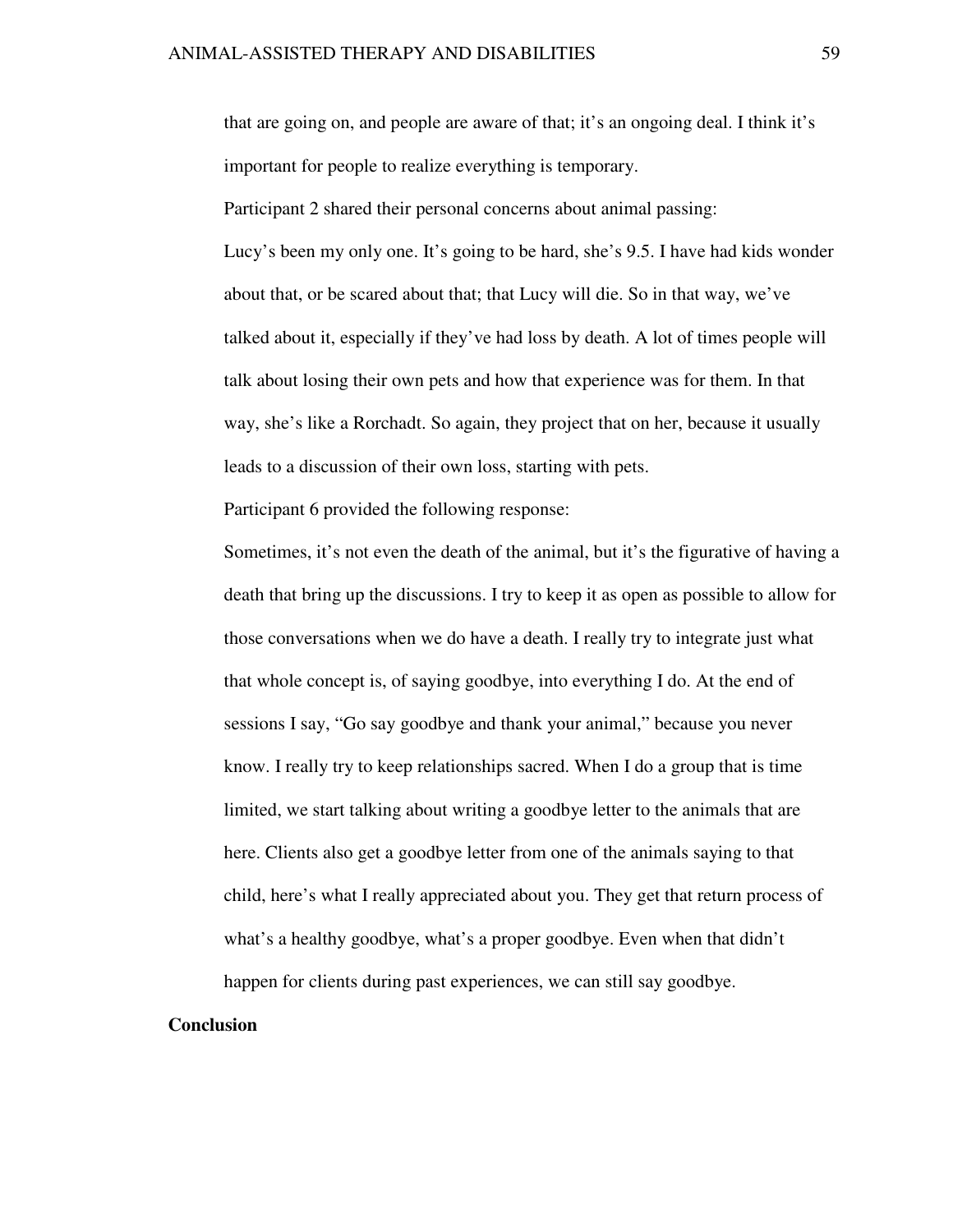that are going on, and people are aware of that; it's an ongoing deal. I think it's important for people to realize everything is temporary.

Participant 2 shared their personal concerns about animal passing:

> Lucy's been my only one. It's going to be hard, she's 9.5. I have had kids wonder about that, or be scared about that; that Lucy will die. So in that way, we've talked about it, especially if they've had loss by death. A lot of times people will talk about losing their own pets and how that experience was for them. In that way, she's like a Rorchadt. So again, they project that on her, because it usually leads to a discussion of their own loss, starting with pets.

Participant 6 provided the following response:

> Sometimes, it's not even the death of the animal, but it's the figurative of having a death that bring up the discussions. I try to keep it as open as possible to allow for those conversations when we do have a death. I really try to integrate just what that whole concept is, of saying goodbye, into everything I do. At the end of sessions I say, "Go say goodbye and thank your animal," because you never know. I really try to keep relationships sacred. When I do a group that is time limited, we start talking about writing a goodbye letter to the animals that are here. Clients also get a goodbye letter from one of the animals saying to that child, here's what I really appreciated about you. They get that return process of what's a healthy goodbye, what's a proper goodbye. Even when that didn't happen for clients during past experiences, we can still say goodbye.

## Conclusion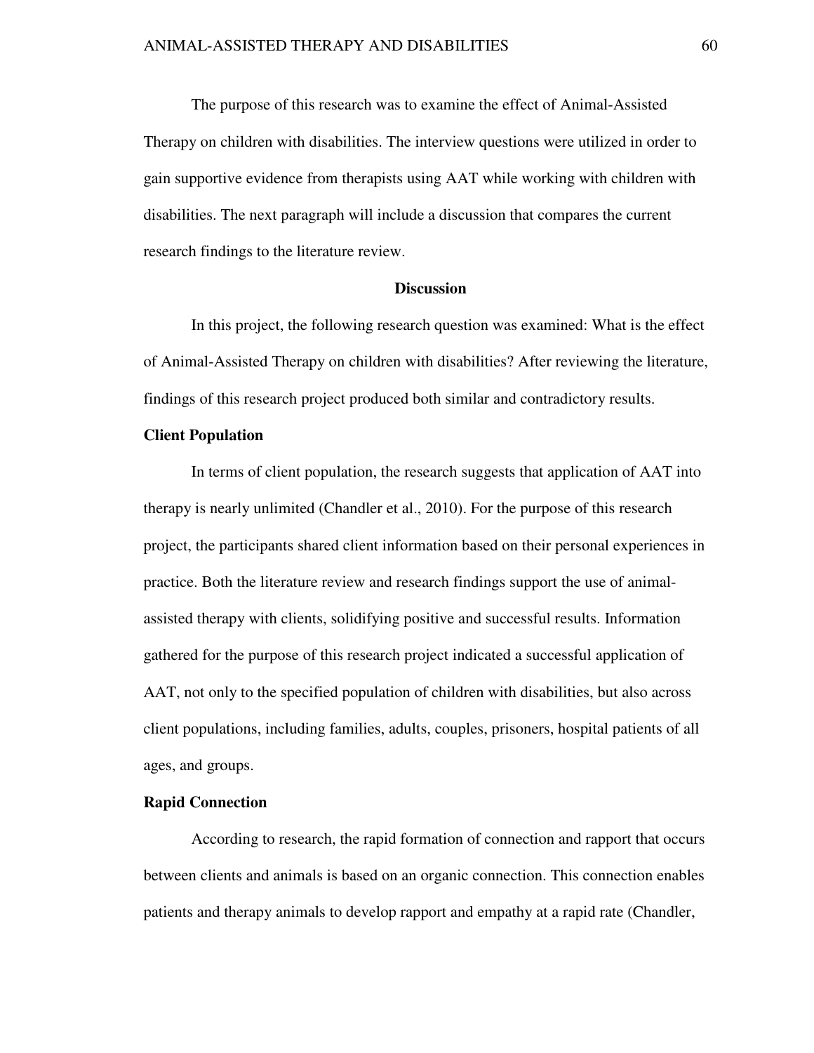The purpose of this research was to examine the effect of Animal-Assisted Therapy on children with disabilities. The interview questions were utilized in order to gain supportive evidence from therapists using AAT while working with children with disabilities. The next paragraph will include a discussion that compares the current research findings to the literature review.

## Discussion

In this project, the following research question was examined: What is the effect of Animal-Assisted Therapy on children with disabilities? After reviewing the literature, findings of this research project produced both similar and contradictory results.

### Client Population

In terms of client population, the research suggests that application of AAT into therapy is nearly unlimited (Chandler et al., 2010). For the purpose of this research project, the participants shared client information based on their personal experiences in practice. Both the literature review and research findings support the use of animal-assisted therapy with clients, solidifying positive and successful results. Information gathered for the purpose of this research project indicated a successful application of AAT, not only to the specified population of children with disabilities, but also across client populations, including families, adults, couples, prisoners, hospital patients of all ages, and groups.

### Rapid Connection

According to research, the rapid formation of connection and rapport that occurs between clients and animals is based on an organic connection. This connection enables patients and therapy animals to develop rapport and empathy at a rapid rate (Chandler,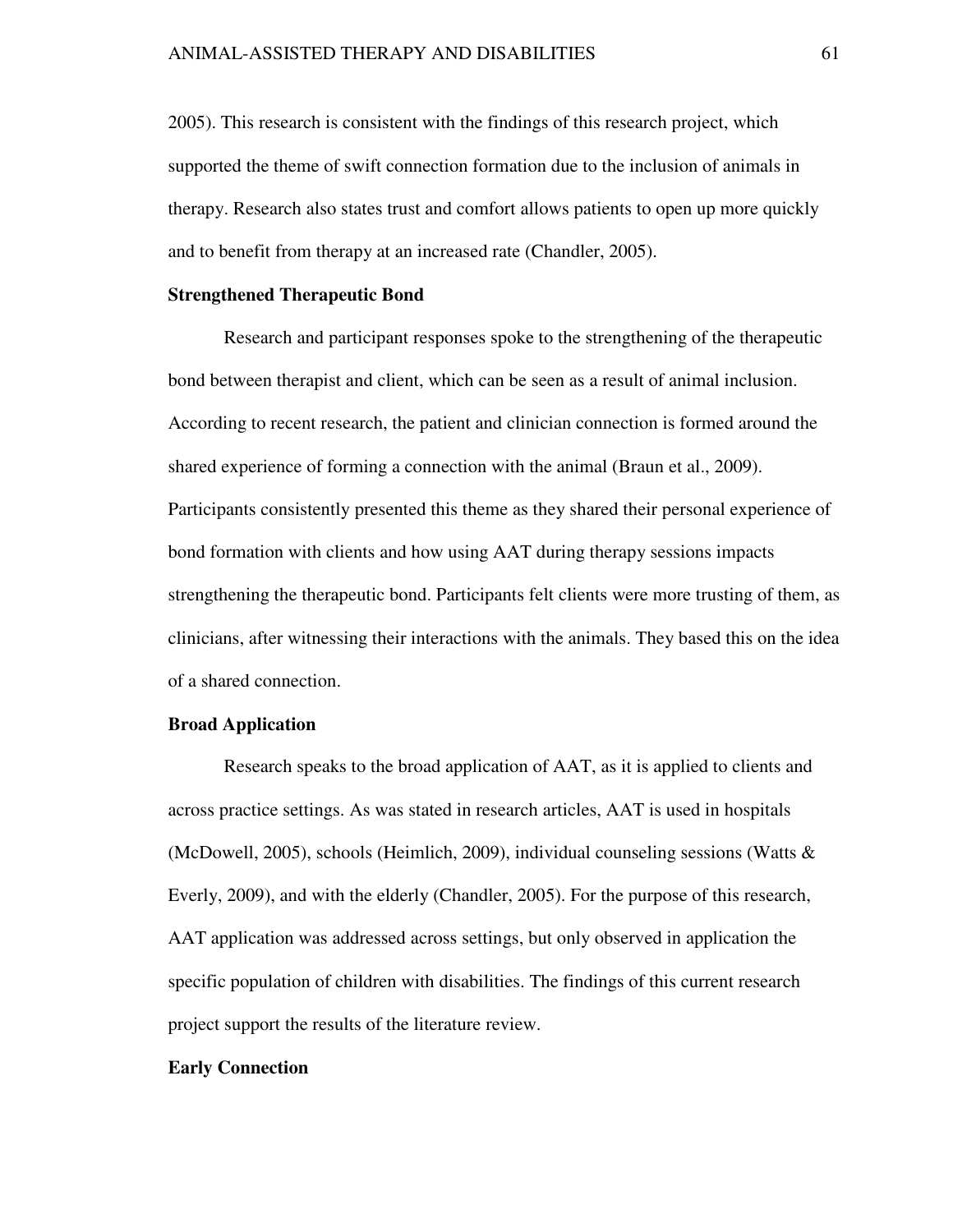2005). This research is consistent with the findings of this research project, which supported the theme of swift connection formation due to the inclusion of animals in therapy. Research also states trust and comfort allows patients to open up more quickly and to benefit from therapy at an increased rate (Chandler, 2005).

**Strengthened Therapeutic Bond**

Research and participant responses spoke to the strengthening of the therapeutic bond between therapist and client, which can be seen as a result of animal inclusion. According to recent research, the patient and clinician connection is formed around the shared experience of forming a connection with the animal (Braun et al., 2009). Participants consistently presented this theme as they shared their personal experience of bond formation with clients and how using AAT during therapy sessions impacts strengthening the therapeutic bond. Participants felt clients were more trusting of them, as clinicians, after witnessing their interactions with the animals. They based this on the idea of a shared connection.

**Broad Application**

Research speaks to the broad application of AAT, as it is applied to clients and across practice settings. As was stated in research articles, AAT is used in hospitals (McDowell, 2005), schools (Heimlich, 2009), individual counseling sessions (Watts & Everly, 2009), and with the elderly (Chandler, 2005). For the purpose of this research, AAT application was addressed across settings, but only observed in application the specific population of children with disabilities. The findings of this current research project support the results of the literature review.

**Early Connection**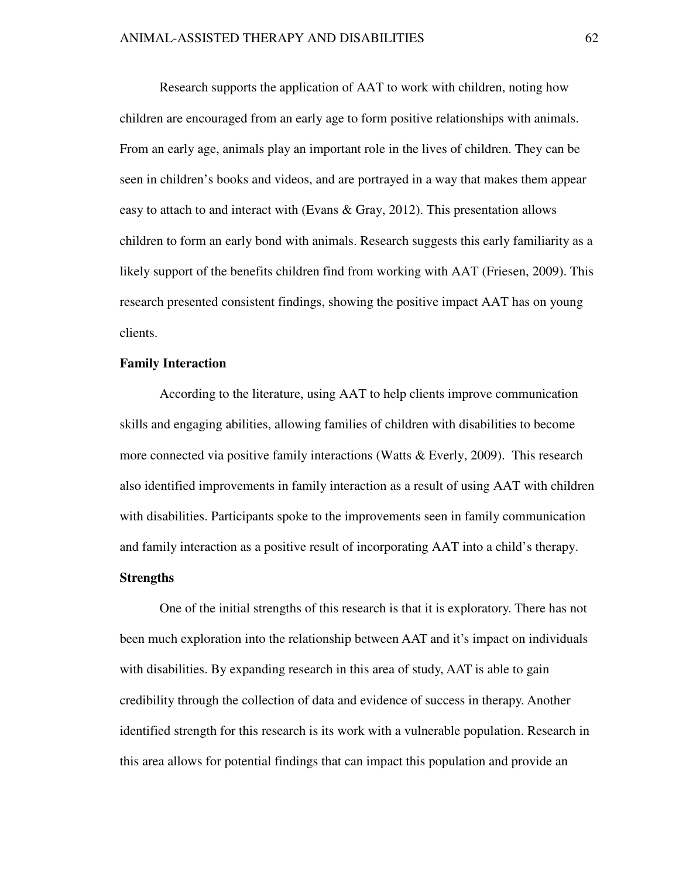Research supports the application of AAT to work with children, noting how children are encouraged from an early age to form positive relationships with animals. From an early age, animals play an important role in the lives of children. They can be seen in children's books and videos, and are portrayed in a way that makes them appear easy to attach to and interact with (Evans & Gray, 2012). This presentation allows children to form an early bond with animals. Research suggests this early familiarity as a likely support of the benefits children find from working with AAT (Friesen, 2009). This research presented consistent findings, showing the positive impact AAT has on young clients.

**Family Interaction**

According to the literature, using AAT to help clients improve communication skills and engaging abilities, allowing families of children with disabilities to become more connected via positive family interactions (Watts & Everly, 2009). This research also identified improvements in family interaction as a result of using AAT with children with disabilities. Participants spoke to the improvements seen in family communication and family interaction as a positive result of incorporating AAT into a child's therapy.

**Strengths**

One of the initial strengths of this research is that it is exploratory. There has not been much exploration into the relationship between AAT and it's impact on individuals with disabilities. By expanding research in this area of study, AAT is able to gain credibility through the collection of data and evidence of success in therapy. Another identified strength for this research is its work with a vulnerable population. Research in this area allows for potential findings that can impact this population and provide an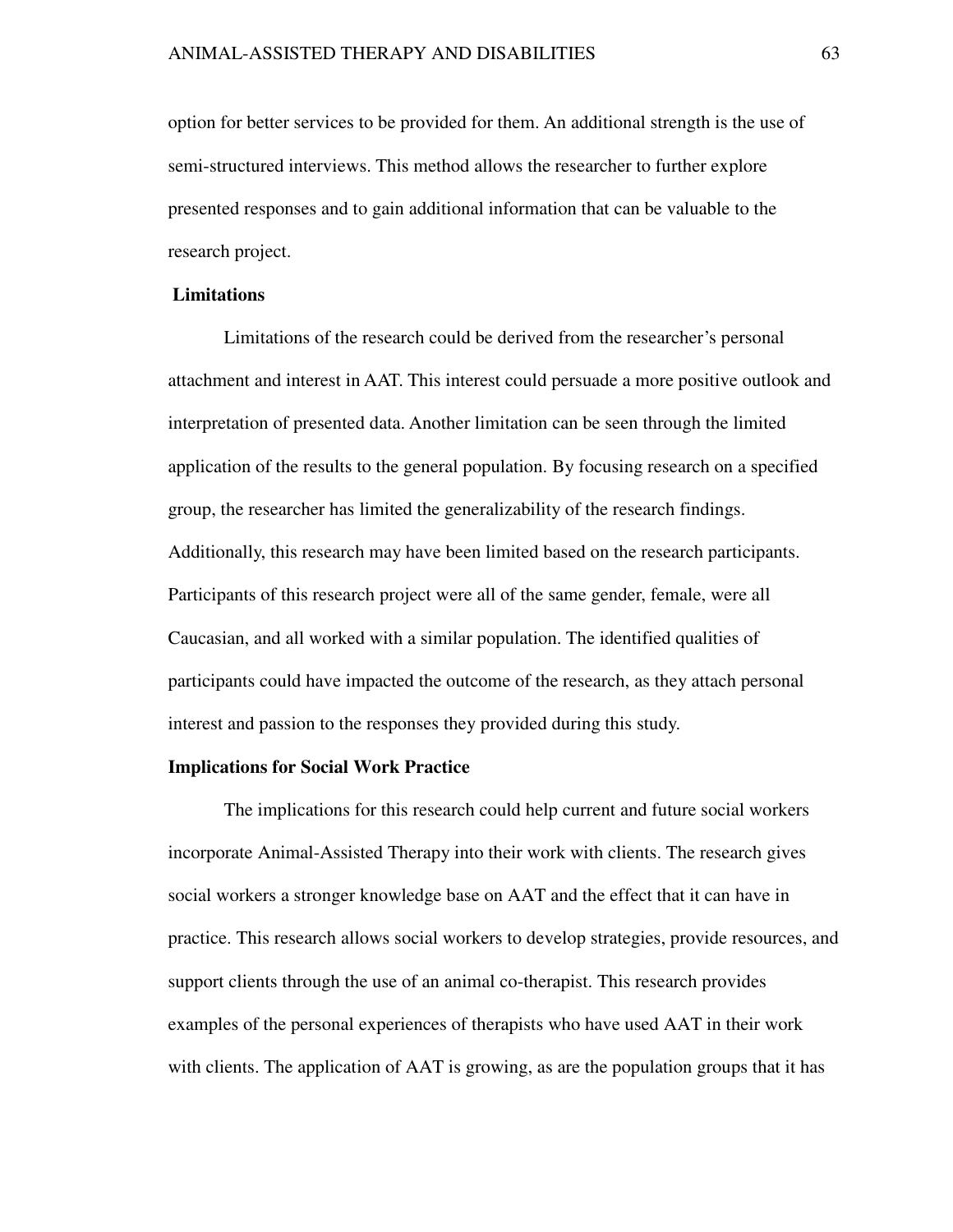option for better services to be provided for them. An additional strength is the use of semi-structured interviews. This method allows the researcher to further explore presented responses and to gain additional information that can be valuable to the research project.

## Limitations

Limitations of the research could be derived from the researcher's personal attachment and interest in AAT. This interest could persuade a more positive outlook and interpretation of presented data. Another limitation can be seen through the limited application of the results to the general population. By focusing research on a specified group, the researcher has limited the generalizability of the research findings. Additionally, this research may have been limited based on the research participants. Participants of this research project were all of the same gender, female, were all Caucasian, and all worked with a similar population. The identified qualities of participants could have impacted the outcome of the research, as they attach personal interest and passion to the responses they provided during this study.

## Implications for Social Work Practice

The implications for this research could help current and future social workers incorporate Animal-Assisted Therapy into their work with clients. The research gives social workers a stronger knowledge base on AAT and the effect that it can have in practice. This research allows social workers to develop strategies, provide resources, and support clients through the use of an animal co-therapist. This research provides examples of the personal experiences of therapists who have used AAT in their work with clients. The application of AAT is growing, as are the population groups that it has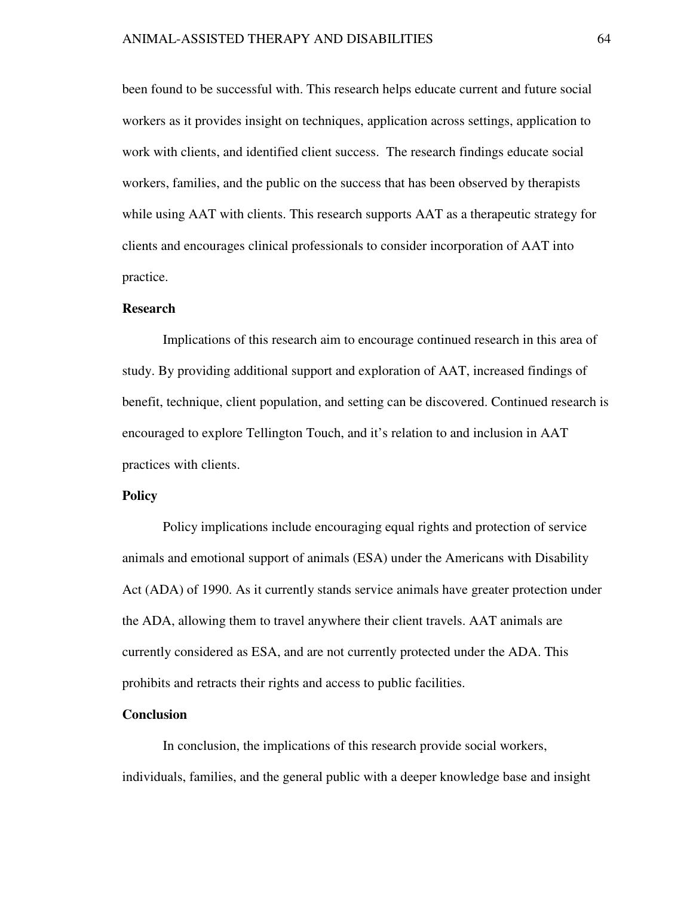been found to be successful with. This research helps educate current and future social workers as it provides insight on techniques, application across settings, application to work with clients, and identified client success. The research findings educate social workers, families, and the public on the success that has been observed by therapists while using AAT with clients. This research supports AAT as a therapeutic strategy for clients and encourages clinical professionals to consider incorporation of AAT into practice.

**Research**

Implications of this research aim to encourage continued research in this area of study. By providing additional support and exploration of AAT, increased findings of benefit, technique, client population, and setting can be discovered. Continued research is encouraged to explore Tellington Touch, and it's relation to and inclusion in AAT practices with clients.

**Policy**

Policy implications include encouraging equal rights and protection of service animals and emotional support of animals (ESA) under the Americans with Disability Act (ADA) of 1990. As it currently stands service animals have greater protection under the ADA, allowing them to travel anywhere their client travels. AAT animals are currently considered as ESA, and are not currently protected under the ADA. This prohibits and retracts their rights and access to public facilities.

**Conclusion**

In conclusion, the implications of this research provide social workers, individuals, families, and the general public with a deeper knowledge base and insight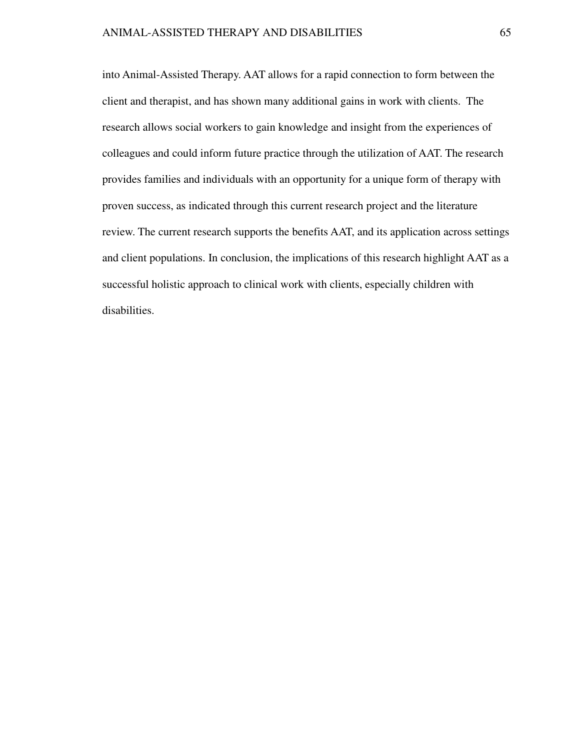into Animal-Assisted Therapy. AAT allows for a rapid connection to form between the client and therapist, and has shown many additional gains in work with clients. The research allows social workers to gain knowledge and insight from the experiences of colleagues and could inform future practice through the utilization of AAT. The research provides families and individuals with an opportunity for a unique form of therapy with proven success, as indicated through this current research project and the literature review. The current research supports the benefits AAT, and its application across settings and client populations. In conclusion, the implications of this research highlight AAT as a successful holistic approach to clinical work with clients, especially children with disabilities.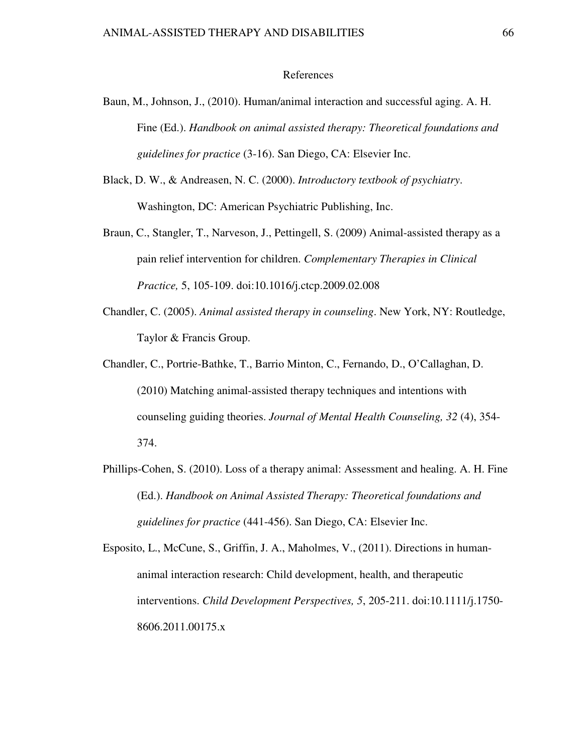# References

Baun, M., Johnson, J., (2010). Human/animal interaction and successful aging. A. H. Fine (Ed.). *Handbook on animal assisted therapy: Theoretical foundations and guidelines for practice* (3-16). San Diego, CA: Elsevier Inc.

Black, D. W., & Andreasen, N. C. (2000). *Introductory textbook of psychiatry*. Washington, DC: American Psychiatric Publishing, Inc.

Braun, C., Stangler, T., Narveson, J., Pettingell, S. (2009) Animal-assisted therapy as a pain relief intervention for children. *Complementary Therapies in Clinical Practice,* 5, 105-109. doi:10.1016/j.ctcp.2009.02.008

Chandler, C. (2005). *Animal assisted therapy in counseling*. New York, NY: Routledge, Taylor & Francis Group.

Chandler, C., Portrie-Bathke, T., Barrio Minton, C., Fernando, D., O'Callaghan, D. (2010) Matching animal-assisted therapy techniques and intentions with counseling guiding theories. *Journal of Mental Health Counseling, 32* (4), 354-374.

Phillips-Cohen, S. (2010). Loss of a therapy animal: Assessment and healing. A. H. Fine (Ed.). *Handbook on Animal Assisted Therapy: Theoretical foundations and guidelines for practice* (441-456). San Diego, CA: Elsevier Inc.

Esposito, L., McCune, S., Griffin, J. A., Maholmes, V., (2011). Directions in human-animal interaction research: Child development, health, and therapeutic interventions. *Child Development Perspectives, 5*, 205-211. doi:10.1111/j.1750-8606.2011.00175.x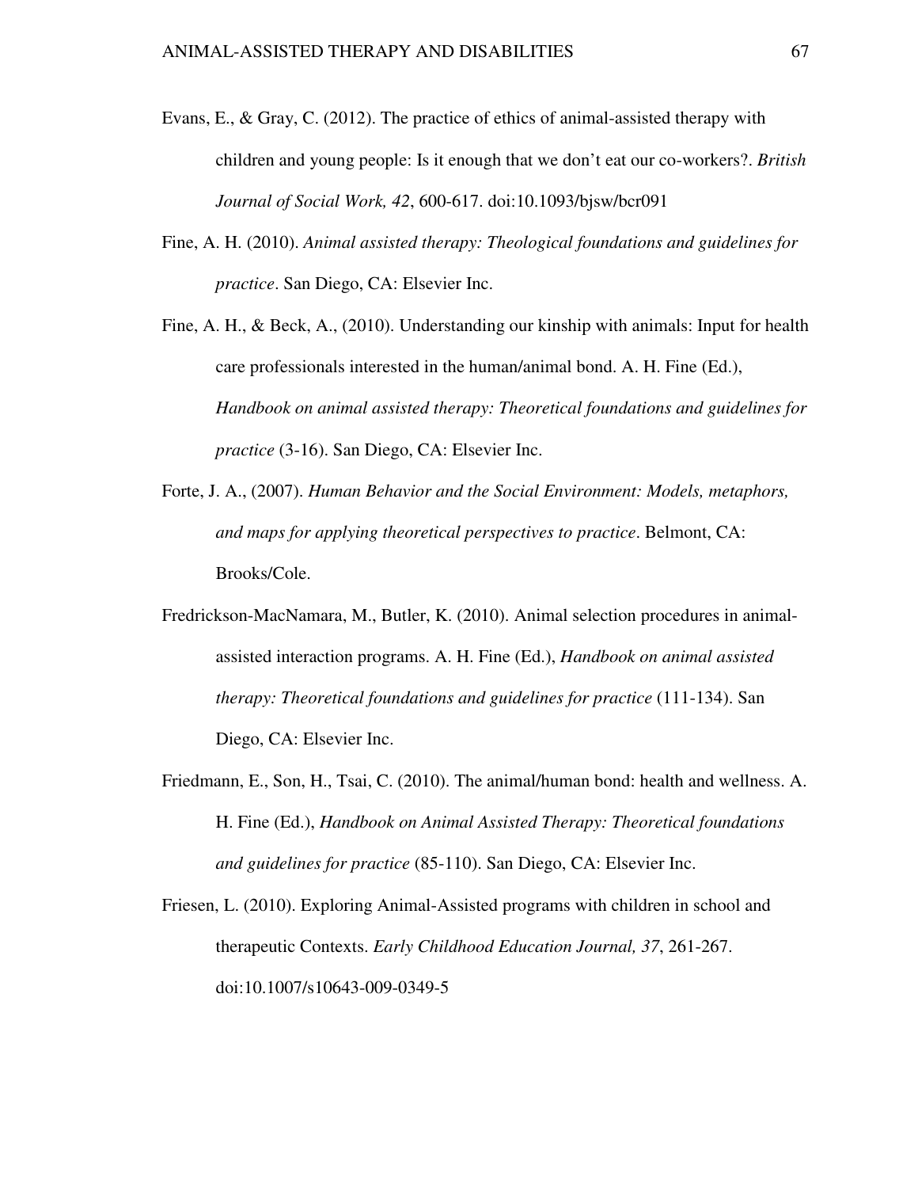Evans, E., & Gray, C. (2012). The practice of ethics of animal-assisted therapy with children and young people: Is it enough that we don't eat our co-workers?. *British Journal of Social Work, 42*, 600-617. doi:10.1093/bjsw/bcr091

Fine, A. H. (2010). *Animal assisted therapy: Theological foundations and guidelines for practice*. San Diego, CA: Elsevier Inc.

Fine, A. H., & Beck, A., (2010). Understanding our kinship with animals: Input for health care professionals interested in the human/animal bond. A. H. Fine (Ed.), *Handbook on animal assisted therapy: Theoretical foundations and guidelines for practice* (3-16). San Diego, CA: Elsevier Inc.

Forte, J. A., (2007). *Human Behavior and the Social Environment: Models, metaphors, and maps for applying theoretical perspectives to practice*. Belmont, CA: Brooks/Cole.

Fredrickson-MacNamara, M., Butler, K. (2010). Animal selection procedures in animal-assisted interaction programs. A. H. Fine (Ed.), *Handbook on animal assisted therapy: Theoretical foundations and guidelines for practice* (111-134). San Diego, CA: Elsevier Inc.

Friedmann, E., Son, H., Tsai, C. (2010). The animal/human bond: health and wellness. A. H. Fine (Ed.), *Handbook on Animal Assisted Therapy: Theoretical foundations and guidelines for practice* (85-110). San Diego, CA: Elsevier Inc.

Friesen, L. (2010). Exploring Animal-Assisted programs with children in school and therapeutic Contexts. *Early Childhood Education Journal, 37*, 261-267. doi:10.1007/s10643-009-0349-5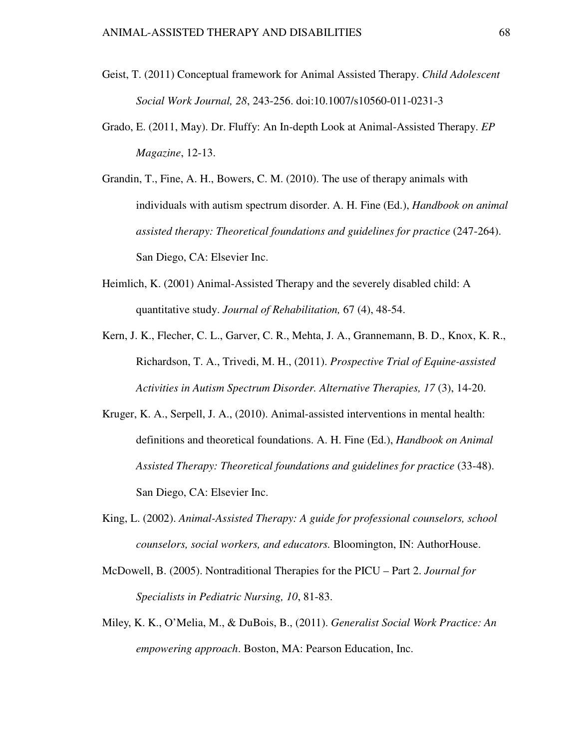Geist, T. (2011) Conceptual framework for Animal Assisted Therapy. *Child Adolescent Social Work Journal, 28*, 243-256. doi:10.1007/s10560-011-0231-3

Grado, E. (2011, May). Dr. Fluffy: An In-depth Look at Animal-Assisted Therapy. *EP Magazine*, 12-13.

Grandin, T., Fine, A. H., Bowers, C. M. (2010). The use of therapy animals with individuals with autism spectrum disorder. A. H. Fine (Ed.), *Handbook on animal assisted therapy: Theoretical foundations and guidelines for practice* (247-264). San Diego, CA: Elsevier Inc.

Heimlich, K. (2001) Animal-Assisted Therapy and the severely disabled child: A quantitative study. *Journal of Rehabilitation,* 67 (4), 48-54.

Kern, J. K., Flecher, C. L., Garver, C. R., Mehta, J. A., Grannemann, B. D., Knox, K. R., Richardson, T. A., Trivedi, M. H., (2011). *Prospective Trial of Equine-assisted Activities in Autism Spectrum Disorder. Alternative Therapies, 17* (3), 14-20.

Kruger, K. A., Serpell, J. A., (2010). Animal-assisted interventions in mental health: definitions and theoretical foundations. A. H. Fine (Ed.), *Handbook on Animal Assisted Therapy: Theoretical foundations and guidelines for practice* (33-48). San Diego, CA: Elsevier Inc.

King, L. (2002). *Animal-Assisted Therapy: A guide for professional counselors, school counselors, social workers, and educators.* Bloomington, IN: AuthorHouse.

McDowell, B. (2005). Nontraditional Therapies for the PICU – Part 2. *Journal for Specialists in Pediatric Nursing, 10*, 81-83.

Miley, K. K., O'Melia, M., & DuBois, B., (2011). *Generalist Social Work Practice: An empowering approach*. Boston, MA: Pearson Education, Inc.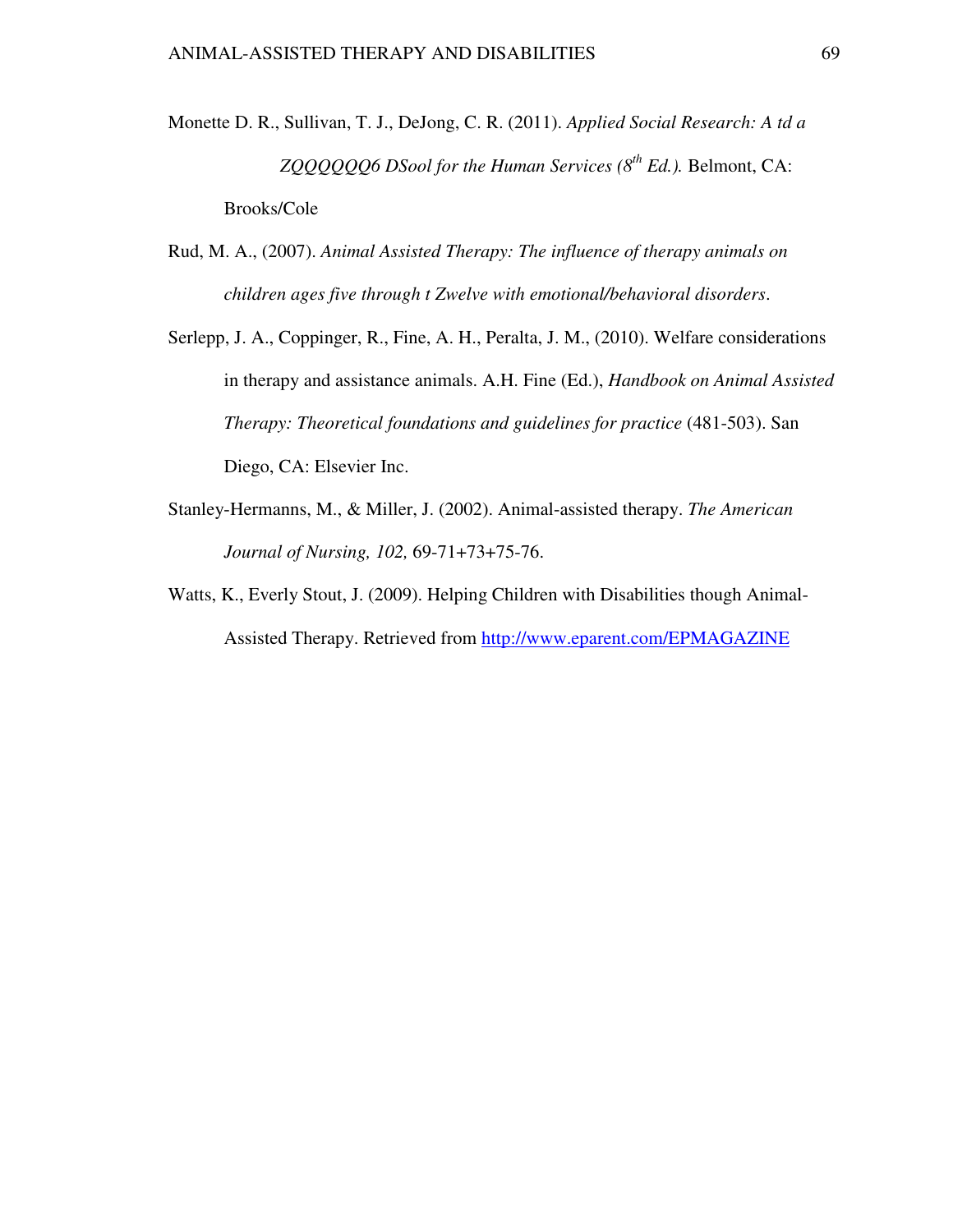Monette D. R., Sullivan, T. J., DeJong, C. R. (2011). *Applied Social Research: A td a ZQQQQQQ6 DSool for the Human Services ($8^{th}$ Ed.).* Belmont, CA: Brooks/Cole

Rud, M. A., (2007). *Animal Assisted Therapy: The influence of therapy animals on children ages five through t Zwelve with emotional/behavioral disorders*.

Serlepp, J. A., Coppinger, R., Fine, A. H., Peralta, J. M., (2010). Welfare considerations in therapy and assistance animals. A.H. Fine (Ed.), *Handbook on Animal Assisted Therapy: Theoretical foundations and guidelines for practice* (481-503). San Diego, CA: Elsevier Inc.

Stanley-Hermanns, M., & Miller, J. (2002). Animal-assisted therapy. *The American Journal of Nursing, 102,* 69-71+73+75-76.

Watts, K., Everly Stout, J. (2009). Helping Children with Disabilities though Animal-Assisted Therapy. Retrieved from http://www.eparent.com/EPMAGAZINE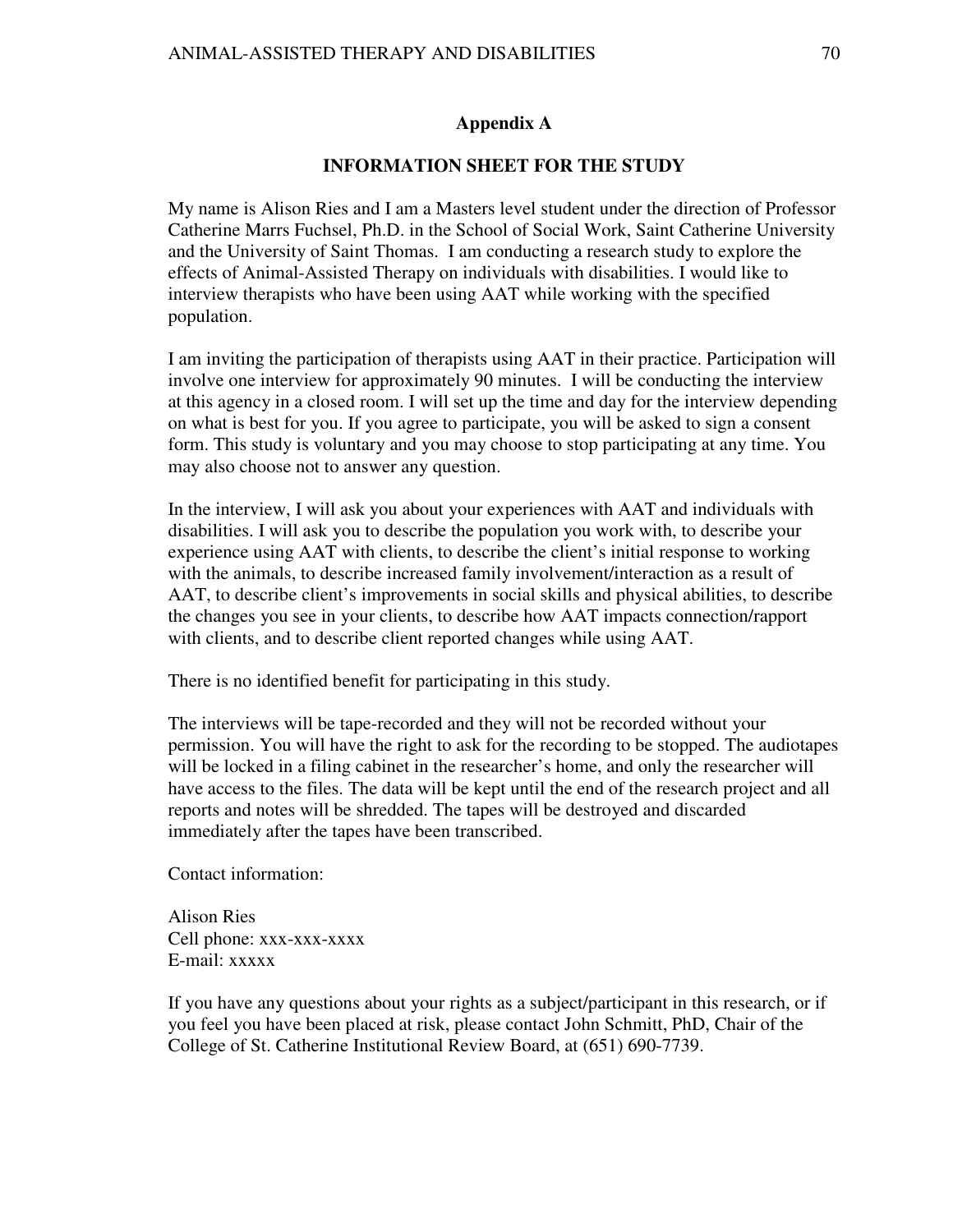## Appendix A

### INFORMATION SHEET FOR THE STUDY

My name is Alison Ries and I am a Masters level student under the direction of Professor Catherine Marrs Fuchsel, Ph.D. in the School of Social Work, Saint Catherine University and the University of Saint Thomas. I am conducting a research study to explore the effects of Animal-Assisted Therapy on individuals with disabilities. I would like to interview therapists who have been using AAT while working with the specified population.

I am inviting the participation of therapists using AAT in their practice. Participation will involve one interview for approximately 90 minutes. I will be conducting the interview at this agency in a closed room. I will set up the time and day for the interview depending on what is best for you. If you agree to participate, you will be asked to sign a consent form. This study is voluntary and you may choose to stop participating at any time. You may also choose not to answer any question.

In the interview, I will ask you about your experiences with AAT and individuals with disabilities. I will ask you to describe the population you work with, to describe your experience using AAT with clients, to describe the client's initial response to working with the animals, to describe increased family involvement/interaction as a result of AAT, to describe client's improvements in social skills and physical abilities, to describe the changes you see in your clients, to describe how AAT impacts connection/rapport with clients, and to describe client reported changes while using AAT.

There is no identified benefit for participating in this study.

The interviews will be tape-recorded and they will not be recorded without your permission. You will have the right to ask for the recording to be stopped. The audiotapes will be locked in a filing cabinet in the researcher's home, and only the researcher will have access to the files. The data will be kept until the end of the research project and all reports and notes will be shredded. The tapes will be destroyed and discarded immediately after the tapes have been transcribed.

Contact information:

Alison Ries
Cell phone: xxx-xxx-xxxx
E-mail: xxxxx

If you have any questions about your rights as a subject/participant in this research, or if you feel you have been placed at risk, please contact John Schmitt, PhD, Chair of the College of St. Catherine Institutional Review Board, at (651) 690-7739.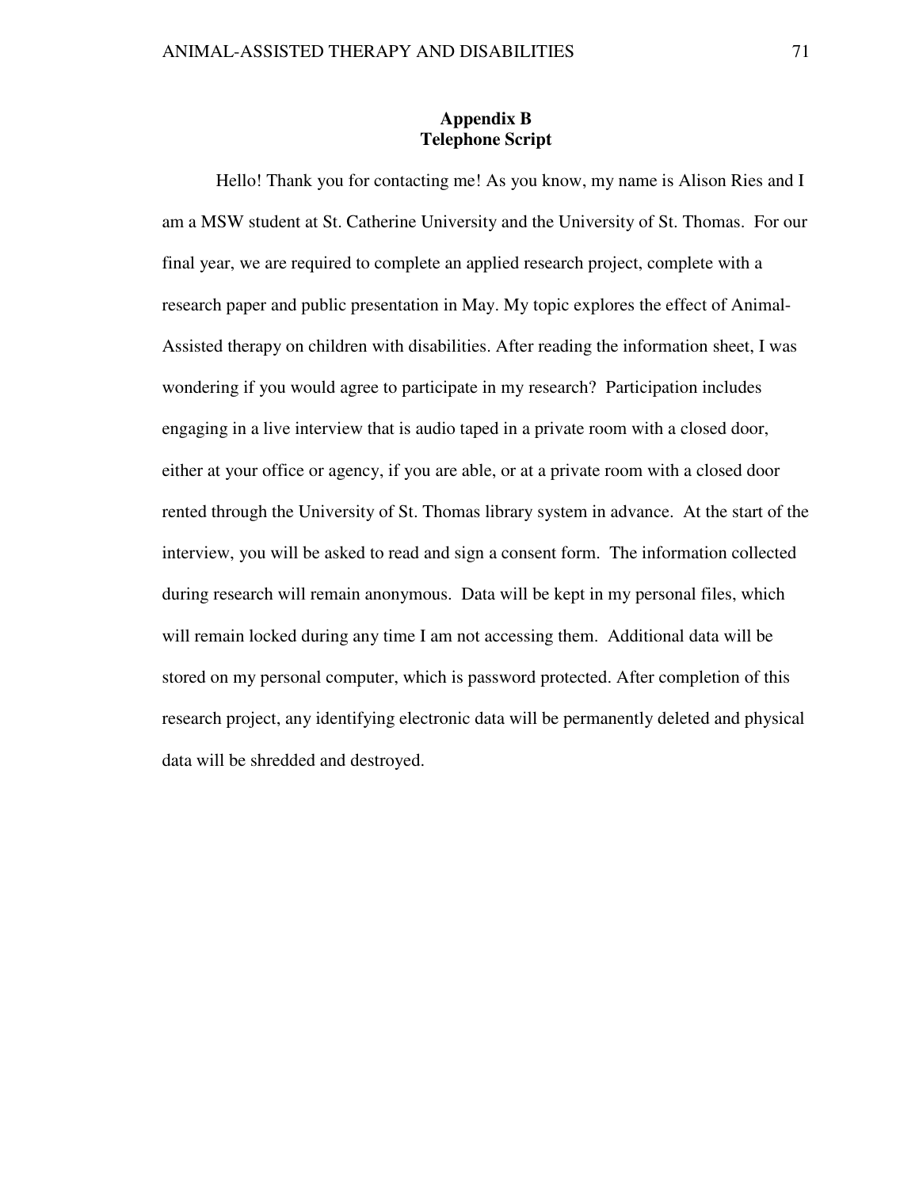# Appendix B
## Telephone Script

Hello! Thank you for contacting me! As you know, my name is Alison Ries and I am a MSW student at St. Catherine University and the University of St. Thomas. For our final year, we are required to complete an applied research project, complete with a research paper and public presentation in May. My topic explores the effect of Animal-Assisted therapy on children with disabilities. After reading the information sheet, I was wondering if you would agree to participate in my research? Participation includes engaging in a live interview that is audio taped in a private room with a closed door, either at your office or agency, if you are able, or at a private room with a closed door rented through the University of St. Thomas library system in advance. At the start of the interview, you will be asked to read and sign a consent form. The information collected during research will remain anonymous. Data will be kept in my personal files, which will remain locked during any time I am not accessing them. Additional data will be stored on my personal computer, which is password protected. After completion of this research project, any identifying electronic data will be permanently deleted and physical data will be shredded and destroyed.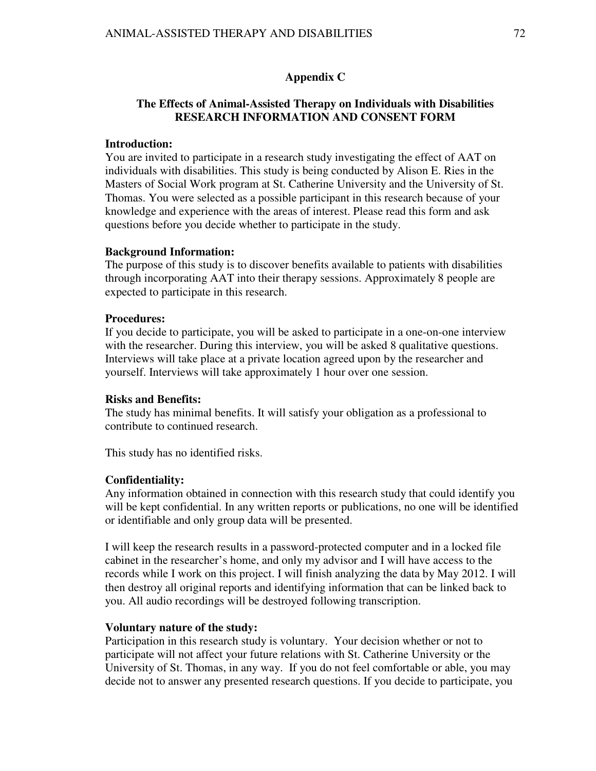## Appendix C

### The Effects of Animal-Assisted Therapy on Individuals with Disabilities
### RESEARCH INFORMATION AND CONSENT FORM

**Introduction:**

You are invited to participate in a research study investigating the effect of AAT on individuals with disabilities. This study is being conducted by Alison E. Ries in the Masters of Social Work program at St. Catherine University and the University of St. Thomas. You were selected as a possible participant in this research because of your knowledge and experience with the areas of interest. Please read this form and ask questions before you decide whether to participate in the study.

**Background Information:**

The purpose of this study is to discover benefits available to patients with disabilities through incorporating AAT into their therapy sessions. Approximately 8 people are expected to participate in this research.

**Procedures:**

If you decide to participate, you will be asked to participate in a one-on-one interview with the researcher. During this interview, you will be asked 8 qualitative questions. Interviews will take place at a private location agreed upon by the researcher and yourself. Interviews will take approximately 1 hour over one session.

**Risks and Benefits:**

The study has minimal benefits. It will satisfy your obligation as a professional to contribute to continued research.

This study has no identified risks.

**Confidentiality:**

Any information obtained in connection with this research study that could identify you will be kept confidential. In any written reports or publications, no one will be identified or identifiable and only group data will be presented.

I will keep the research results in a password-protected computer and in a locked file cabinet in the researcher's home, and only my advisor and I will have access to the records while I work on this project. I will finish analyzing the data by May 2012. I will then destroy all original reports and identifying information that can be linked back to you. All audio recordings will be destroyed following transcription.

**Voluntary nature of the study:**

Participation in this research study is voluntary. Your decision whether or not to participate will not affect your future relations with St. Catherine University or the University of St. Thomas, in any way. If you do not feel comfortable or able, you may decide not to answer any presented research questions. If you decide to participate, you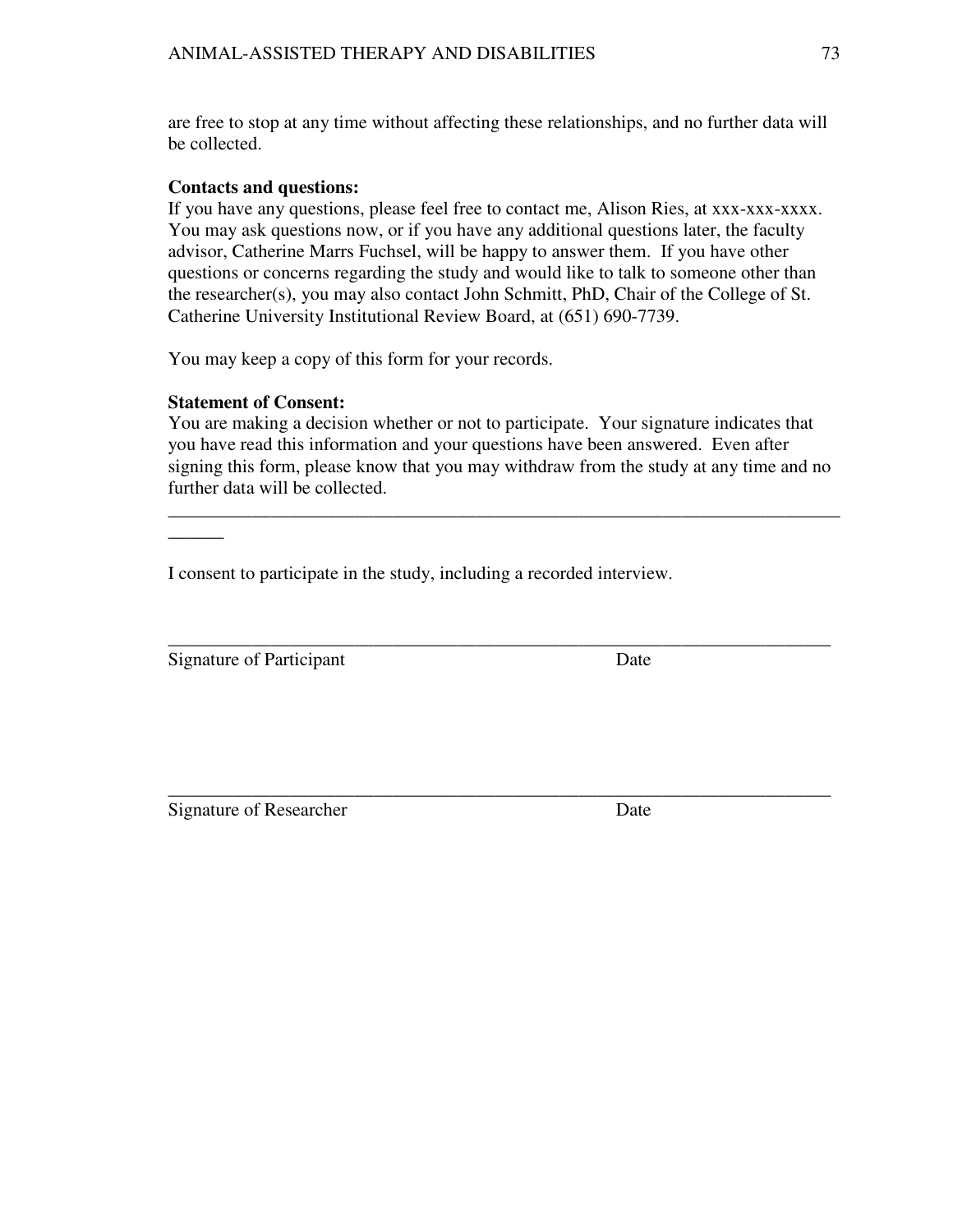are free to stop at any time without affecting these relationships, and no further data will be collected.

**Contacts and questions:**
If you have any questions, please feel free to contact me, Alison Ries, at xxx-xxx-xxxx. You may ask questions now, or if you have any additional questions later, the faculty advisor, Catherine Marrs Fuchsel, will be happy to answer them. If you have other questions or concerns regarding the study and would like to talk to someone other than the researcher(s), you may also contact John Schmitt, PhD, Chair of the College of St. Catherine University Institutional Review Board, at (651) 690-7739.

You may keep a copy of this form for your records.

**Statement of Consent:**
You are making a decision whether or not to participate. Your signature indicates that you have read this information and your questions have been answered. Even after signing this form, please know that you may withdraw from the study at any time and no further data will be collected.

_______________________________________________________________________________

I consent to participate in the study, including a recorded interview.

_______________________________________________________________________________
Signature of Participant                                                    Date

_______________________________________________________________________________
Signature of Researcher                                                    Date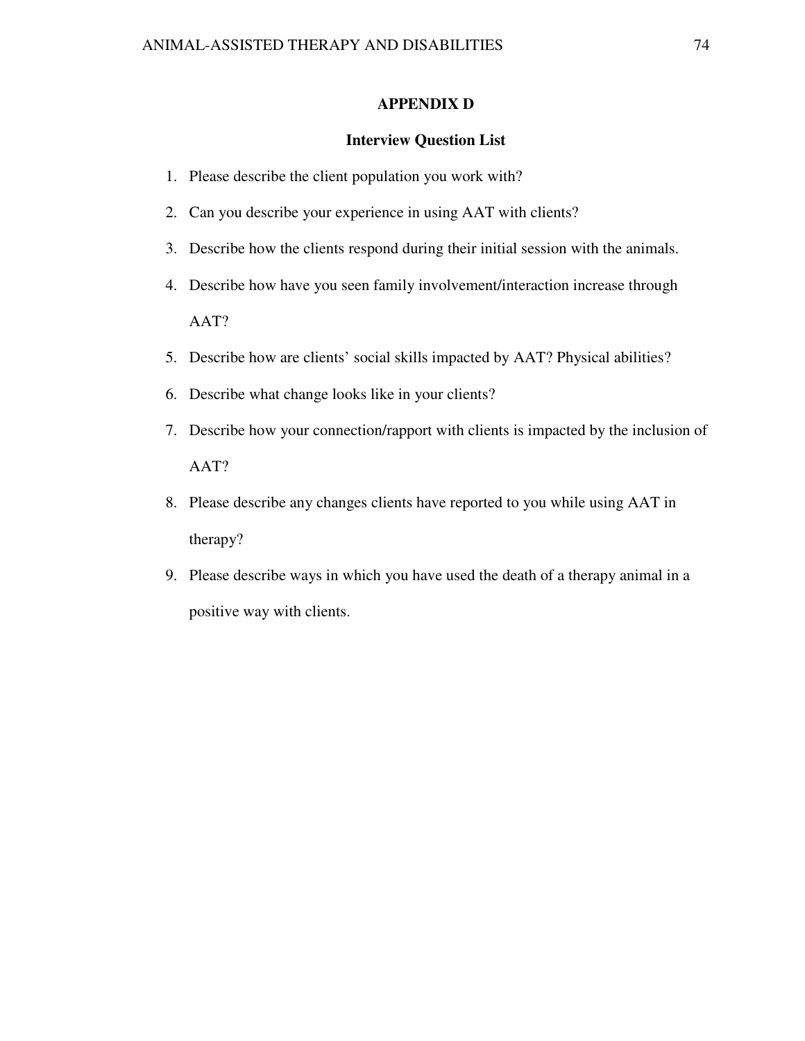# APPENDIX D

## Interview Question List

1. Please describe the client population you work with?
2. Can you describe your experience in using AAT with clients?
3. Describe how the clients respond during their initial session with the animals.
4. Describe how have you seen family involvement/interaction increase through AAT?
5. Describe how are clients' social skills impacted by AAT? Physical abilities?
6. Describe what change looks like in your clients?
7. Describe how your connection/rapport with clients is impacted by the inclusion of AAT?
8. Please describe any changes clients have reported to you while using AAT in therapy?
9. Please describe ways in which you have used the death of a therapy animal in a positive way with clients.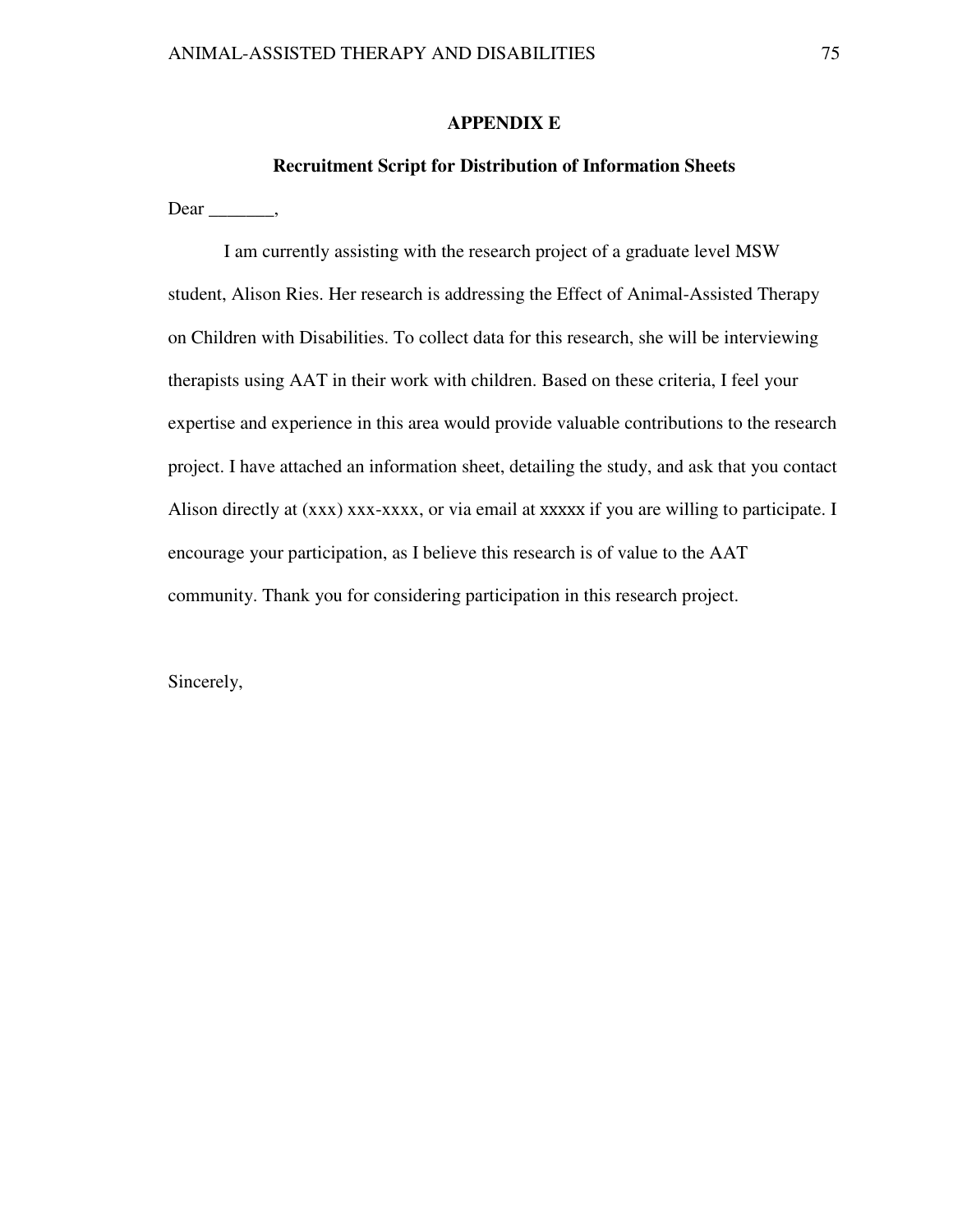## APPENDIX E

### Recruitment Script for Distribution of Information Sheets

Dear _______,

I am currently assisting with the research project of a graduate level MSW student, Alison Ries. Her research is addressing the Effect of Animal-Assisted Therapy on Children with Disabilities. To collect data for this research, she will be interviewing therapists using AAT in their work with children. Based on these criteria, I feel your expertise and experience in this area would provide valuable contributions to the research project. I have attached an information sheet, detailing the study, and ask that you contact Alison directly at (xxx) xxx-xxxx, or via email at xxxxx if you are willing to participate. I encourage your participation, as I believe this research is of value to the AAT community. Thank you for considering participation in this research project.

Sincerely,